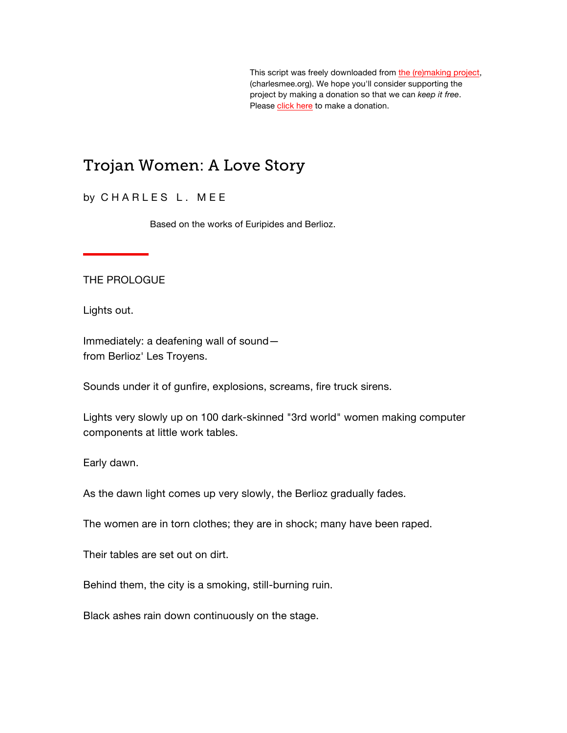This script was freely downloaded from [the (re)making project](#), (charlesmee.org). We hope you'll consider supporting the project by making a donation so that we can *keep it free*. Please [click here](#) to make a donation.

# Trojan Women: A Love Story

by C H A R L E S   L .   M E E

Based on the works of Euripides and Berlioz.

---

THE PROLOGUE

Lights out.

Immediately: a deafening wall of sound—
from Berlioz' Les Troyens.

Sounds under it of gunfire, explosions, screams, fire truck sirens.

Lights very slowly up on 100 dark-skinned "3rd world" women making computer components at little work tables.

Early dawn.

As the dawn light comes up very slowly, the Berlioz gradually fades.

The women are in torn clothes; they are in shock; many have been raped.

Their tables are set out on dirt.

Behind them, the city is a smoking, still-burning ruin.

Black ashes rain down continuously on the stage.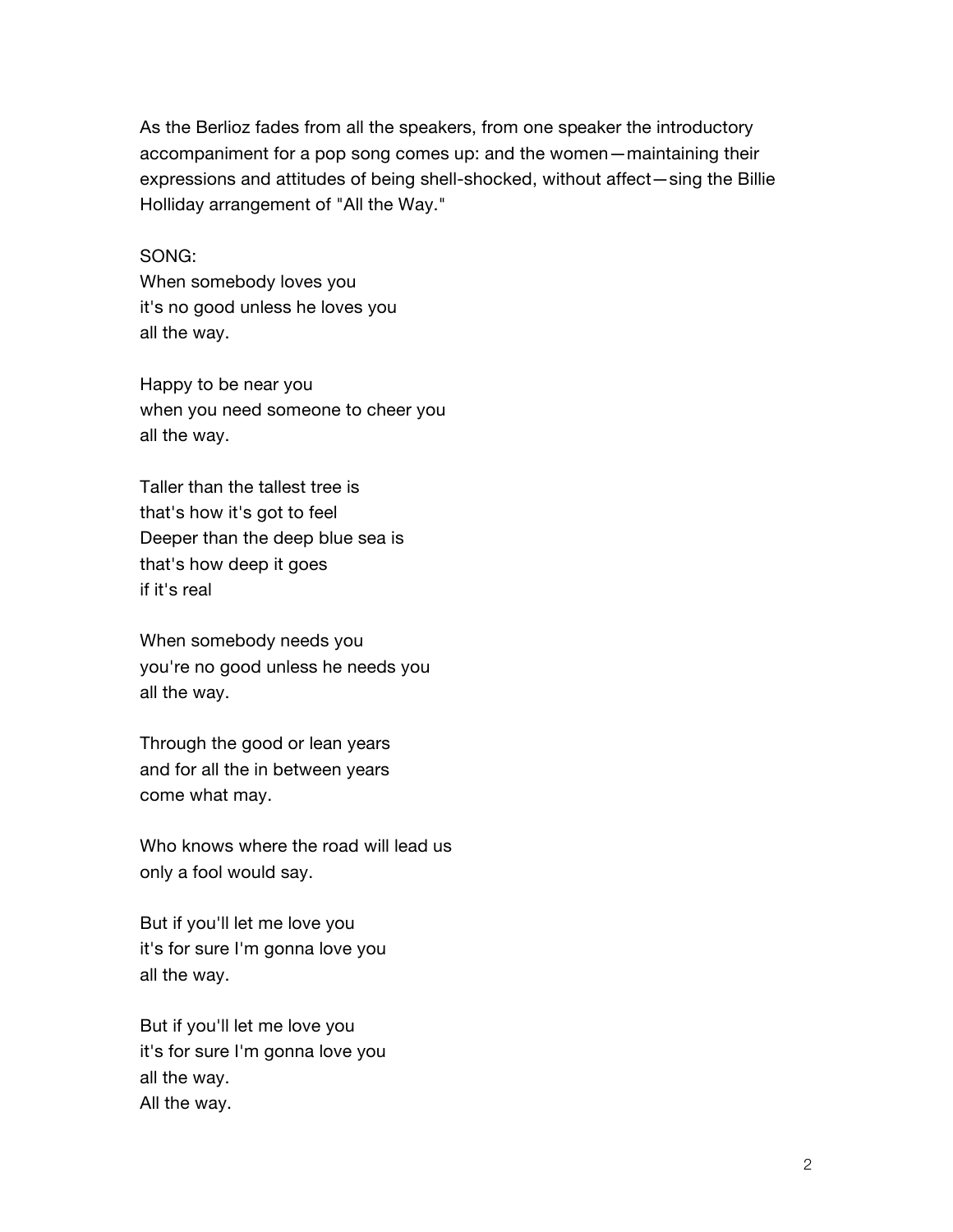As the Berlioz fades from all the speakers, from one speaker the introductory accompaniment for a pop song comes up: and the women—maintaining their expressions and attitudes of being shell-shocked, without affect—sing the Billie Holliday arrangement of "All the Way."

SONG:  
When somebody loves you  
it's no good unless he loves you  
all the way.

Happy to be near you  
when you need someone to cheer you  
all the way.

Taller than the tallest tree is  
that's how it's got to feel  
Deeper than the deep blue sea is  
that's how deep it goes  
if it's real

When somebody needs you  
you're no good unless he needs you  
all the way.

Through the good or lean years  
and for all the in between years  
come what may.

Who knows where the road will lead us  
only a fool would say.

But if you'll let me love you  
it's for sure I'm gonna love you  
all the way.

But if you'll let me love you  
it's for sure I'm gonna love you  
all the way.  
All the way.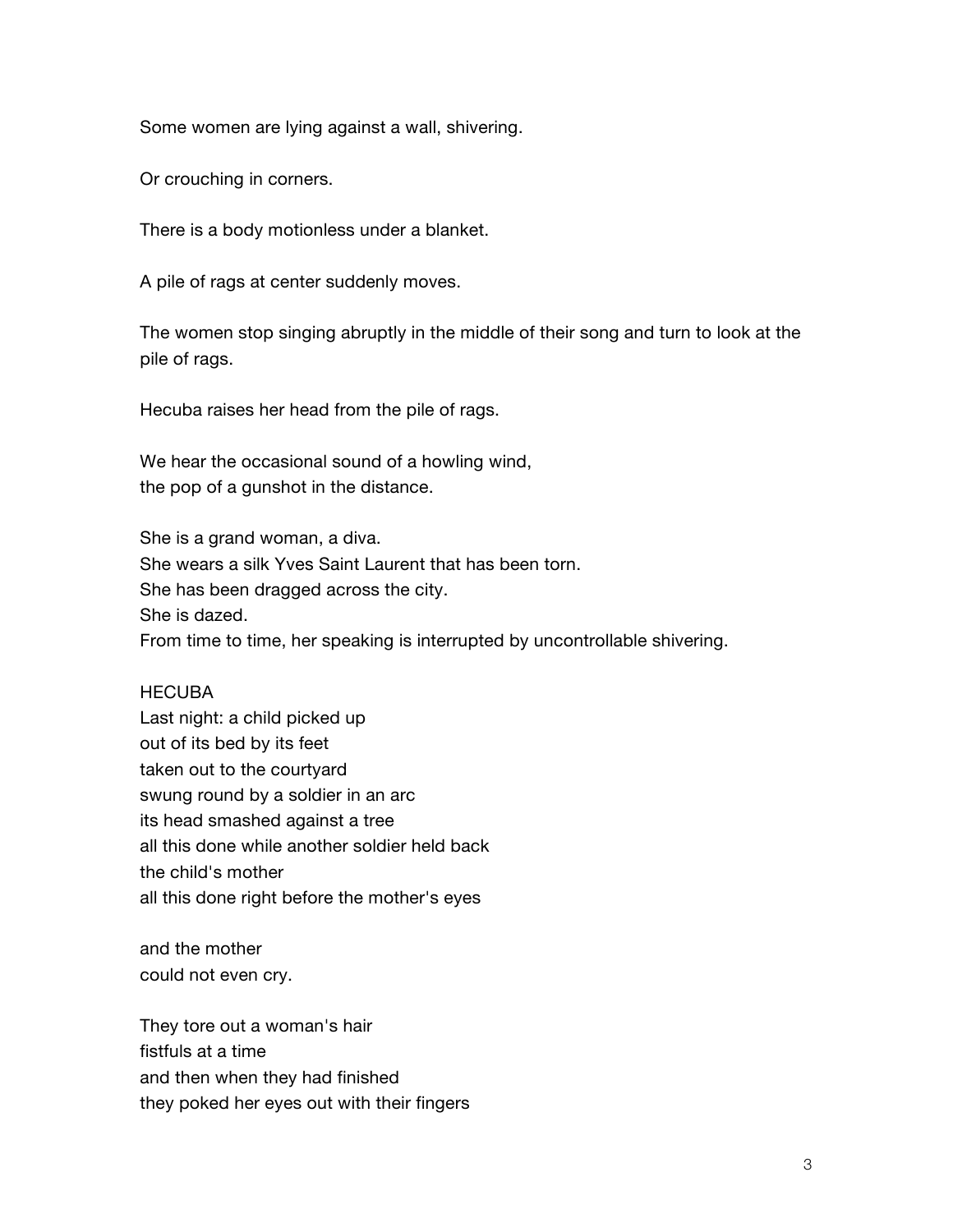Some women are lying against a wall, shivering.

Or crouching in corners.

There is a body motionless under a blanket.

A pile of rags at center suddenly moves.

The women stop singing abruptly in the middle of their song and turn to look at the pile of rags.

Hecuba raises her head from the pile of rags.

We hear the occasional sound of a howling wind,  
the pop of a gunshot in the distance.

She is a grand woman, a diva.  
She wears a silk Yves Saint Laurent that has been torn.  
She has been dragged across the city.  
She is dazed.  
From time to time, her speaking is interrupted by uncontrollable shivering.

HECUBA  
Last night: a child picked up  
out of its bed by its feet  
taken out to the courtyard  
swung round by a soldier in an arc  
its head smashed against a tree  
all this done while another soldier held back  
the child's mother  
all this done right before the mother's eyes

and the mother  
could not even cry.

They tore out a woman's hair  
fistfuls at a time  
and then when they had finished  
they poked her eyes out with their fingers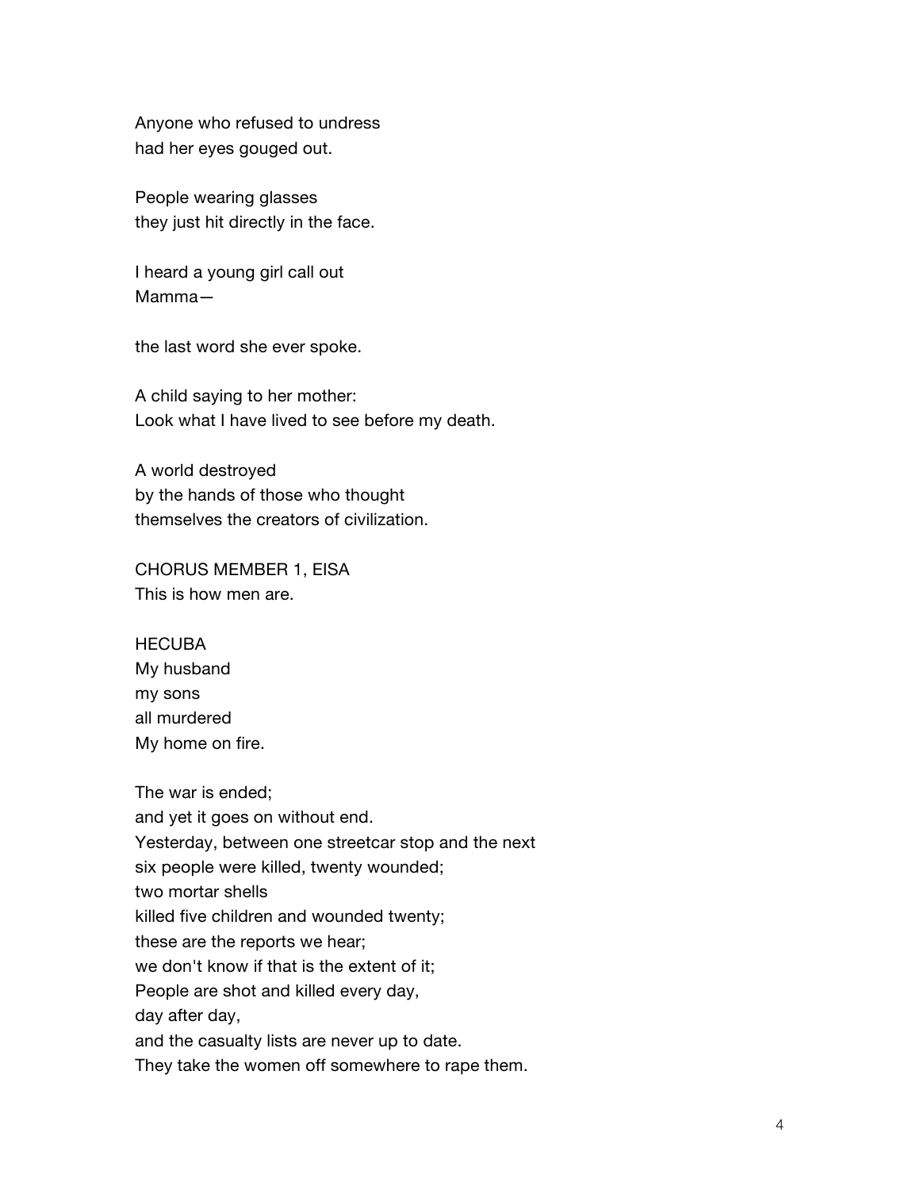Anyone who refused to undress
had her eyes gouged out.

People wearing glasses
they just hit directly in the face.

I heard a young girl call out
Mamma—

the last word she ever spoke.

A child saying to her mother:
Look what I have lived to see before my death.

A world destroyed
by the hands of those who thought
themselves the creators of civilization.

CHORUS MEMBER 1, EISA
This is how men are.

HECUBA
My husband
my sons
all murdered
My home on fire.

The war is ended;
and yet it goes on without end.
Yesterday, between one streetcar stop and the next
six people were killed, twenty wounded;
two mortar shells
killed five children and wounded twenty;
these are the reports we hear;
we don't know if that is the extent of it;
People are shot and killed every day,
day after day,
and the casualty lists are never up to date.
They take the women off somewhere to rape them.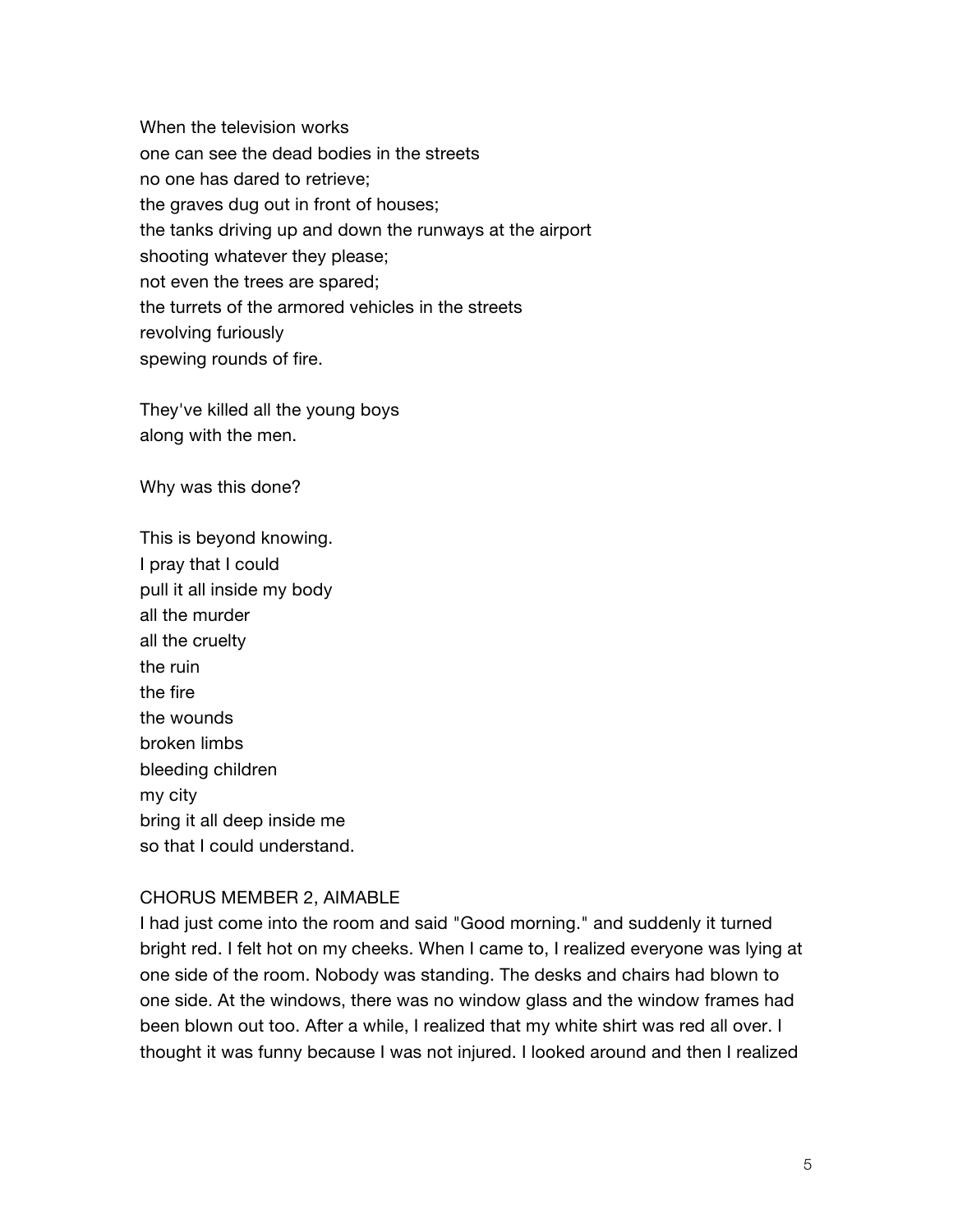When the television works
one can see the dead bodies in the streets
no one has dared to retrieve;
the graves dug out in front of houses;
the tanks driving up and down the runways at the airport
shooting whatever they please;
not even the trees are spared;
the turrets of the armored vehicles in the streets
revolving furiously
spewing rounds of fire.

They've killed all the young boys
along with the men.

Why was this done?

This is beyond knowing.
I pray that I could
pull it all inside my body
all the murder
all the cruelty
the ruin
the fire
the wounds
broken limbs
bleeding children
my city
bring it all deep inside me
so that I could understand.

CHORUS MEMBER 2, AIMABLE
I had just come into the room and said "Good morning." and suddenly it turned bright red. I felt hot on my cheeks. When I came to, I realized everyone was lying at one side of the room. Nobody was standing. The desks and chairs had blown to one side. At the windows, there was no window glass and the window frames had been blown out too. After a while, I realized that my white shirt was red all over. I thought it was funny because I was not injured. I looked around and then I realized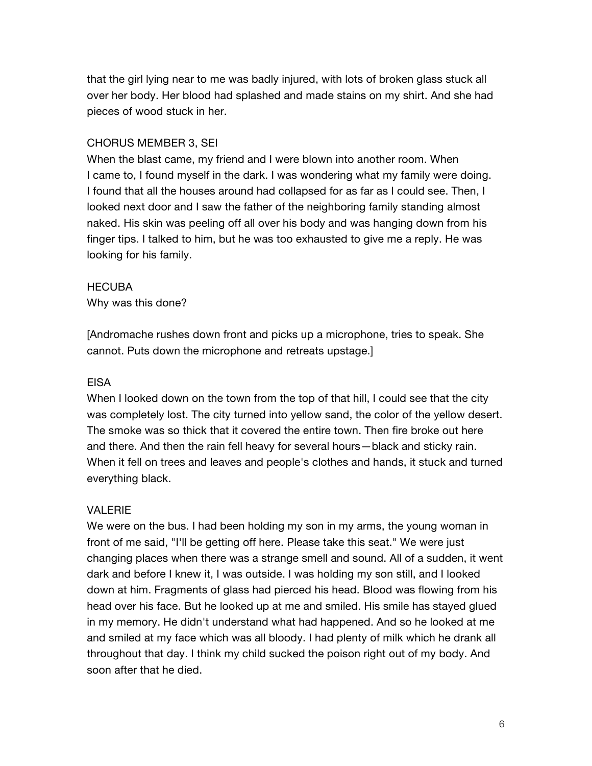that the girl lying near to me was badly injured, with lots of broken glass stuck all over her body. Her blood had splashed and made stains on my shirt. And she had pieces of wood stuck in her.

CHORUS MEMBER 3, SEI
When the blast came, my friend and I were blown into another room. When I came to, I found myself in the dark. I was wondering what my family were doing. I found that all the houses around had collapsed for as far as I could see. Then, I looked next door and I saw the father of the neighboring family standing almost naked. His skin was peeling off all over his body and was hanging down from his finger tips. I talked to him, but he was too exhausted to give me a reply. He was looking for his family.

HECUBA
Why was this done?

[Andromache rushes down front and picks up a microphone, tries to speak. She cannot. Puts down the microphone and retreats upstage.]

EISA
When I looked down on the town from the top of that hill, I could see that the city was completely lost. The city turned into yellow sand, the color of the yellow desert. The smoke was so thick that it covered the entire town. Then fire broke out here and there. And then the rain fell heavy for several hours—black and sticky rain. When it fell on trees and leaves and people's clothes and hands, it stuck and turned everything black.

VALERIE
We were on the bus. I had been holding my son in my arms, the young woman in front of me said, "I'll be getting off here. Please take this seat." We were just changing places when there was a strange smell and sound. All of a sudden, it went dark and before I knew it, I was outside. I was holding my son still, and I looked down at him. Fragments of glass had pierced his head. Blood was flowing from his head over his face. But he looked up at me and smiled. His smile has stayed glued in my memory. He didn't understand what had happened. And so he looked at me and smiled at my face which was all bloody. I had plenty of milk which he drank all throughout that day. I think my child sucked the poison right out of my body. And soon after that he died.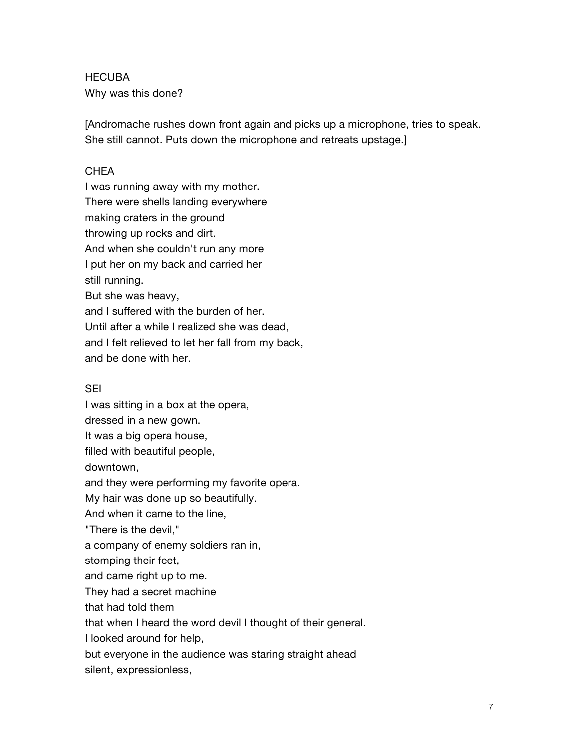HECUBA
Why was this done?

[Andromache rushes down front again and picks up a microphone, tries to speak. She still cannot. Puts down the microphone and retreats upstage.]

CHEA
I was running away with my mother.
There were shells landing everywhere
making craters in the ground
throwing up rocks and dirt.
And when she couldn't run any more
I put her on my back and carried her
still running.
But she was heavy,
and I suffered with the burden of her.
Until after a while I realized she was dead,
and I felt relieved to let her fall from my back,
and be done with her.

SEI
I was sitting in a box at the opera,
dressed in a new gown.
It was a big opera house,
filled with beautiful people,
downtown,
and they were performing my favorite opera.
My hair was done up so beautifully.
And when it came to the line,
"There is the devil,"
a company of enemy soldiers ran in,
stomping their feet,
and came right up to me.
They had a secret machine
that had told them
that when I heard the word devil I thought of their general.
I looked around for help,
but everyone in the audience was staring straight ahead
silent, expressionless,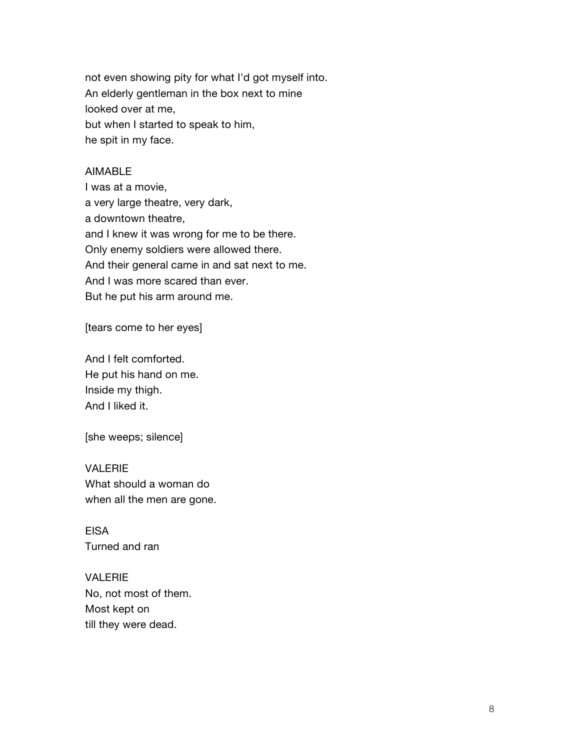not even showing pity for what I'd got myself into.
An elderly gentleman in the box next to mine
looked over at me,
but when I started to speak to him,
he spit in my face.

AIMABLE
I was at a movie,
a very large theatre, very dark,
a downtown theatre,
and I knew it was wrong for me to be there.
Only enemy soldiers were allowed there.
And their general came in and sat next to me.
And I was more scared than ever.
But he put his arm around me.

[tears come to her eyes]

And I felt comforted.
He put his hand on me.
Inside my thigh.
And I liked it.

[she weeps; silence]

VALERIE
What should a woman do
when all the men are gone.

EISA
Turned and ran

VALERIE
No, not most of them.
Most kept on
till they were dead.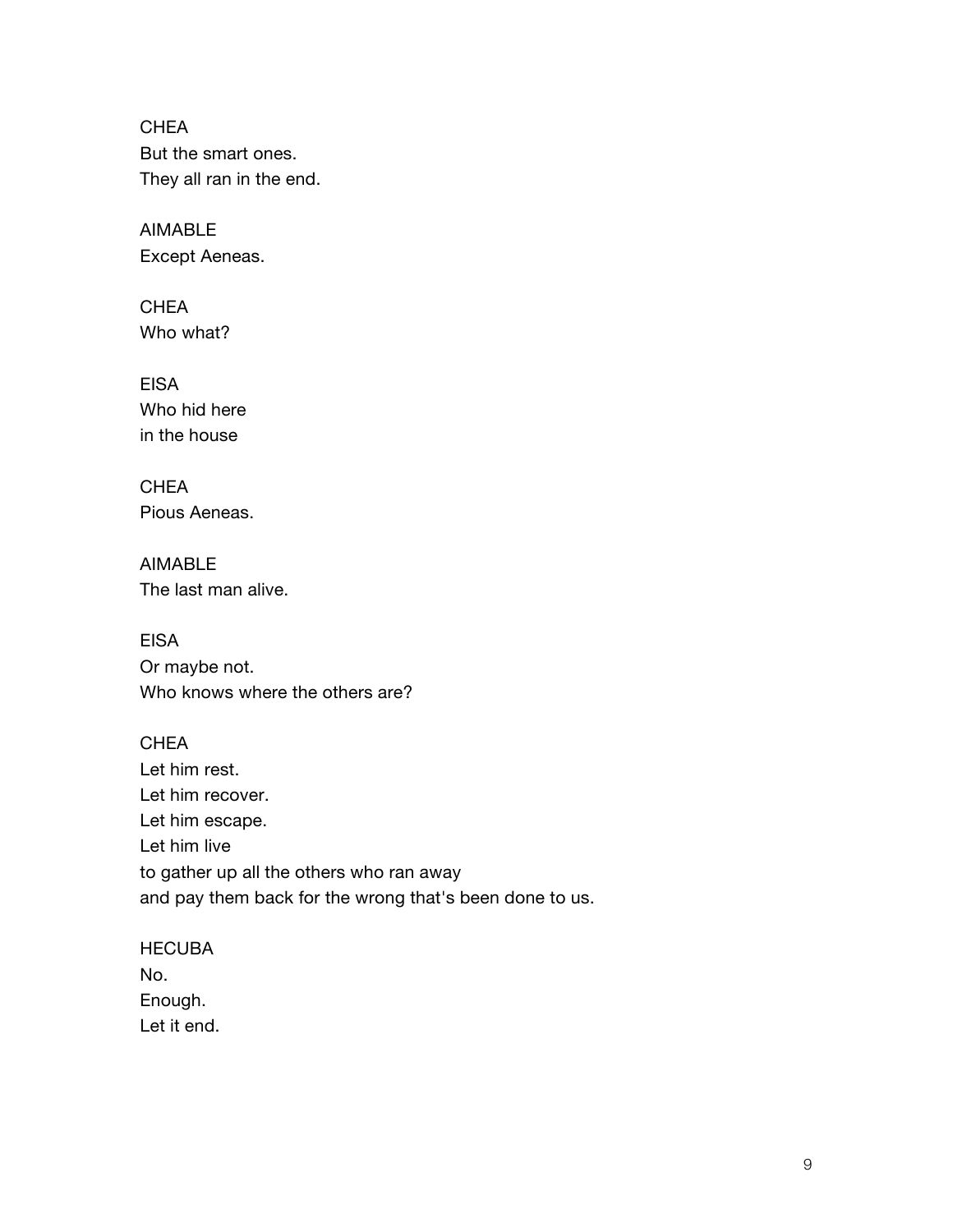CHEA
But the smart ones.
They all ran in the end.

AIMABLE
Except Aeneas.

CHEA
Who what?

EISA
Who hid here
in the house

CHEA
Pious Aeneas.

AIMABLE
The last man alive.

EISA
Or maybe not.
Who knows where the others are?

CHEA
Let him rest.
Let him recover.
Let him escape.
Let him live
to gather up all the others who ran away
and pay them back for the wrong that's been done to us.

HECUBA
No.
Enough.
Let it end.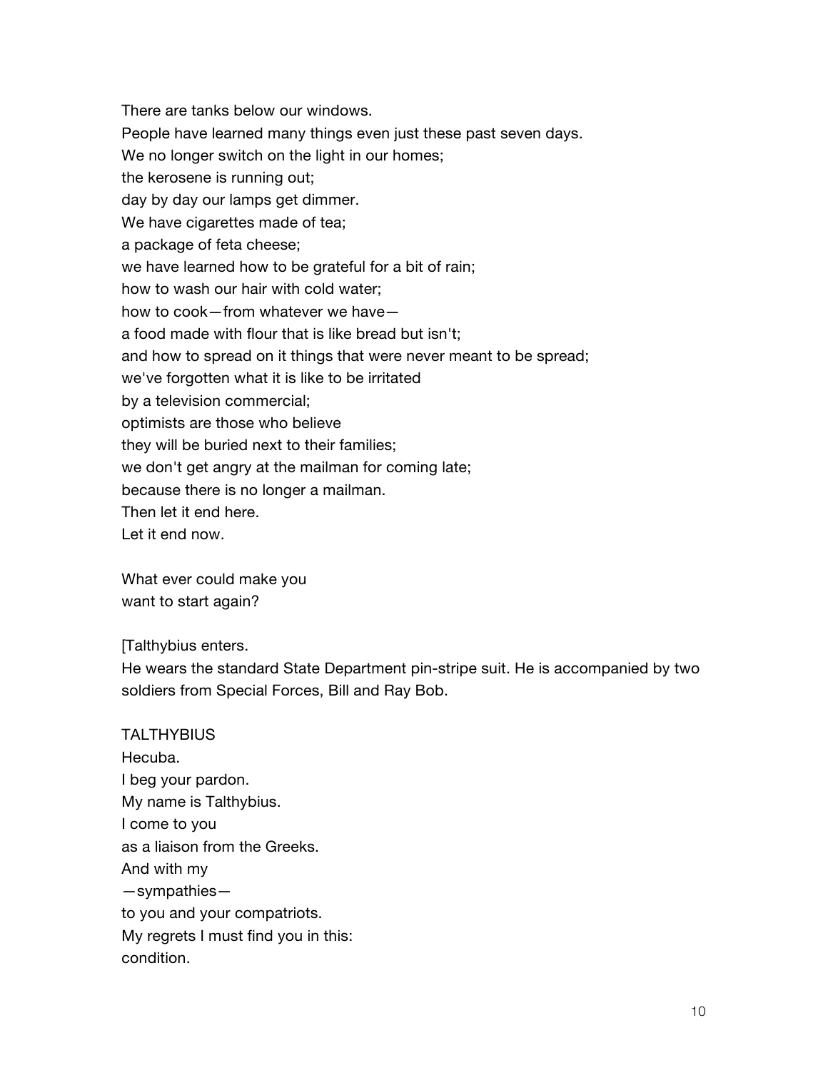There are tanks below our windows.  
People have learned many things even just these past seven days.  
We no longer switch on the light in our homes;  
the kerosene is running out;  
day by day our lamps get dimmer.  
We have cigarettes made of tea;  
a package of feta cheese;  
we have learned how to be grateful for a bit of rain;  
how to wash our hair with cold water;  
how to cook—from whatever we have—  
a food made with flour that is like bread but isn't;  
and how to spread on it things that were never meant to be spread;  
we've forgotten what it is like to be irritated  
by a television commercial;  
optimists are those who believe  
they will be buried next to their families;  
we don't get angry at the mailman for coming late;  
because there is no longer a mailman.  
Then let it end here.  
Let it end now.

What ever could make you  
want to start again?

[Talthybius enters.  
He wears the standard State Department pin-stripe suit. He is accompanied by two soldiers from Special Forces, Bill and Ray Bob.

TALTHYBIUS  
Hecuba.  
I beg your pardon.  
My name is Talthybius.  
I come to you  
as a liaison from the Greeks.  
And with my  
—sympathies—  
to you and your compatriots.  
My regrets I must find you in this:  
condition.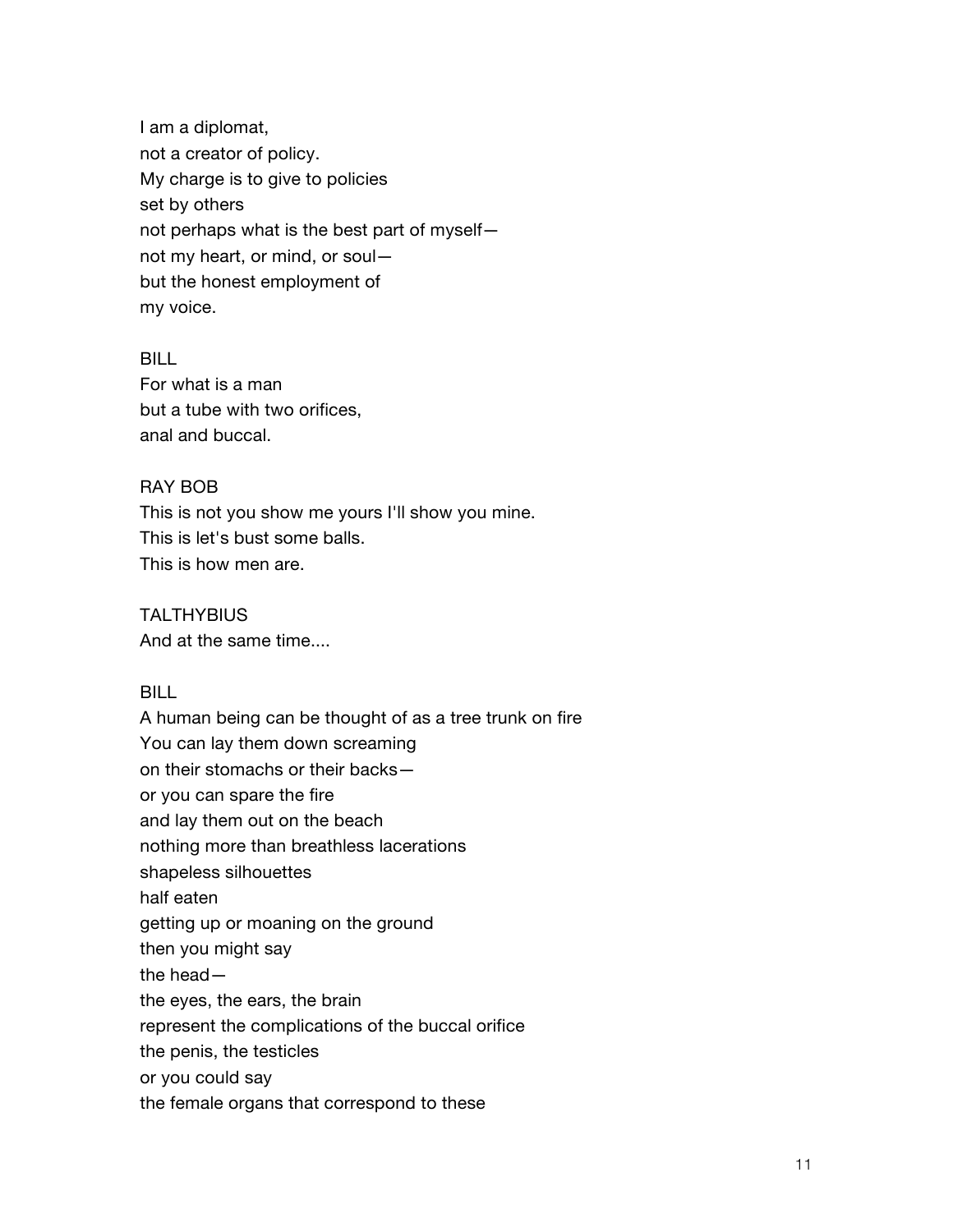I am a diplomat,  
not a creator of policy.  
My charge is to give to policies  
set by others  
not perhaps what is the best part of myself—  
not my heart, or mind, or soul—  
but the honest employment of  
my voice.

BILL  
For what is a man  
but a tube with two orifices,  
anal and buccal.

RAY BOB  
This is not you show me yours I'll show you mine.  
This is let's bust some balls.  
This is how men are.

TALTHYBIUS  
And at the same time....

BILL  
A human being can be thought of as a tree trunk on fire  
You can lay them down screaming  
on their stomachs or their backs—  
or you can spare the fire  
and lay them out on the beach  
nothing more than breathless lacerations  
shapeless silhouettes  
half eaten  
getting up or moaning on the ground  
then you might say  
the head—  
the eyes, the ears, the brain  
represent the complications of the buccal orifice  
the penis, the testicles  
or you could say  
the female organs that correspond to these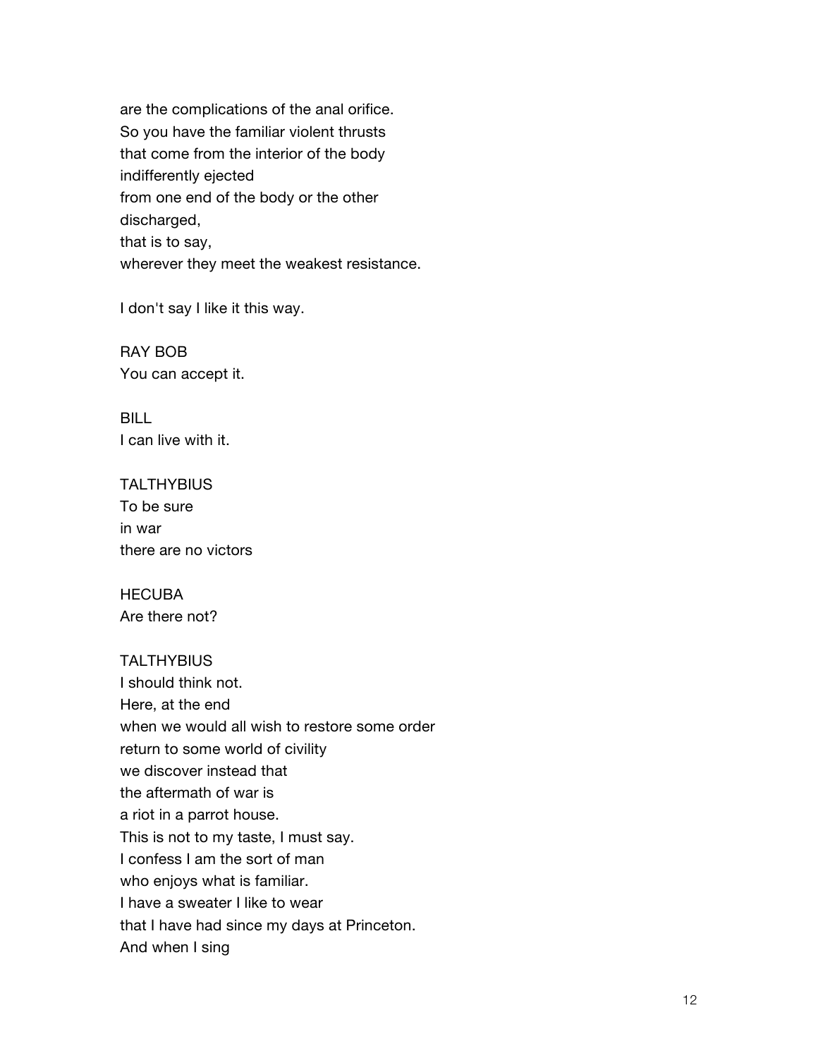are the complications of the anal orifice.
So you have the familiar violent thrusts
that come from the interior of the body
indifferently ejected
from one end of the body or the other
discharged,
that is to say,
wherever they meet the weakest resistance.

I don't say I like it this way.

RAY BOB
You can accept it.

BILL
I can live with it.

TALTHYBIUS
To be sure
in war
there are no victors

HECUBA
Are there not?

TALTHYBIUS
I should think not.
Here, at the end
when we would all wish to restore some order
return to some world of civility
we discover instead that
the aftermath of war is
a riot in a parrot house.
This is not to my taste, I must say.
I confess I am the sort of man
who enjoys what is familiar.
I have a sweater I like to wear
that I have had since my days at Princeton.
And when I sing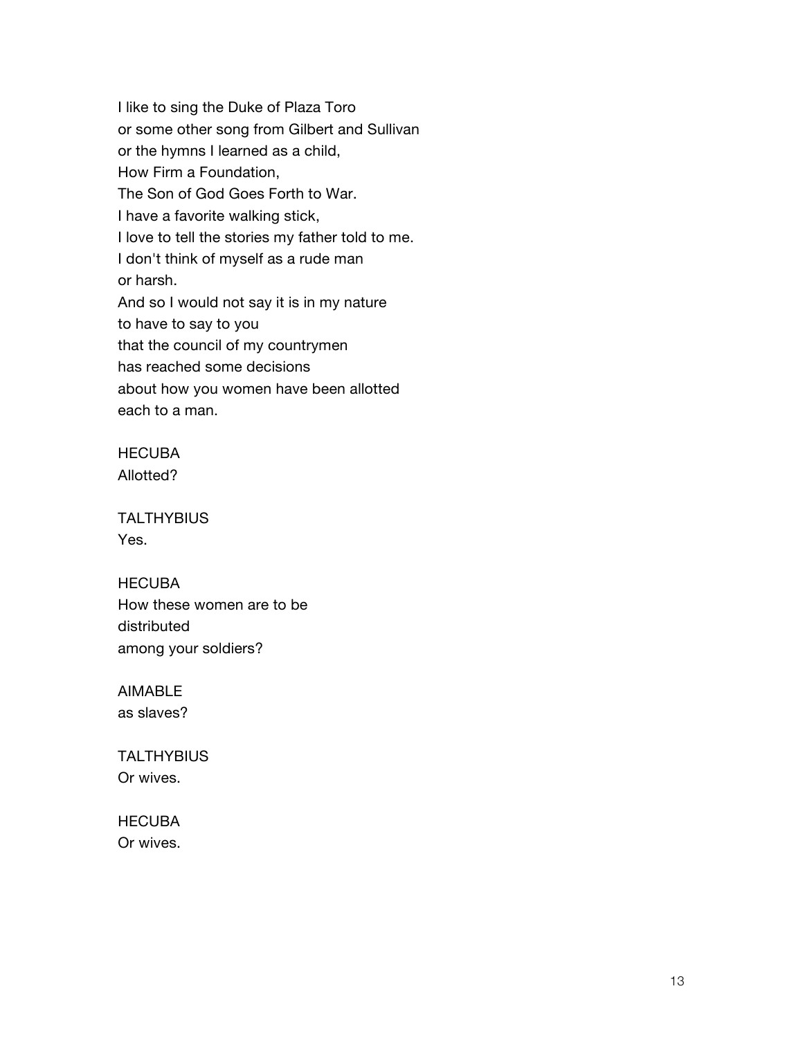I like to sing the Duke of Plaza Toro
or some other song from Gilbert and Sullivan
or the hymns I learned as a child,
How Firm a Foundation,
The Son of God Goes Forth to War.
I have a favorite walking stick,
I love to tell the stories my father told to me.
I don't think of myself as a rude man
or harsh.
And so I would not say it is in my nature
to have to say to you
that the council of my countrymen
has reached some decisions
about how you women have been allotted
each to a man.

HECUBA
Allotted?

TALTHYBIUS
Yes.

HECUBA
How these women are to be
distributed
among your soldiers?

AIMABLE
as slaves?

TALTHYBIUS
Or wives.

HECUBA
Or wives.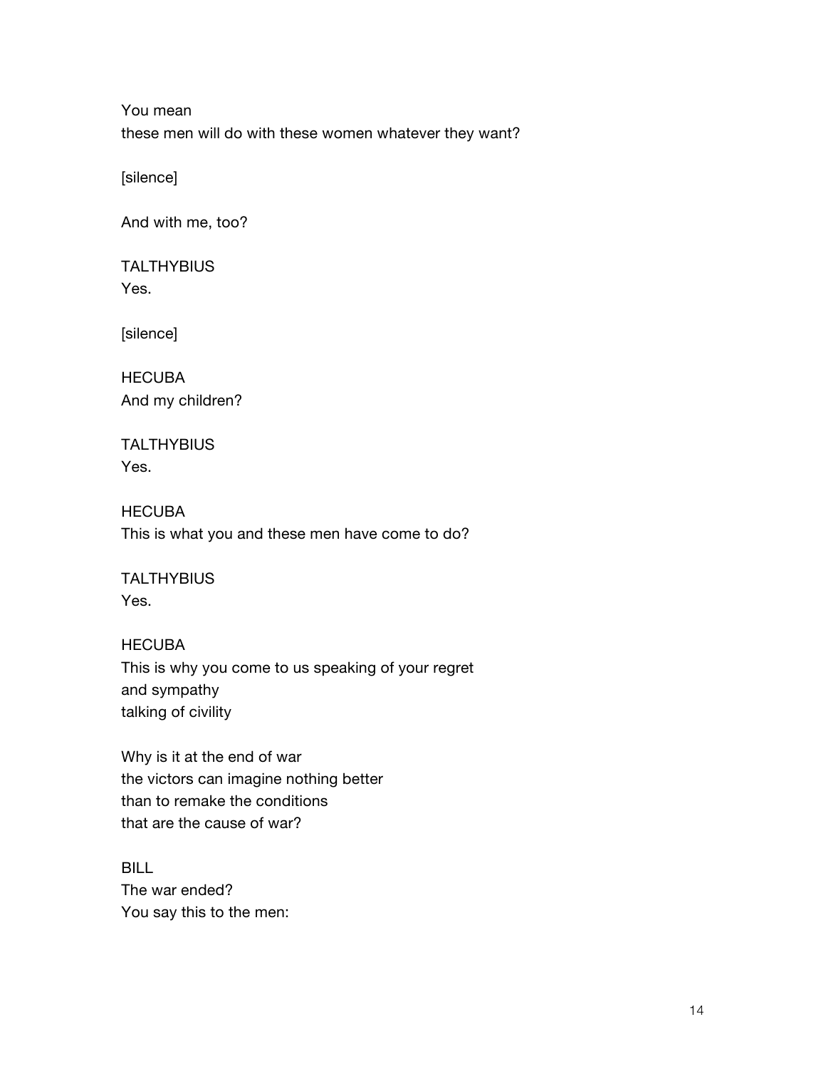You mean
these men will do with these women whatever they want?

[silence]

And with me, too?

TALTHYBIUS
Yes.

[silence]

HECUBA
And my children?

TALTHYBIUS
Yes.

HECUBA
This is what you and these men have come to do?

TALTHYBIUS
Yes.

HECUBA
This is why you come to us speaking of your regret
and sympathy
talking of civility

Why is it at the end of war
the victors can imagine nothing better
than to remake the conditions
that are the cause of war?

BILL
The war ended?
You say this to the men: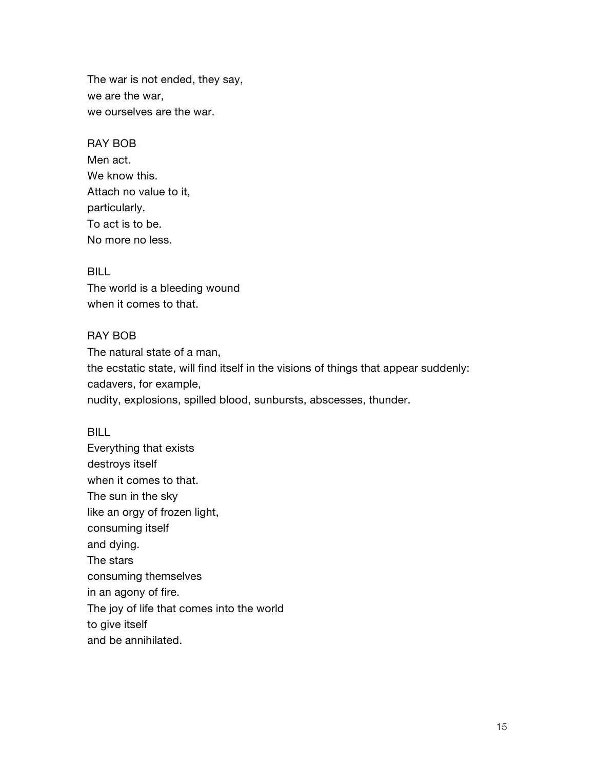The war is not ended, they say,  
we are the war,  
we ourselves are the war.

RAY BOB  
Men act.  
We know this.  
Attach no value to it,  
particularly.  
To act is to be.  
No more no less.

BILL  
The world is a bleeding wound  
when it comes to that.

RAY BOB  
The natural state of a man,  
the ecstatic state, will find itself in the visions of things that appear suddenly:  
cadavers, for example,  
nudity, explosions, spilled blood, sunbursts, abscesses, thunder.

BILL  
Everything that exists  
destroys itself  
when it comes to that.  
The sun in the sky  
like an orgy of frozen light,  
consuming itself  
and dying.  
The stars  
consuming themselves  
in an agony of fire.  
The joy of life that comes into the world  
to give itself  
and be annihilated.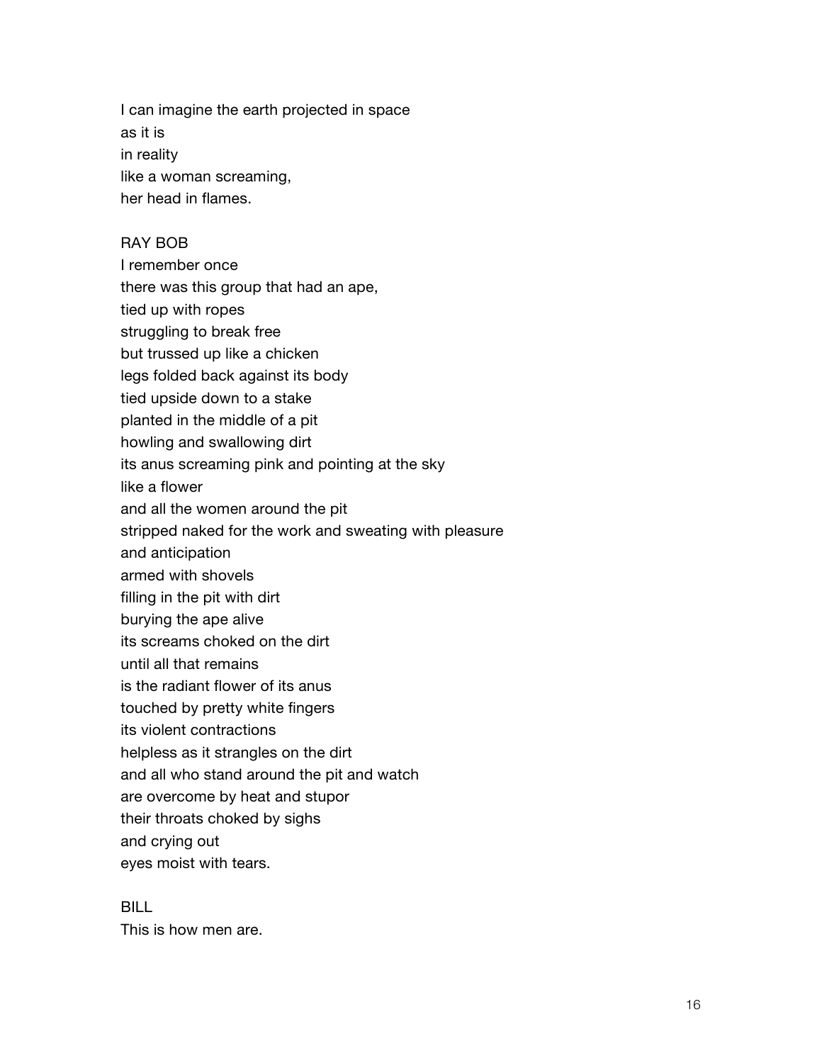I can imagine the earth projected in space
as it is
in reality
like a woman screaming,
her head in flames.

RAY BOB
I remember once
there was this group that had an ape,
tied up with ropes
struggling to break free
but trussed up like a chicken
legs folded back against its body
tied upside down to a stake
planted in the middle of a pit
howling and swallowing dirt
its anus screaming pink and pointing at the sky
like a flower
and all the women around the pit
stripped naked for the work and sweating with pleasure
and anticipation
armed with shovels
filling in the pit with dirt
burying the ape alive
its screams choked on the dirt
until all that remains
is the radiant flower of its anus
touched by pretty white fingers
its violent contractions
helpless as it strangles on the dirt
and all who stand around the pit and watch
are overcome by heat and stupor
their throats choked by sighs
and crying out
eyes moist with tears.

BILL
This is how men are.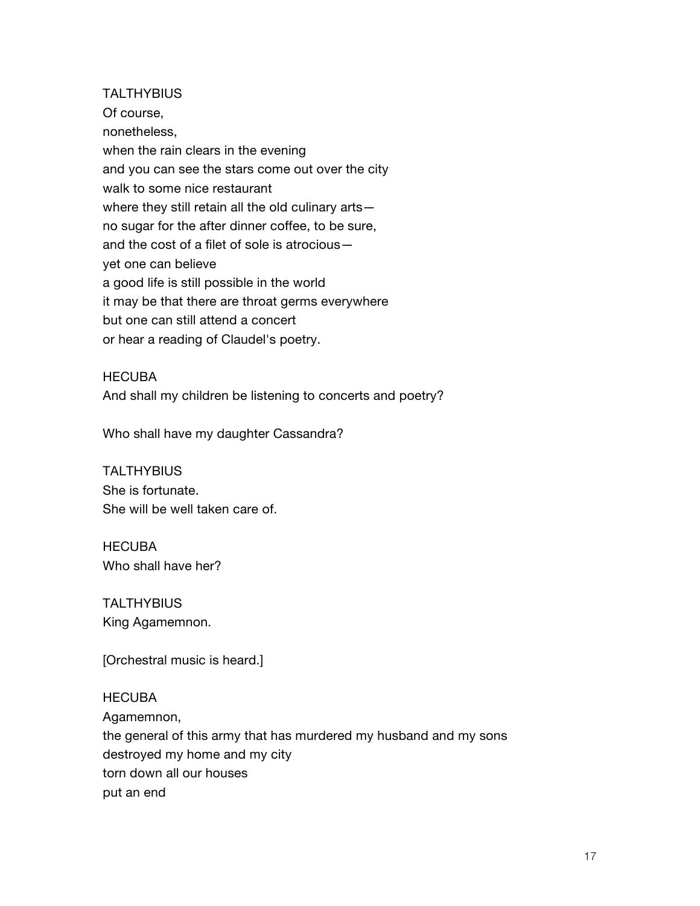TALTHYBIUS
Of course,
nonetheless,
when the rain clears in the evening
and you can see the stars come out over the city
walk to some nice restaurant
where they still retain all the old culinary arts—
no sugar for the after dinner coffee, to be sure,
and the cost of a filet of sole is atrocious—
yet one can believe
a good life is still possible in the world
it may be that there are throat germs everywhere
but one can still attend a concert
or hear a reading of Claudel's poetry.

HECUBA
And shall my children be listening to concerts and poetry?

Who shall have my daughter Cassandra?

TALTHYBIUS
She is fortunate.
She will be well taken care of.

HECUBA
Who shall have her?

TALTHYBIUS
King Agamemnon.

[Orchestral music is heard.]

HECUBA
Agamemnon,
the general of this army that has murdered my husband and my sons
destroyed my home and my city
torn down all our houses
put an end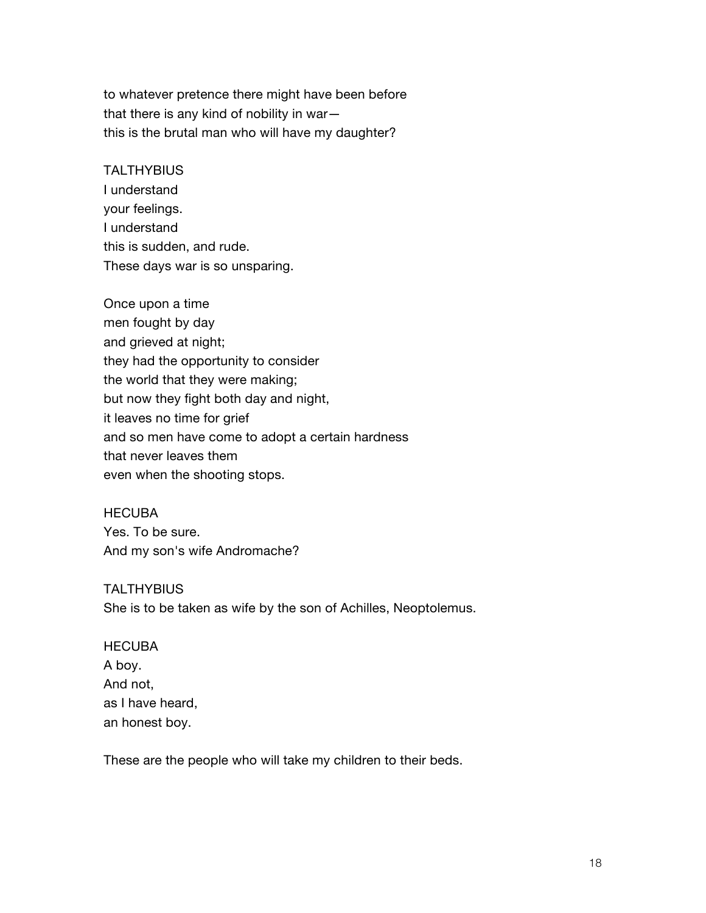to whatever pretence there might have been before
that there is any kind of nobility in war—
this is the brutal man who will have my daughter?

TALTHYBIUS
I understand
your feelings.
I understand
this is sudden, and rude.
These days war is so unsparing.

Once upon a time
men fought by day
and grieved at night;
they had the opportunity to consider
the world that they were making;
but now they fight both day and night,
it leaves no time for grief
and so men have come to adopt a certain hardness
that never leaves them
even when the shooting stops.

HECUBA
Yes. To be sure.
And my son's wife Andromache?

TALTHYBIUS
She is to be taken as wife by the son of Achilles, Neoptolemus.

HECUBA
A boy.
And not,
as I have heard,
an honest boy.

These are the people who will take my children to their beds.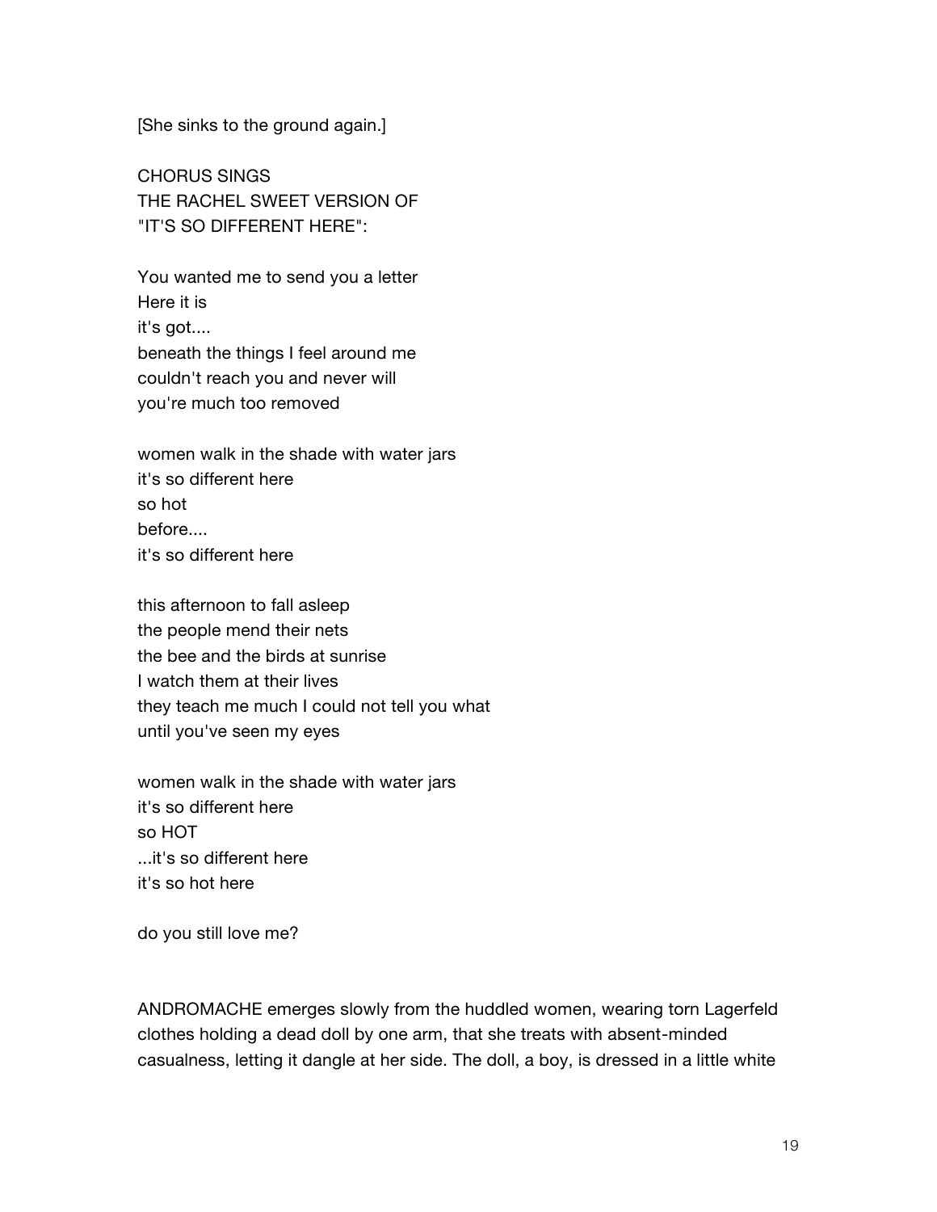[She sinks to the ground again.]

CHORUS SINGS
THE RACHEL SWEET VERSION OF
"IT'S SO DIFFERENT HERE":

You wanted me to send you a letter
Here it is
it's got....
beneath the things I feel around me
couldn't reach you and never will
you're much too removed

women walk in the shade with water jars
it's so different here
so hot
before....
it's so different here

this afternoon to fall asleep
the people mend their nets
the bee and the birds at sunrise
I watch them at their lives
they teach me much I could not tell you what
until you've seen my eyes

women walk in the shade with water jars
it's so different here
so HOT
...it's so different here
it's so hot here

do you still love me?

ANDROMACHE emerges slowly from the huddled women, wearing torn Lagerfeld clothes holding a dead doll by one arm, that she treats with absent-minded casualness, letting it dangle at her side. The doll, a boy, is dressed in a little white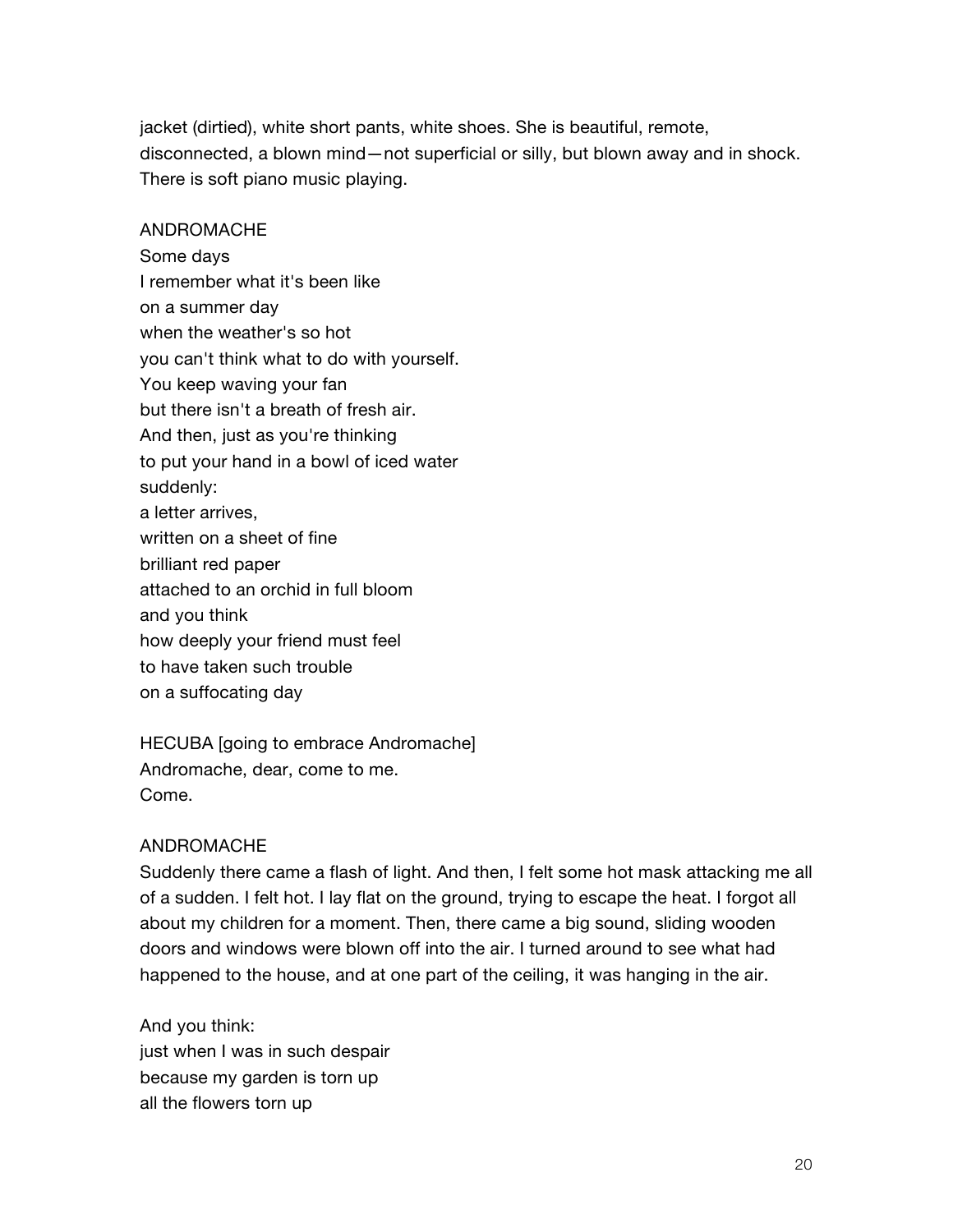jacket (dirtied), white short pants, white shoes. She is beautiful, remote, disconnected, a blown mind—not superficial or silly, but blown away and in shock. There is soft piano music playing.

ANDROMACHE  
Some days  
I remember what it's been like  
on a summer day  
when the weather's so hot  
you can't think what to do with yourself.  
You keep waving your fan  
but there isn't a breath of fresh air.  
And then, just as you're thinking  
to put your hand in a bowl of iced water  
suddenly:  
a letter arrives,  
written on a sheet of fine  
brilliant red paper  
attached to an orchid in full bloom  
and you think  
how deeply your friend must feel  
to have taken such trouble  
on a suffocating day

HECUBA [going to embrace Andromache]  
Andromache, dear, come to me.  
Come.

ANDROMACHE  
Suddenly there came a flash of light. And then, I felt some hot mask attacking me all of a sudden. I felt hot. I lay flat on the ground, trying to escape the heat. I forgot all about my children for a moment. Then, there came a big sound, sliding wooden doors and windows were blown off into the air. I turned around to see what had happened to the house, and at one part of the ceiling, it was hanging in the air.

And you think:  
just when I was in such despair  
because my garden is torn up  
all the flowers torn up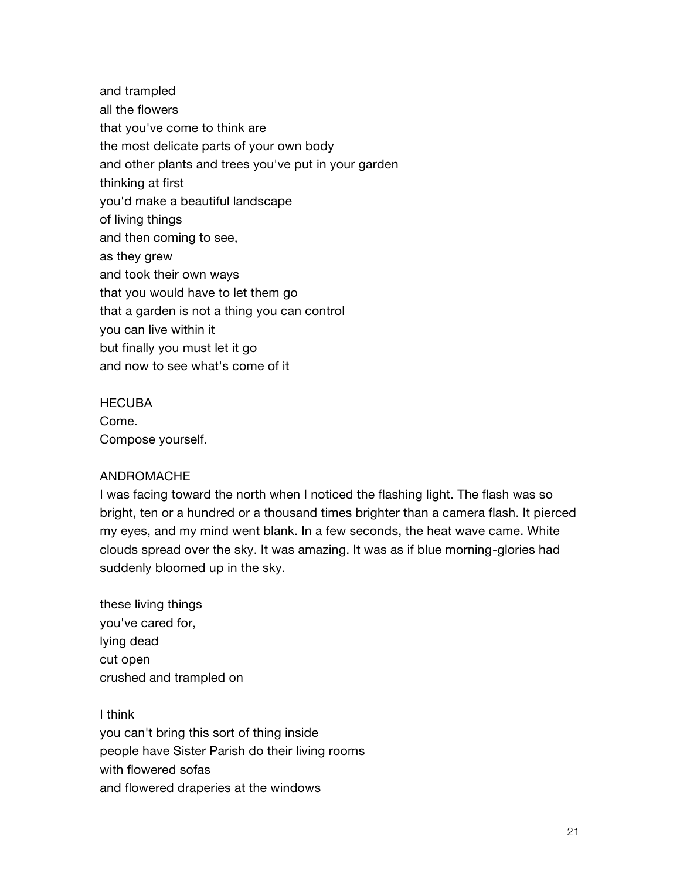and trampled
all the flowers
that you've come to think are
the most delicate parts of your own body
and other plants and trees you've put in your garden
thinking at first
you'd make a beautiful landscape
of living things
and then coming to see,
as they grew
and took their own ways
that you would have to let them go
that a garden is not a thing you can control
you can live within it
but finally you must let it go
and now to see what's come of it

HECUBA
Come.
Compose yourself.

ANDROMACHE
I was facing toward the north when I noticed the flashing light. The flash was so bright, ten or a hundred or a thousand times brighter than a camera flash. It pierced my eyes, and my mind went blank. In a few seconds, the heat wave came. White clouds spread over the sky. It was amazing. It was as if blue morning-glories had suddenly bloomed up in the sky.

these living things
you've cared for,
lying dead
cut open
crushed and trampled on

I think
you can't bring this sort of thing inside
people have Sister Parish do their living rooms
with flowered sofas
and flowered draperies at the windows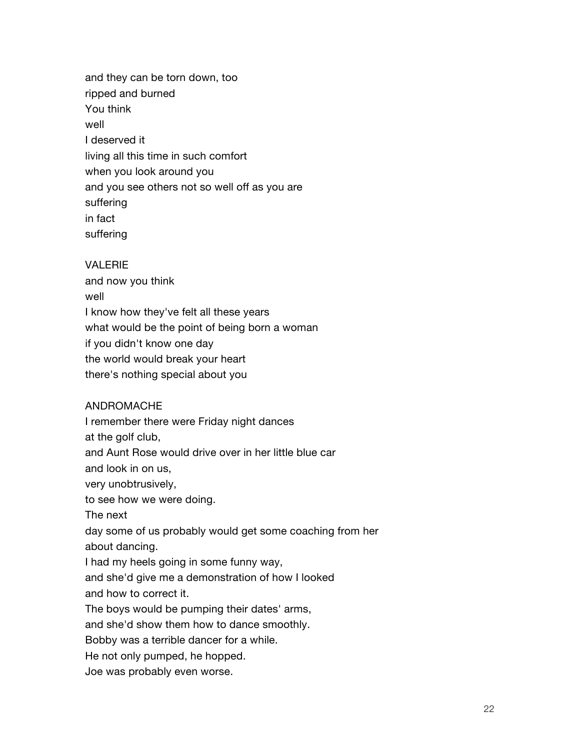and they can be torn down, too
ripped and burned
You think
well
I deserved it
living all this time in such comfort
when you look around you
and you see others not so well off as you are
suffering
in fact
suffering

VALERIE
and now you think
well
I know how they've felt all these years
what would be the point of being born a woman
if you didn't know one day
the world would break your heart
there's nothing special about you

ANDROMACHE
I remember there were Friday night dances
at the golf club,
and Aunt Rose would drive over in her little blue car
and look in on us,
very unobtrusively,
to see how we were doing.
The next
day some of us probably would get some coaching from her
about dancing.
I had my heels going in some funny way,
and she'd give me a demonstration of how I looked
and how to correct it.
The boys would be pumping their dates' arms,
and she'd show them how to dance smoothly.
Bobby was a terrible dancer for a while.
He not only pumped, he hopped.
Joe was probably even worse.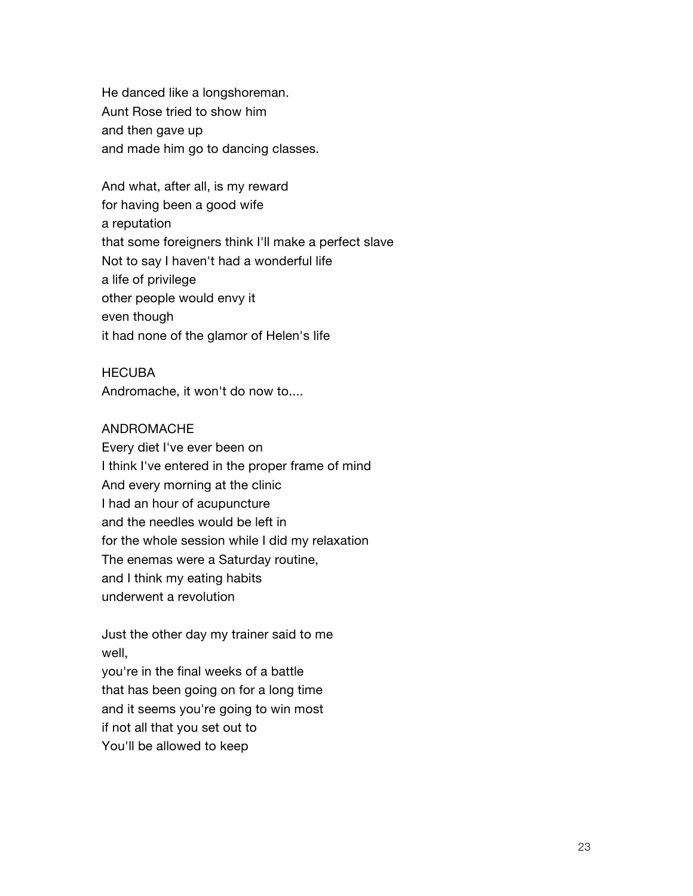He danced like a longshoreman.
Aunt Rose tried to show him
and then gave up
and made him go to dancing classes.

And what, after all, is my reward
for having been a good wife
a reputation
that some foreigners think I'll make a perfect slave
Not to say I haven't had a wonderful life
a life of privilege
other people would envy it
even though
it had none of the glamor of Helen's life

HECUBA
Andromache, it won't do now to....

ANDROMACHE
Every diet I've ever been on
I think I've entered in the proper frame of mind
And every morning at the clinic
I had an hour of acupuncture
and the needles would be left in
for the whole session while I did my relaxation
The enemas were a Saturday routine,
and I think my eating habits
underwent a revolution

Just the other day my trainer said to me
well,
you're in the final weeks of a battle
that has been going on for a long time
and it seems you're going to win most
if not all that you set out to
You'll be allowed to keep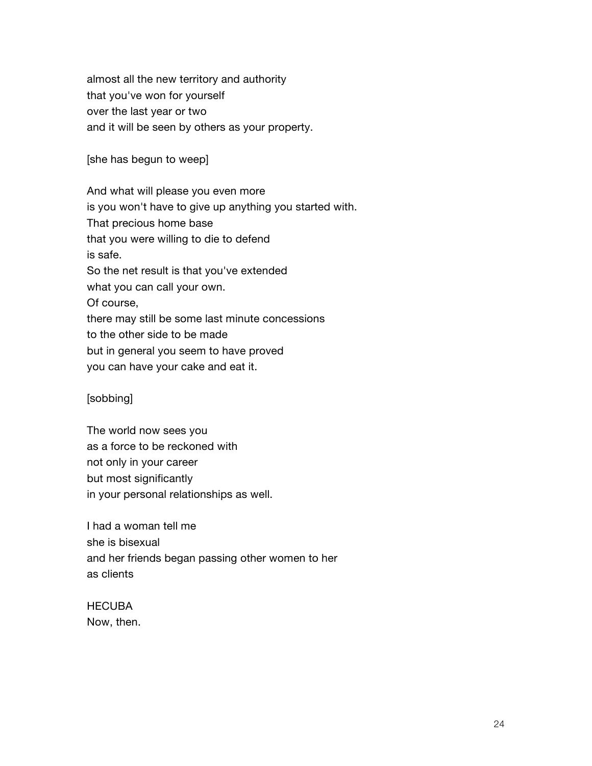almost all the new territory and authority
that you've won for yourself
over the last year or two
and it will be seen by others as your property.

[she has begun to weep]

And what will please you even more
is you won't have to give up anything you started with.
That precious home base
that you were willing to die to defend
is safe.
So the net result is that you've extended
what you can call your own.
Of course,
there may still be some last minute concessions
to the other side to be made
but in general you seem to have proved
you can have your cake and eat it.

[sobbing]

The world now sees you
as a force to be reckoned with
not only in your career
but most significantly
in your personal relationships as well.

I had a woman tell me
she is bisexual
and her friends began passing other women to her
as clients

HECUBA
Now, then.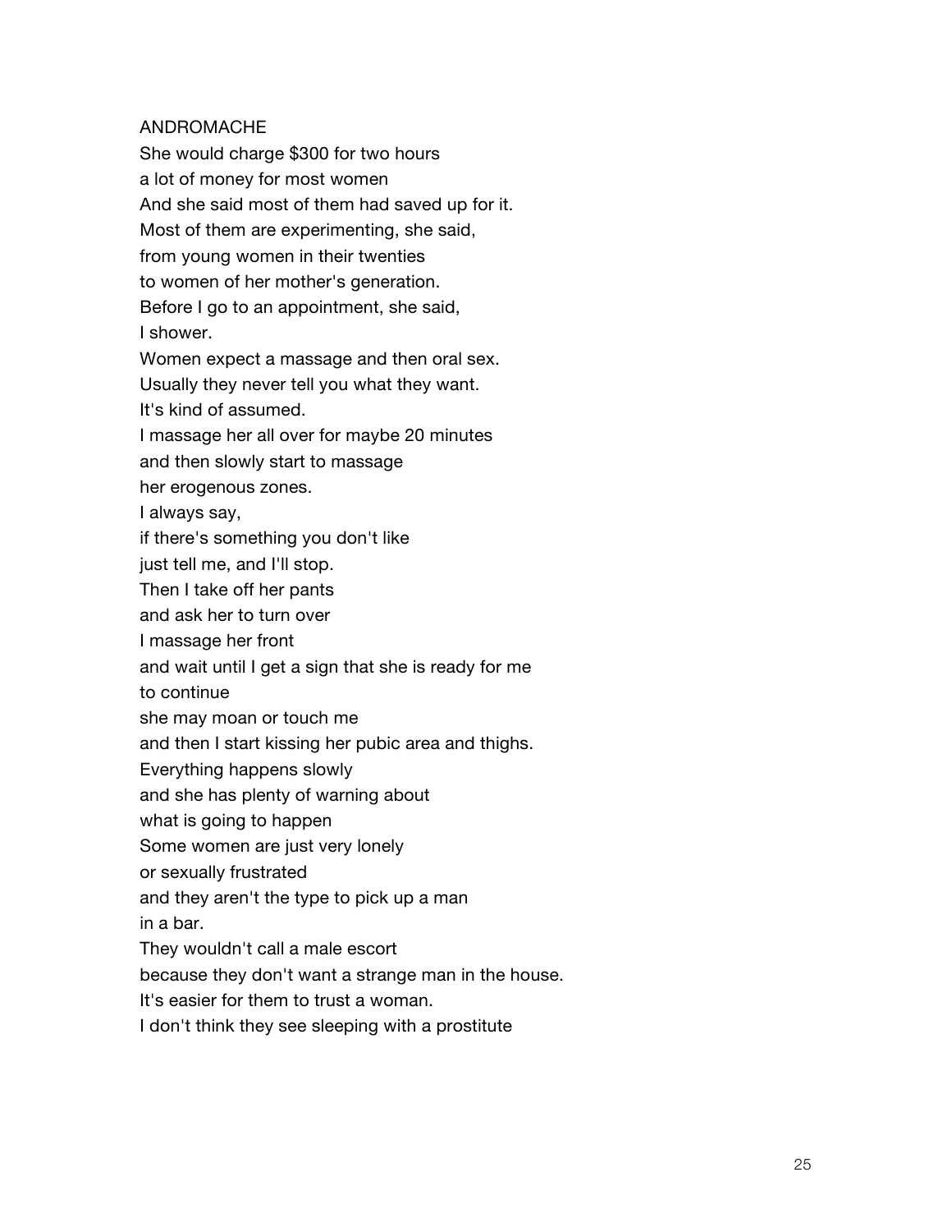ANDROMACHE

She would charge $300 for two hours
a lot of money for most women
And she said most of them had saved up for it.
Most of them are experimenting, she said,
from young women in their twenties
to women of her mother's generation.
Before I go to an appointment, she said,
I shower.
Women expect a massage and then oral sex.
Usually they never tell you what they want.
It's kind of assumed.
I massage her all over for maybe 20 minutes
and then slowly start to massage
her erogenous zones.
I always say,
if there's something you don't like
just tell me, and I'll stop.
Then I take off her pants
and ask her to turn over
I massage her front
and wait until I get a sign that she is ready for me
to continue
she may moan or touch me
and then I start kissing her pubic area and thighs.
Everything happens slowly
and she has plenty of warning about
what is going to happen
Some women are just very lonely
or sexually frustrated
and they aren't the type to pick up a man
in a bar.
They wouldn't call a male escort
because they don't want a strange man in the house.
It's easier for them to trust a woman.
I don't think they see sleeping with a prostitute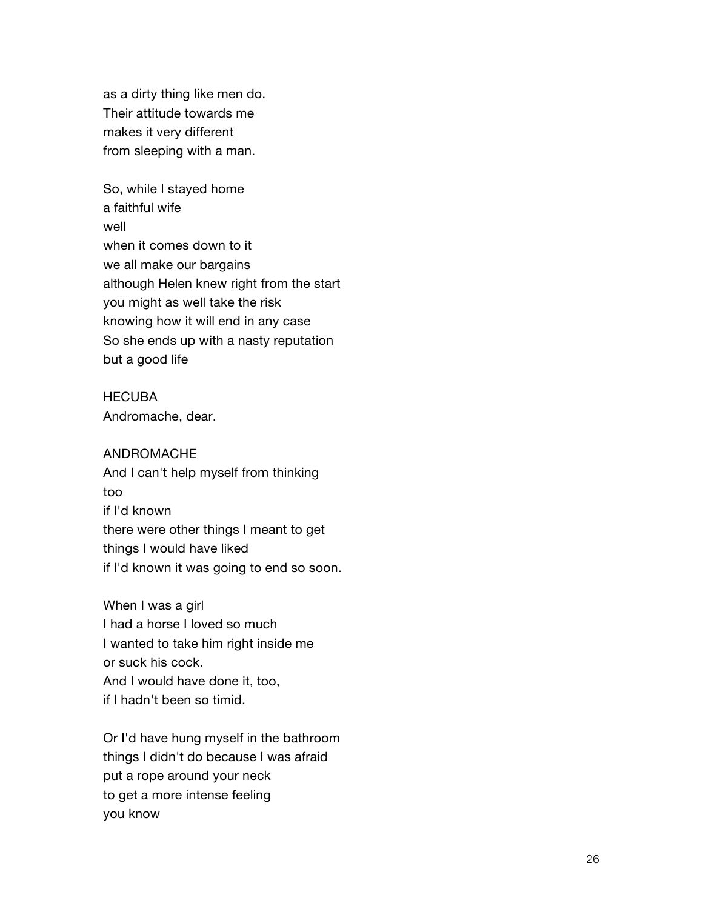as a dirty thing like men do.
Their attitude towards me
makes it very different
from sleeping with a man.

So, while I stayed home
a faithful wife
well
when it comes down to it
we all make our bargains
although Helen knew right from the start
you might as well take the risk
knowing how it will end in any case
So she ends up with a nasty reputation
but a good life

HECUBA
Andromache, dear.

ANDROMACHE
And I can't help myself from thinking
too
if I'd known
there were other things I meant to get
things I would have liked
if I'd known it was going to end so soon.

When I was a girl
I had a horse I loved so much
I wanted to take him right inside me
or suck his cock.
And I would have done it, too,
if I hadn't been so timid.

Or I'd have hung myself in the bathroom
things I didn't do because I was afraid
put a rope around your neck
to get a more intense feeling
you know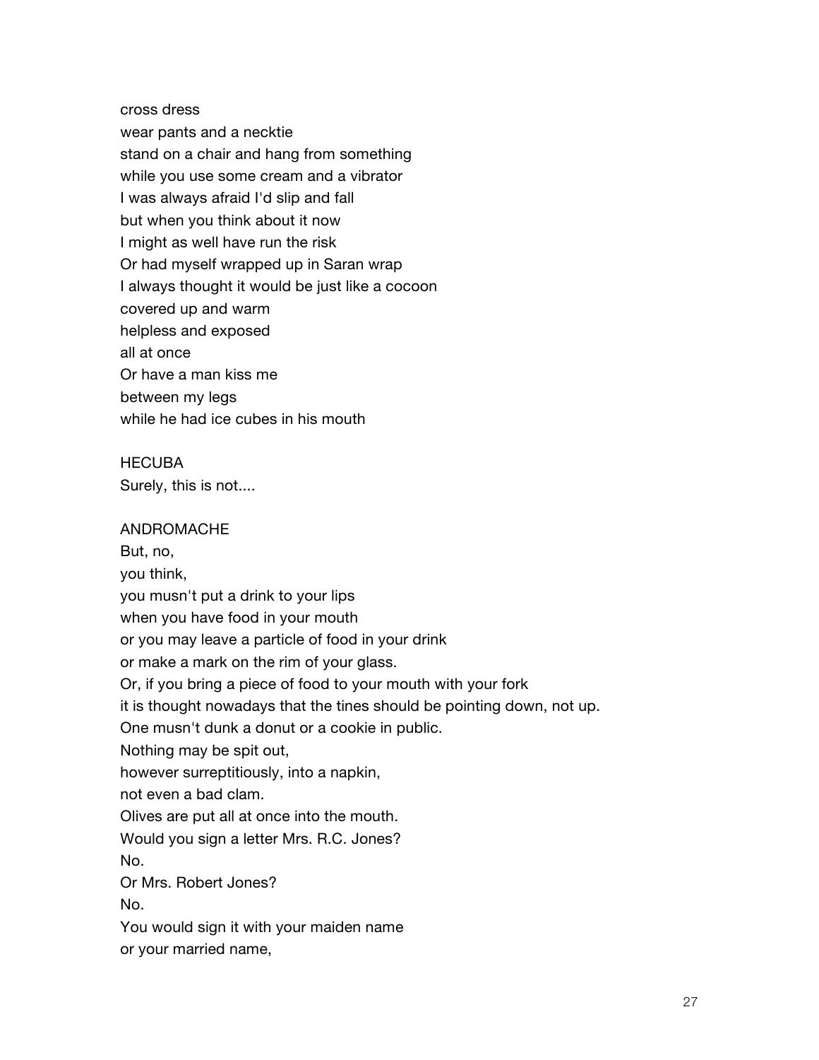cross dress
wear pants and a necktie
stand on a chair and hang from something
while you use some cream and a vibrator
I was always afraid I'd slip and fall
but when you think about it now
I might as well have run the risk
Or had myself wrapped up in Saran wrap
I always thought it would be just like a cocoon
covered up and warm
helpless and exposed
all at once
Or have a man kiss me
between my legs
while he had ice cubes in his mouth

HECUBA
Surely, this is not....

ANDROMACHE
But, no,
you think,
you musn't put a drink to your lips
when you have food in your mouth
or you may leave a particle of food in your drink
or make a mark on the rim of your glass.
Or, if you bring a piece of food to your mouth with your fork
it is thought nowadays that the tines should be pointing down, not up.
One musn't dunk a donut or a cookie in public.
Nothing may be spit out,
however surreptitiously, into a napkin,
not even a bad clam.
Olives are put all at once into the mouth.
Would you sign a letter Mrs. R.C. Jones?
No.
Or Mrs. Robert Jones?
No.
You would sign it with your maiden name
or your married name,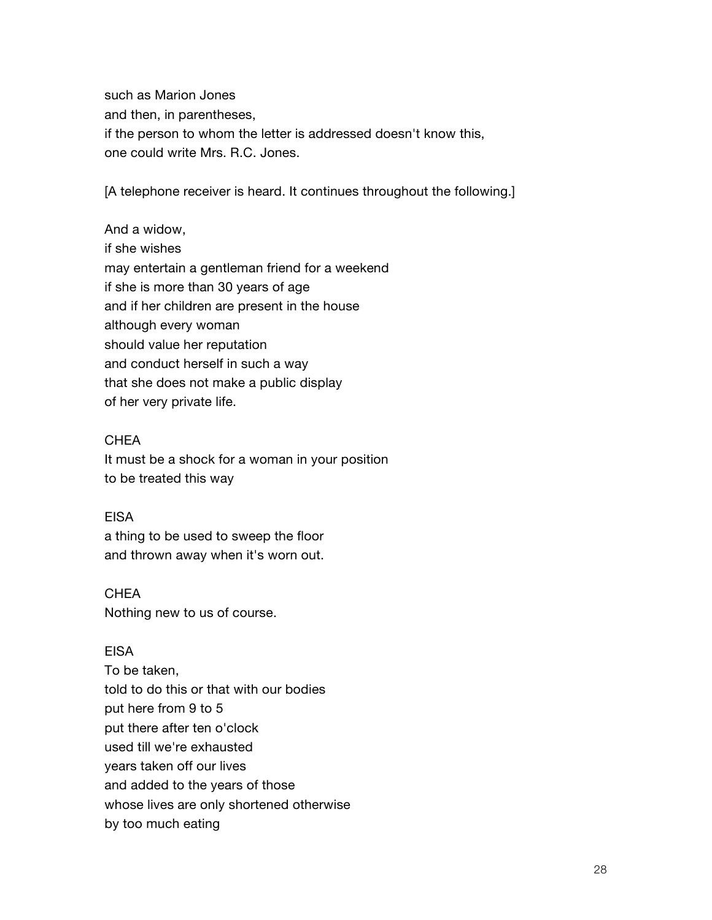such as Marion Jones
and then, in parentheses,
if the person to whom the letter is addressed doesn't know this,
one could write Mrs. R.C. Jones.

[A telephone receiver is heard. It continues throughout the following.]

And a widow,
if she wishes
may entertain a gentleman friend for a weekend
if she is more than 30 years of age
and if her children are present in the house
although every woman
should value her reputation
and conduct herself in such a way
that she does not make a public display
of her very private life.

CHEA
It must be a shock for a woman in your position
to be treated this way

EISA
a thing to be used to sweep the floor
and thrown away when it's worn out.

CHEA
Nothing new to us of course.

EISA
To be taken,
told to do this or that with our bodies
put here from 9 to 5
put there after ten o'clock
used till we're exhausted
years taken off our lives
and added to the years of those
whose lives are only shortened otherwise
by too much eating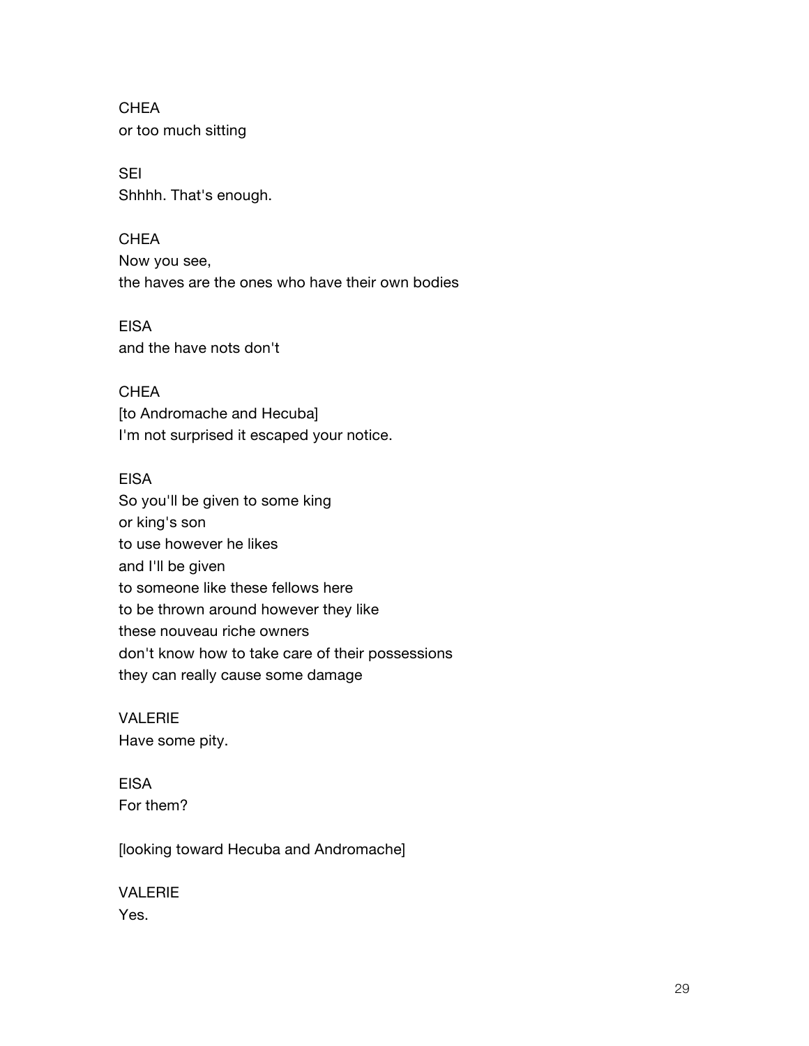CHEA
or too much sitting

SEI
Shhhh. That's enough.

CHEA
Now you see,
the haves are the ones who have their own bodies

EISA
and the have nots don't

CHEA
[to Andromache and Hecuba]
I'm not surprised it escaped your notice.

EISA
So you'll be given to some king
or king's son
to use however he likes
and I'll be given
to someone like these fellows here
to be thrown around however they like
these nouveau riche owners
don't know how to take care of their possessions
they can really cause some damage

VALERIE
Have some pity.

EISA
For them?

[looking toward Hecuba and Andromache]

VALERIE
Yes.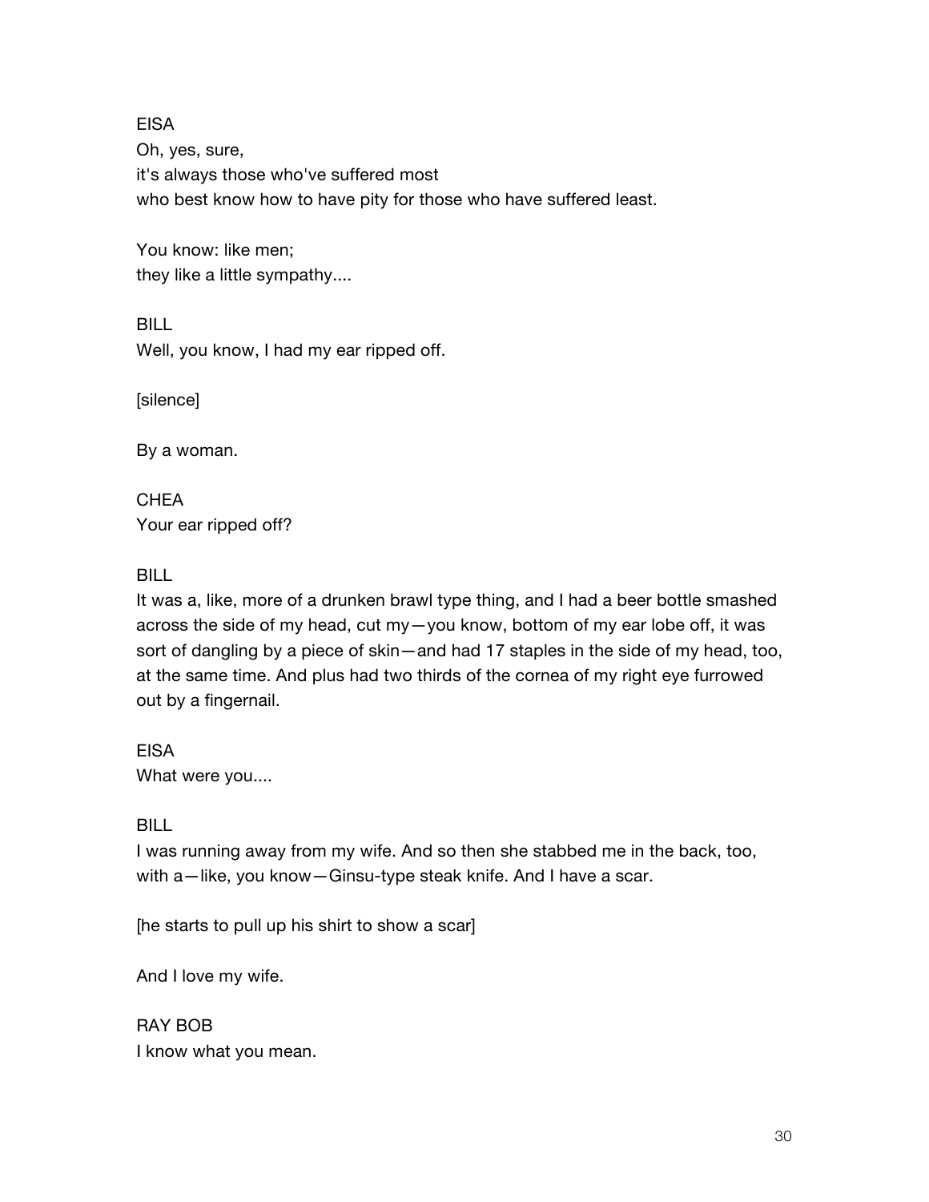EISA
Oh, yes, sure,
it's always those who've suffered most
who best know how to have pity for those who have suffered least.

You know: like men;
they like a little sympathy....

BILL
Well, you know, I had my ear ripped off.

[silence]

By a woman.

CHEA
Your ear ripped off?

BILL
It was a, like, more of a drunken brawl type thing, and I had a beer bottle smashed across the side of my head, cut my—you know, bottom of my ear lobe off, it was sort of dangling by a piece of skin—and had 17 staples in the side of my head, too, at the same time. And plus had two thirds of the cornea of my right eye furrowed out by a fingernail.

EISA
What were you....

BILL
I was running away from my wife. And so then she stabbed me in the back, too, with a—like, you know—Ginsu-type steak knife. And I have a scar.

[he starts to pull up his shirt to show a scar]

And I love my wife.

RAY BOB
I know what you mean.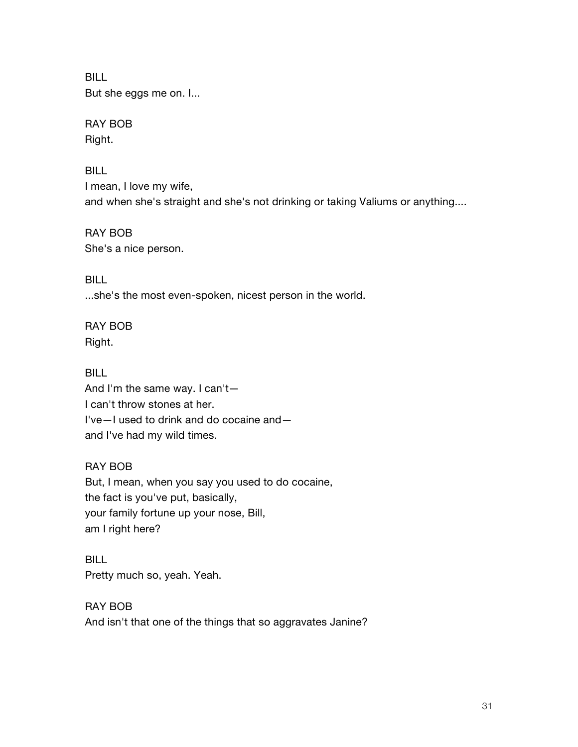BILL
But she eggs me on. I...

RAY BOB
Right.

BILL
I mean, I love my wife,
and when she's straight and she's not drinking or taking Valiums or anything....

RAY BOB
She's a nice person.

BILL
...she's the most even-spoken, nicest person in the world.

RAY BOB
Right.

BILL
And I'm the same way. I can't—
I can't throw stones at her.
I've—I used to drink and do cocaine and—
and I've had my wild times.

RAY BOB
But, I mean, when you say you used to do cocaine,
the fact is you've put, basically,
your family fortune up your nose, Bill,
am I right here?

BILL
Pretty much so, yeah. Yeah.

RAY BOB
And isn't that one of the things that so aggravates Janine?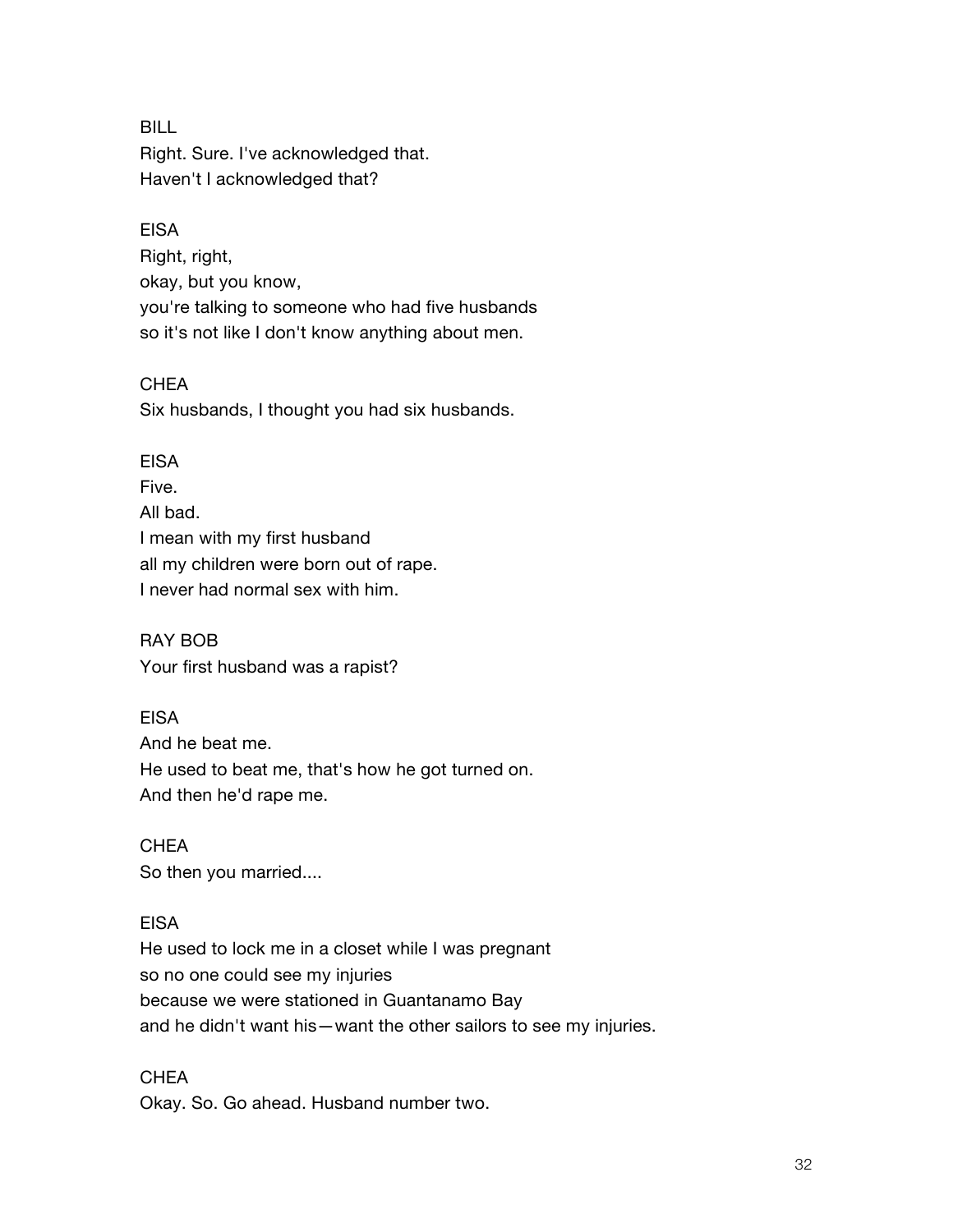BILL
Right. Sure. I've acknowledged that.
Haven't I acknowledged that?

EISA
Right, right,
okay, but you know,
you're talking to someone who had five husbands
so it's not like I don't know anything about men.

CHEA
Six husbands, I thought you had six husbands.

EISA
Five.
All bad.
I mean with my first husband
all my children were born out of rape.
I never had normal sex with him.

RAY BOB
Your first husband was a rapist?

EISA
And he beat me.
He used to beat me, that's how he got turned on.
And then he'd rape me.

CHEA
So then you married....

EISA
He used to lock me in a closet while I was pregnant
so no one could see my injuries
because we were stationed in Guantanamo Bay
and he didn't want his—want the other sailors to see my injuries.

CHEA
Okay. So. Go ahead. Husband number two.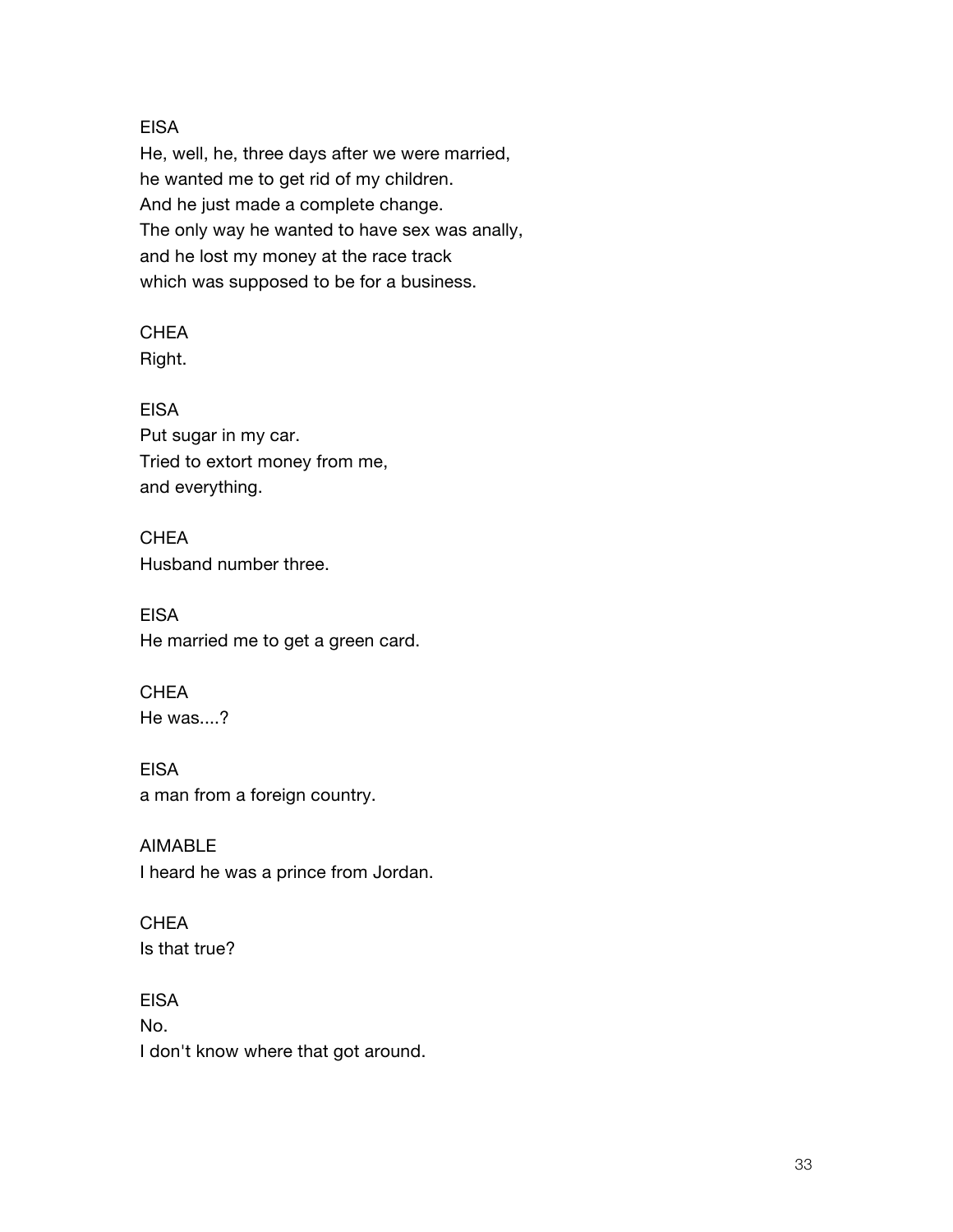EISA
He, well, he, three days after we were married,
he wanted me to get rid of my children.
And he just made a complete change.
The only way he wanted to have sex was anally,
and he lost my money at the race track
which was supposed to be for a business.

CHEA
Right.

EISA
Put sugar in my car.
Tried to extort money from me,
and everything.

CHEA
Husband number three.

EISA
He married me to get a green card.

CHEA
He was....?

EISA
a man from a foreign country.

AIMABLE
I heard he was a prince from Jordan.

CHEA
Is that true?

EISA
No.
I don't know where that got around.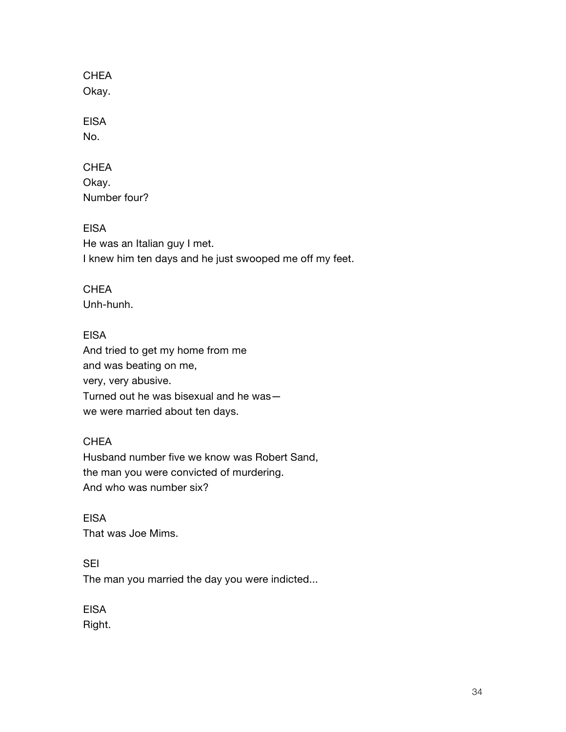CHEA
Okay.

EISA
No.

CHEA
Okay.
Number four?

EISA
He was an Italian guy I met.
I knew him ten days and he just swooped me off my feet.

CHEA
Unh-hunh.

EISA
And tried to get my home from me
and was beating on me,
very, very abusive.
Turned out he was bisexual and he was—
we were married about ten days.

CHEA
Husband number five we know was Robert Sand,
the man you were convicted of murdering.
And who was number six?

EISA
That was Joe Mims.

SEI
The man you married the day you were indicted...

EISA
Right.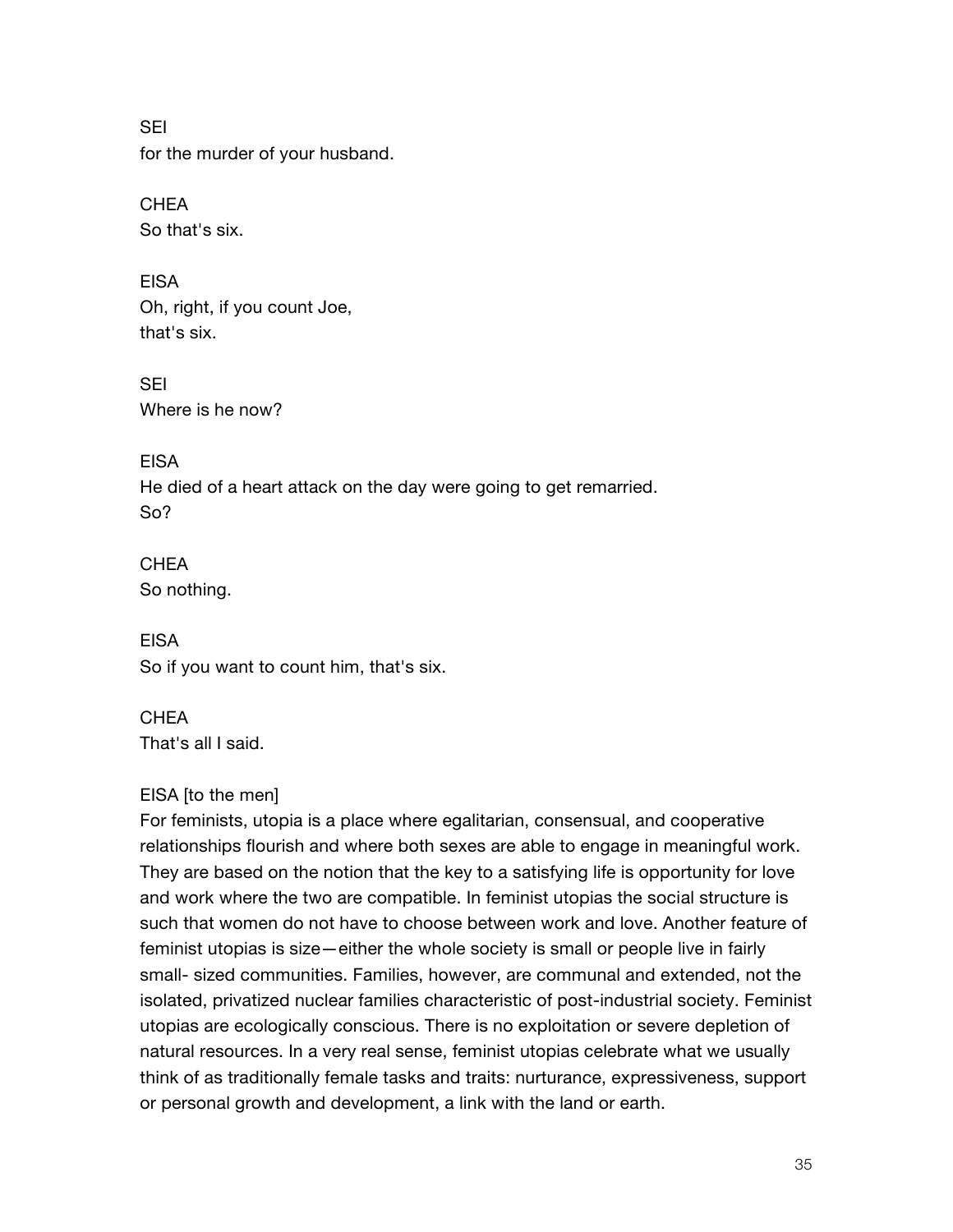SEI
for the murder of your husband.

CHEA
So that's six.

EISA
Oh, right, if you count Joe,
that's six.

SEI
Where is he now?

EISA
He died of a heart attack on the day were going to get remarried.
So?

CHEA
So nothing.

EISA
So if you want to count him, that's six.

CHEA
That's all I said.

EISA [to the men]
For feminists, utopia is a place where egalitarian, consensual, and cooperative relationships flourish and where both sexes are able to engage in meaningful work. They are based on the notion that the key to a satisfying life is opportunity for love and work where the two are compatible. In feminist utopias the social structure is such that women do not have to choose between work and love. Another feature of feminist utopias is size—either the whole society is small or people live in fairly small- sized communities. Families, however, are communal and extended, not the isolated, privatized nuclear families characteristic of post-industrial society. Feminist utopias are ecologically conscious. There is no exploitation or severe depletion of natural resources. In a very real sense, feminist utopias celebrate what we usually think of as traditionally female tasks and traits: nurturance, expressiveness, support or personal growth and development, a link with the land or earth.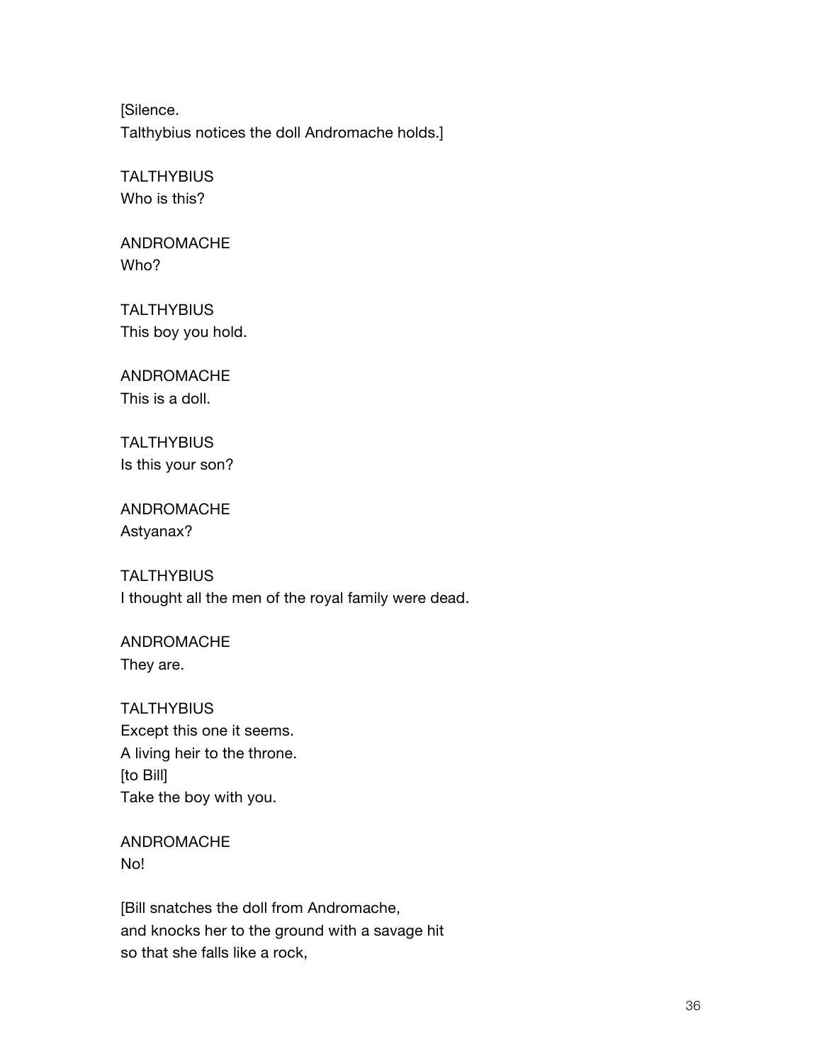[Silence.
Talthybius notices the doll Andromache holds.]

TALTHYBIUS
Who is this?

ANDROMACHE
Who?

TALTHYBIUS
This boy you hold.

ANDROMACHE
This is a doll.

TALTHYBIUS
Is this your son?

ANDROMACHE
Astyanax?

TALTHYBIUS
I thought all the men of the royal family were dead.

ANDROMACHE
They are.

TALTHYBIUS
Except this one it seems.
A living heir to the throne.
[to Bill]
Take the boy with you.

ANDROMACHE
No!

[Bill snatches the doll from Andromache,
and knocks her to the ground with a savage hit
so that she falls like a rock,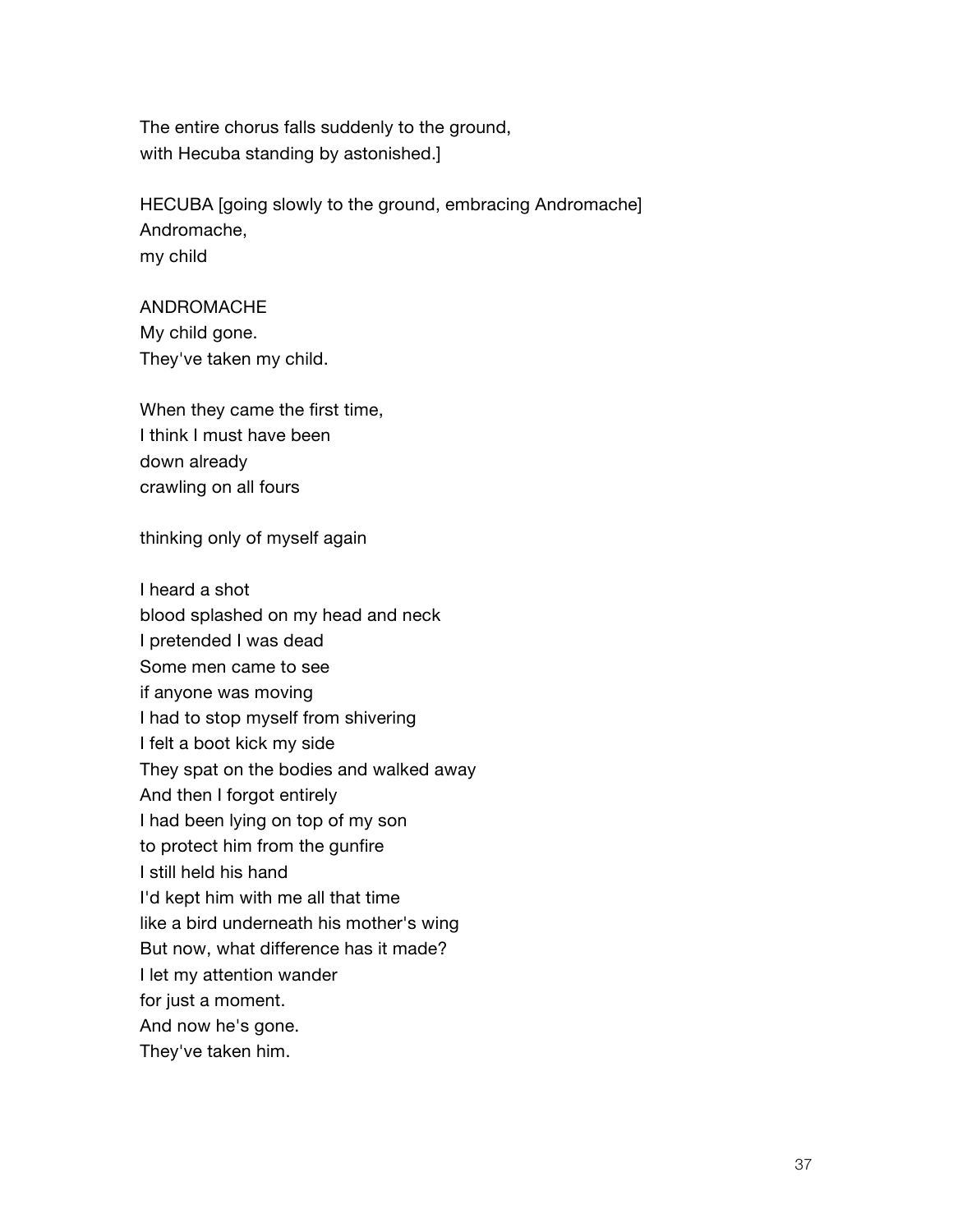The entire chorus falls suddenly to the ground,
with Hecuba standing by astonished.]

HECUBA [going slowly to the ground, embracing Andromache]
Andromache,
my child

ANDROMACHE
My child gone.
They've taken my child.

When they came the first time,
I think I must have been
down already
crawling on all fours

thinking only of myself again

I heard a shot
blood splashed on my head and neck
I pretended I was dead
Some men came to see
if anyone was moving
I had to stop myself from shivering
I felt a boot kick my side
They spat on the bodies and walked away
And then I forgot entirely
I had been lying on top of my son
to protect him from the gunfire
I still held his hand
I'd kept him with me all that time
like a bird underneath his mother's wing
But now, what difference has it made?
I let my attention wander
for just a moment.
And now he's gone.
They've taken him.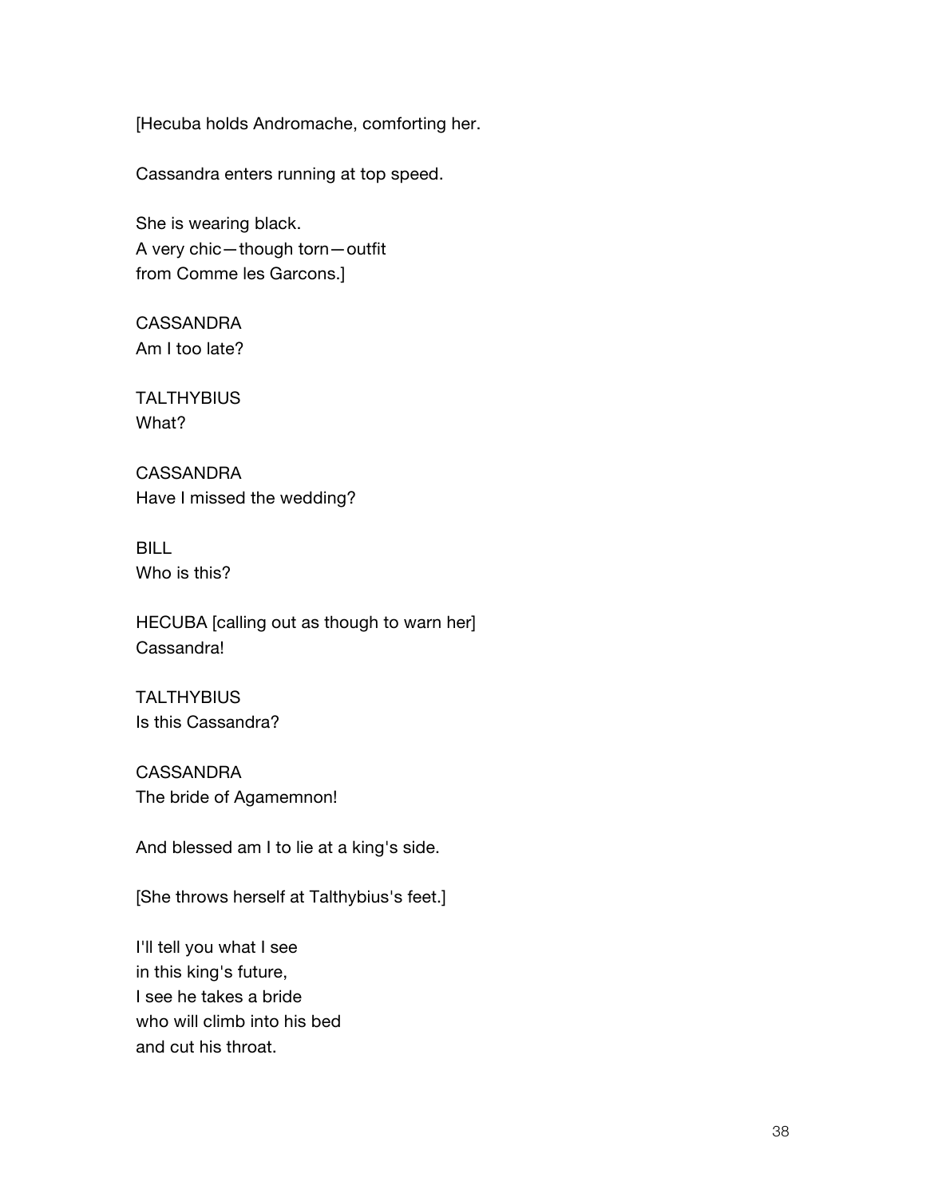[Hecuba holds Andromache, comforting her.

Cassandra enters running at top speed.

She is wearing black.
A very chic—though torn—outfit
from Comme les Garcons.]

CASSANDRA
Am I too late?

TALTHYBIUS
What?

CASSANDRA
Have I missed the wedding?

BILL
Who is this?

HECUBA [calling out as though to warn her]
Cassandra!

TALTHYBIUS
Is this Cassandra?

CASSANDRA
The bride of Agamemnon!

And blessed am I to lie at a king's side.

[She throws herself at Talthybius's feet.]

I'll tell you what I see
in this king's future,
I see he takes a bride
who will climb into his bed
and cut his throat.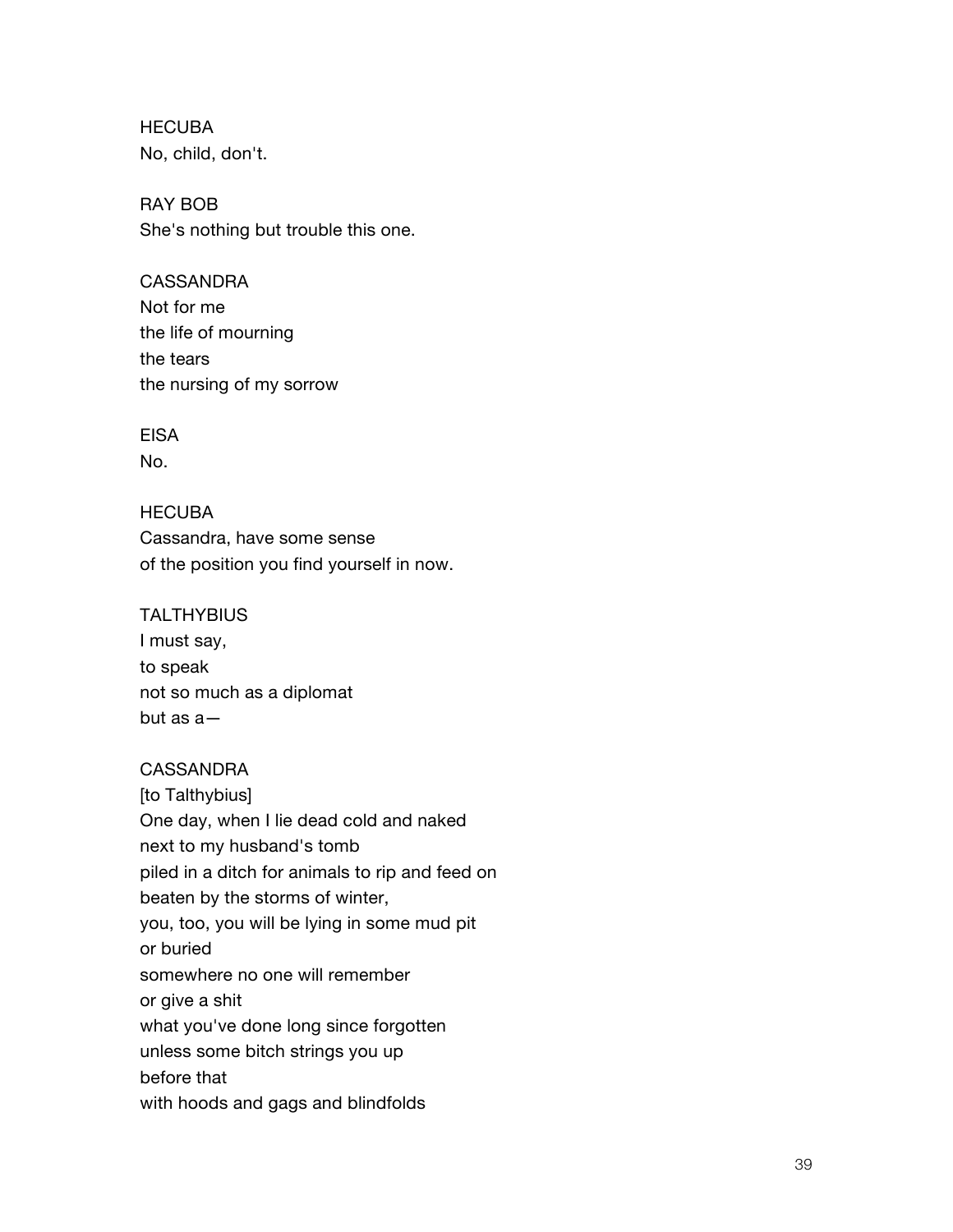HECUBA
No, child, don't.

RAY BOB
She's nothing but trouble this one.

CASSANDRA
Not for me
the life of mourning
the tears
the nursing of my sorrow

EISA
No.

HECUBA
Cassandra, have some sense
of the position you find yourself in now.

TALTHYBIUS
I must say,
to speak
not so much as a diplomat
but as a—

CASSANDRA
[to Talthybius]
One day, when I lie dead cold and naked
next to my husband's tomb
piled in a ditch for animals to rip and feed on
beaten by the storms of winter,
you, too, you will be lying in some mud pit
or buried
somewhere no one will remember
or give a shit
what you've done long since forgotten
unless some bitch strings you up
before that
with hoods and gags and blindfolds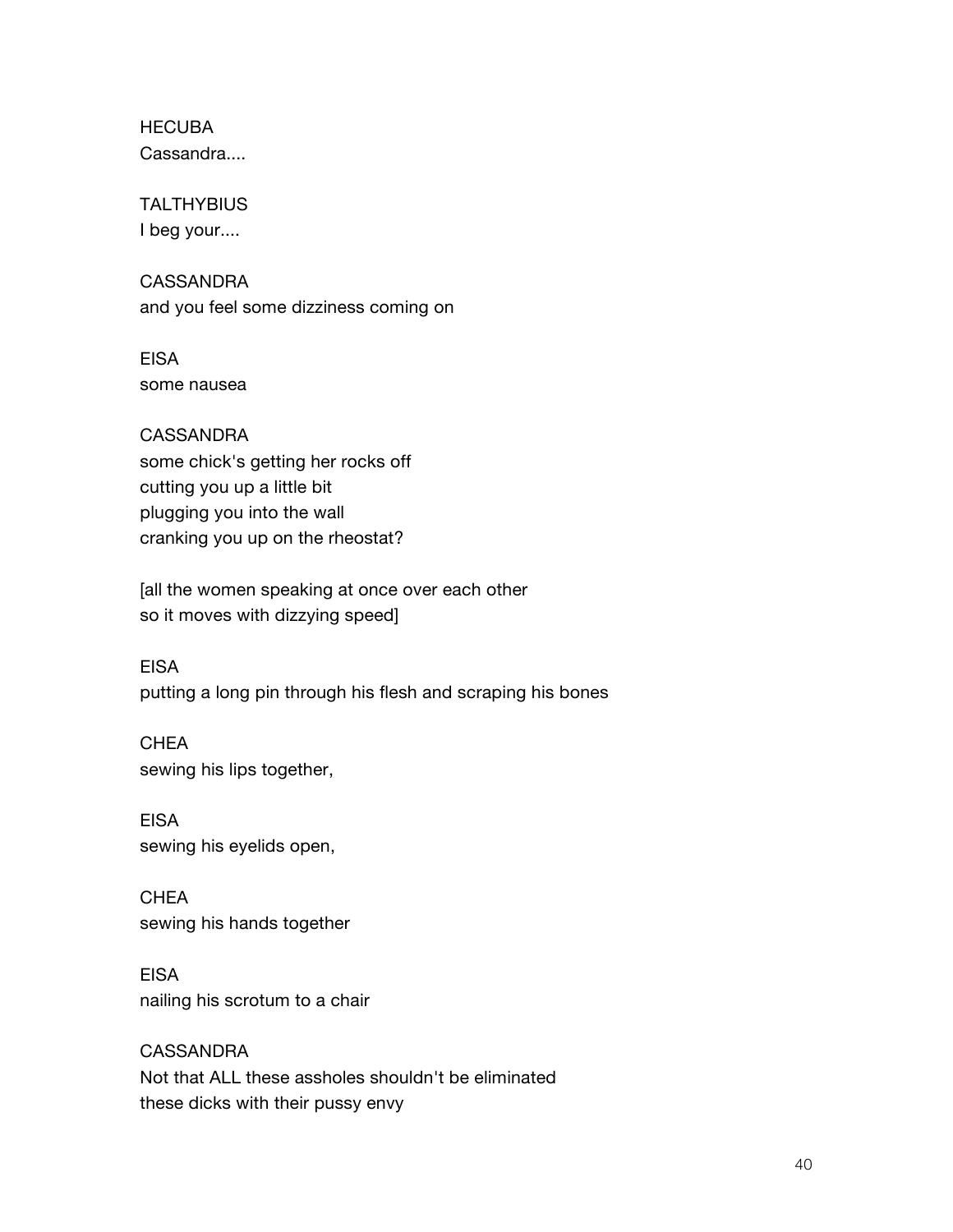HECUBA
Cassandra....

TALTHYBIUS
I beg your....

CASSANDRA
and you feel some dizziness coming on

EISA
some nausea

CASSANDRA
some chick's getting her rocks off
cutting you up a little bit
plugging you into the wall
cranking you up on the rheostat?

[all the women speaking at once over each other
so it moves with dizzying speed]

EISA
putting a long pin through his flesh and scraping his bones

CHEA
sewing his lips together,

EISA
sewing his eyelids open,

CHEA
sewing his hands together

EISA
nailing his scrotum to a chair

CASSANDRA
Not that ALL these assholes shouldn't be eliminated
these dicks with their pussy envy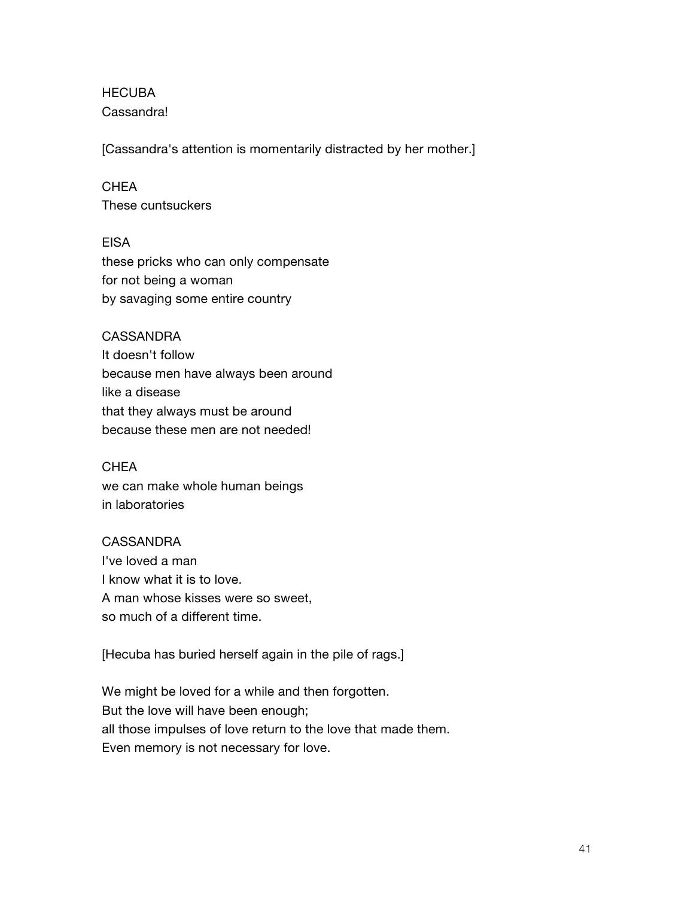HECUBA
Cassandra!

[Cassandra's attention is momentarily distracted by her mother.]

CHEA
These cuntsuckers

EISA
these pricks who can only compensate
for not being a woman
by savaging some entire country

CASSANDRA
It doesn't follow
because men have always been around
like a disease
that they always must be around
because these men are not needed!

CHEA
we can make whole human beings
in laboratories

CASSANDRA
I've loved a man
I know what it is to love.
A man whose kisses were so sweet,
so much of a different time.

[Hecuba has buried herself again in the pile of rags.]

We might be loved for a while and then forgotten.
But the love will have been enough;
all those impulses of love return to the love that made them.
Even memory is not necessary for love.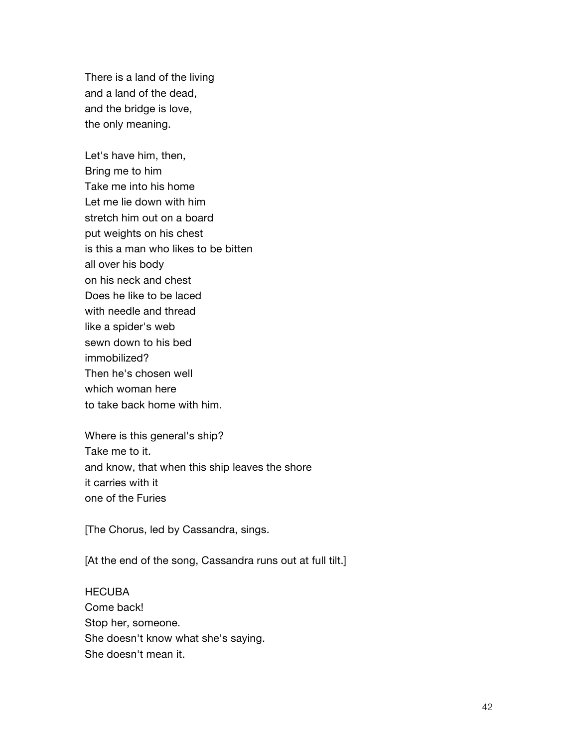There is a land of the living
and a land of the dead,
and the bridge is love,
the only meaning.

Let's have him, then,
Bring me to him
Take me into his home
Let me lie down with him
stretch him out on a board
put weights on his chest
is this a man who likes to be bitten
all over his body
on his neck and chest
Does he like to be laced
with needle and thread
like a spider's web
sewn down to his bed
immobilized?
Then he's chosen well
which woman here
to take back home with him.

Where is this general's ship?
Take me to it.
and know, that when this ship leaves the shore
it carries with it
one of the Furies

[The Chorus, led by Cassandra, sings.

[At the end of the song, Cassandra runs out at full tilt.]

HECUBA
Come back!
Stop her, someone.
She doesn't know what she's saying.
She doesn't mean it.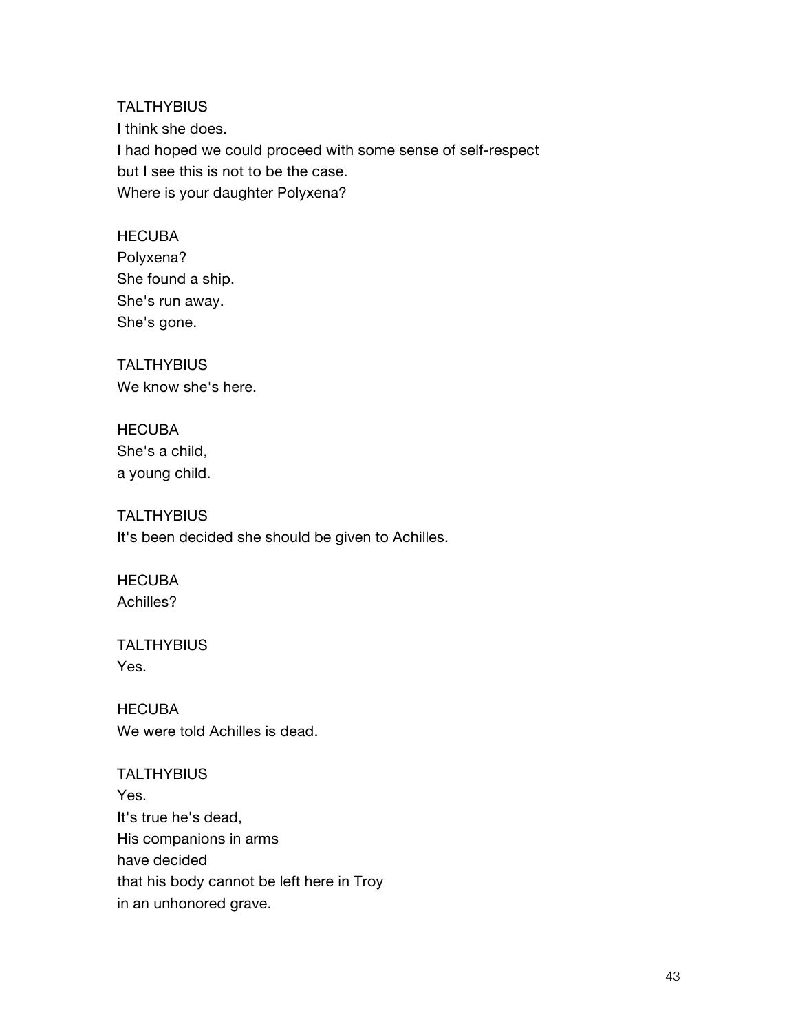TALTHYBIUS
I think she does.
I had hoped we could proceed with some sense of self-respect
but I see this is not to be the case.
Where is your daughter Polyxena?

HECUBA
Polyxena?
She found a ship.
She's run away.
She's gone.

TALTHYBIUS
We know she's here.

HECUBA
She's a child,
a young child.

TALTHYBIUS
It's been decided she should be given to Achilles.

HECUBA
Achilles?

TALTHYBIUS
Yes.

HECUBA
We were told Achilles is dead.

TALTHYBIUS
Yes.
It's true he's dead,
His companions in arms
have decided
that his body cannot be left here in Troy
in an unhonored grave.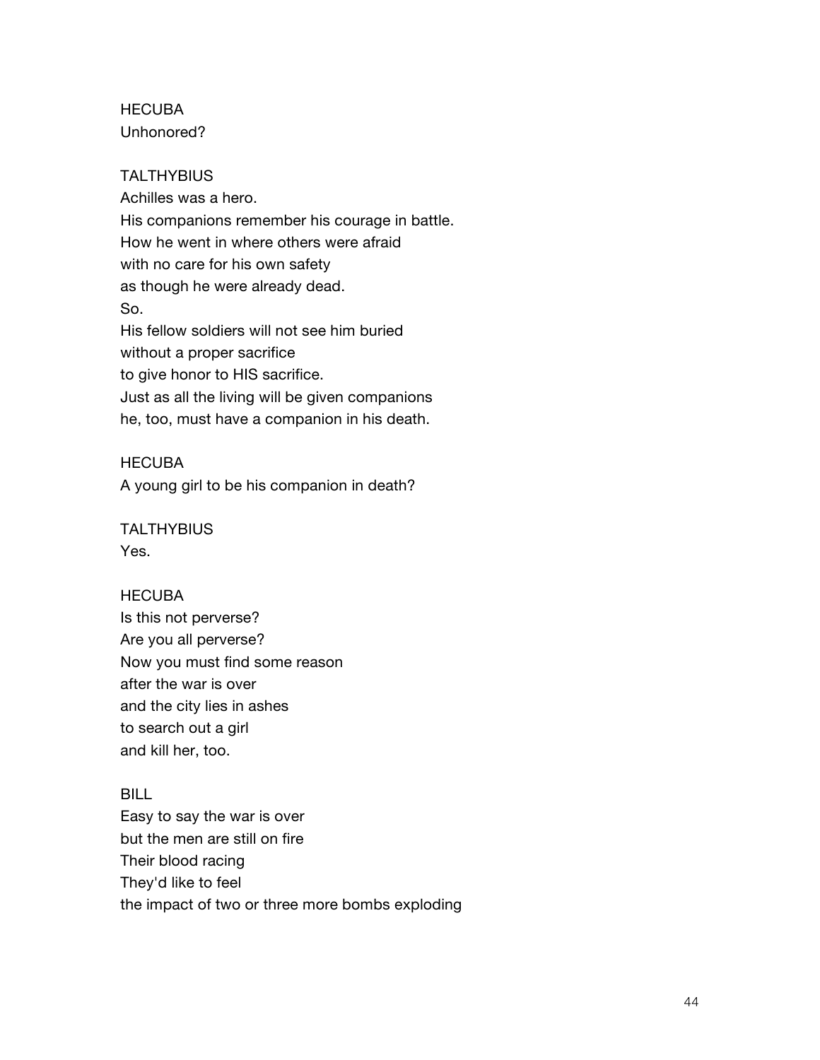HECUBA
Unhonored?

TALTHYBIUS
Achilles was a hero.
His companions remember his courage in battle.
How he went in where others were afraid
with no care for his own safety
as though he were already dead.
So.
His fellow soldiers will not see him buried
without a proper sacrifice
to give honor to HIS sacrifice.
Just as all the living will be given companions
he, too, must have a companion in his death.

HECUBA
A young girl to be his companion in death?

TALTHYBIUS
Yes.

HECUBA
Is this not perverse?
Are you all perverse?
Now you must find some reason
after the war is over
and the city lies in ashes
to search out a girl
and kill her, too.

BILL
Easy to say the war is over
but the men are still on fire
Their blood racing
They'd like to feel
the impact of two or three more bombs exploding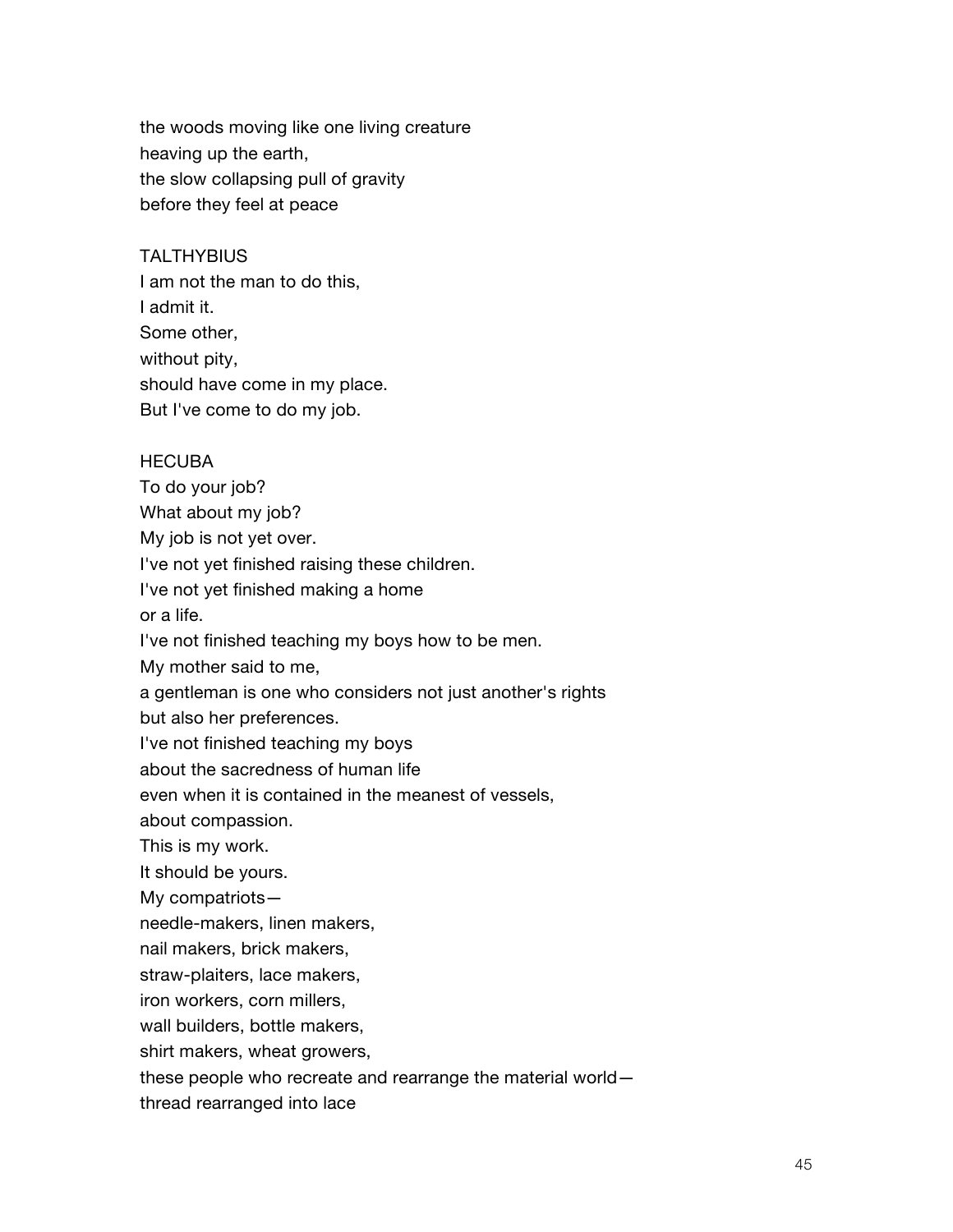the woods moving like one living creature
heaving up the earth,
the slow collapsing pull of gravity
before they feel at peace

TALTHYBIUS
I am not the man to do this,
I admit it.
Some other,
without pity,
should have come in my place.
But I've come to do my job.

HECUBA
To do your job?
What about my job?
My job is not yet over.
I've not yet finished raising these children.
I've not yet finished making a home
or a life.
I've not finished teaching my boys how to be men.
My mother said to me,
a gentleman is one who considers not just another's rights
but also her preferences.
I've not finished teaching my boys
about the sacredness of human life
even when it is contained in the meanest of vessels,
about compassion.
This is my work.
It should be yours.
My compatriots—
needle-makers, linen makers,
nail makers, brick makers,
straw-plaiters, lace makers,
iron workers, corn millers,
wall builders, bottle makers,
shirt makers, wheat growers,
these people who recreate and rearrange the material world—
thread rearranged into lace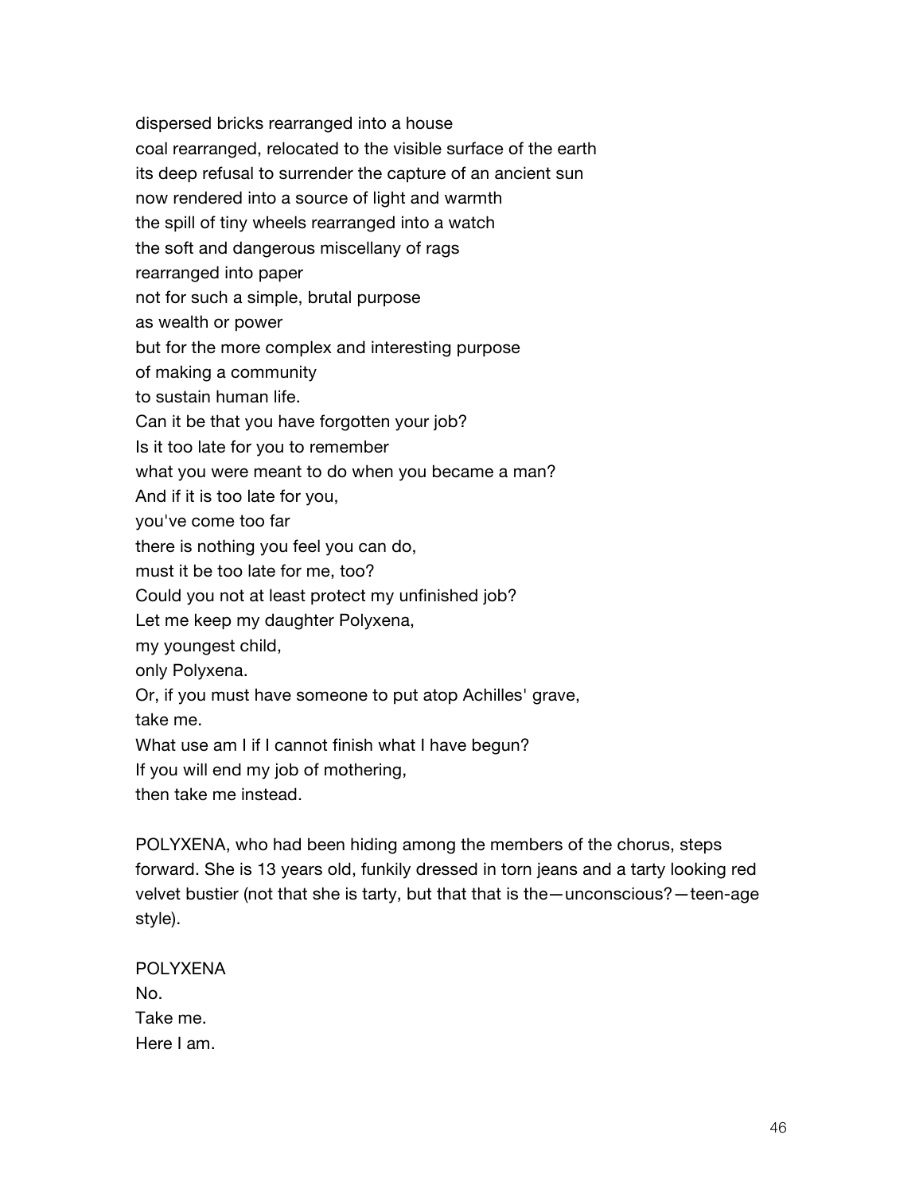dispersed bricks rearranged into a house
coal rearranged, relocated to the visible surface of the earth
its deep refusal to surrender the capture of an ancient sun
now rendered into a source of light and warmth
the spill of tiny wheels rearranged into a watch
the soft and dangerous miscellany of rags
rearranged into paper
not for such a simple, brutal purpose
as wealth or power
but for the more complex and interesting purpose
of making a community
to sustain human life.
Can it be that you have forgotten your job?
Is it too late for you to remember
what you were meant to do when you became a man?
And if it is too late for you,
you've come too far
there is nothing you feel you can do,
must it be too late for me, too?
Could you not at least protect my unfinished job?
Let me keep my daughter Polyxena,
my youngest child,
only Polyxena.
Or, if you must have someone to put atop Achilles' grave,
take me.
What use am I if I cannot finish what I have begun?
If you will end my job of mothering,
then take me instead.

POLYXENA, who had been hiding among the members of the chorus, steps forward. She is 13 years old, funkily dressed in torn jeans and a tarty looking red velvet bustier (not that she is tarty, but that that is the—unconscious?—teen-age style).

POLYXENA
No.
Take me.
Here I am.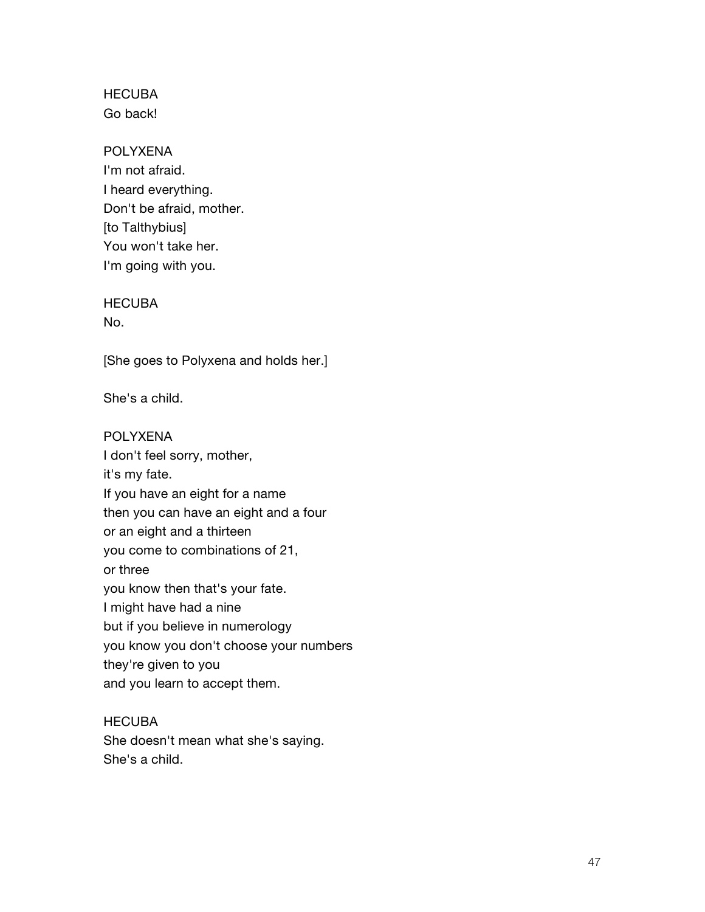HECUBA
Go back!

POLYXENA
I'm not afraid.
I heard everything.
Don't be afraid, mother.
[to Talthybius]
You won't take her.
I'm going with you.

HECUBA
No.

[She goes to Polyxena and holds her.]

She's a child.

POLYXENA
I don't feel sorry, mother,
it's my fate.
If you have an eight for a name
then you can have an eight and a four
or an eight and a thirteen
you come to combinations of 21,
or three
you know then that's your fate.
I might have had a nine
but if you believe in numerology
you know you don't choose your numbers
they're given to you
and you learn to accept them.

HECUBA
She doesn't mean what she's saying.
She's a child.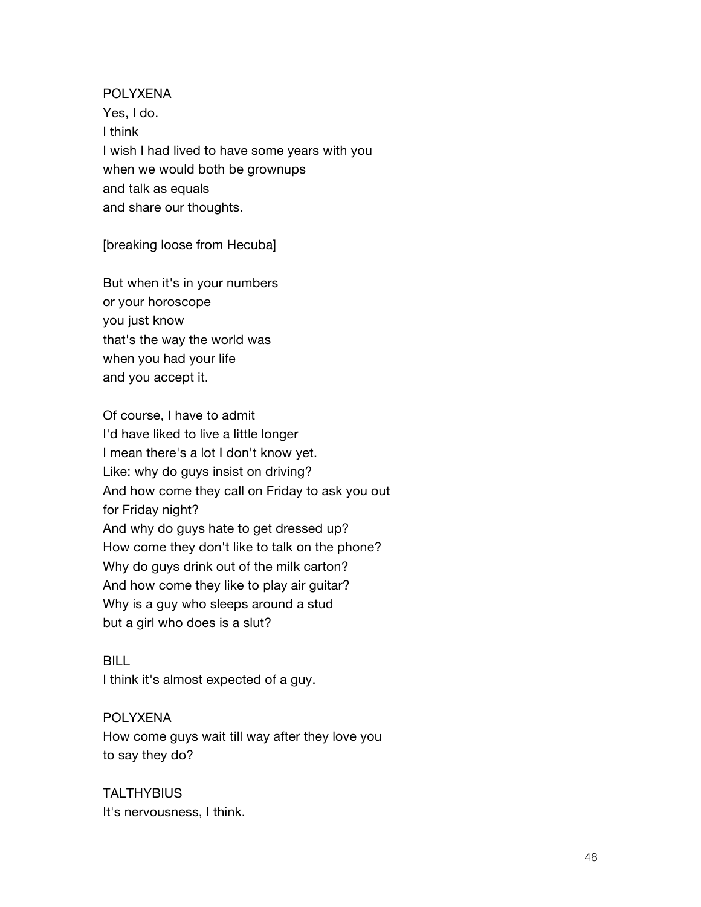POLYXENA
Yes, I do.
I think
I wish I had lived to have some years with you
when we would both be grownups
and talk as equals
and share our thoughts.

[breaking loose from Hecuba]

But when it's in your numbers
or your horoscope
you just know
that's the way the world was
when you had your life
and you accept it.

Of course, I have to admit
I'd have liked to live a little longer
I mean there's a lot I don't know yet.
Like: why do guys insist on driving?
And how come they call on Friday to ask you out
for Friday night?
And why do guys hate to get dressed up?
How come they don't like to talk on the phone?
Why do guys drink out of the milk carton?
And how come they like to play air guitar?
Why is a guy who sleeps around a stud
but a girl who does is a slut?

BILL
I think it's almost expected of a guy.

POLYXENA
How come guys wait till way after they love you
to say they do?

TALTHYBIUS
It's nervousness, I think.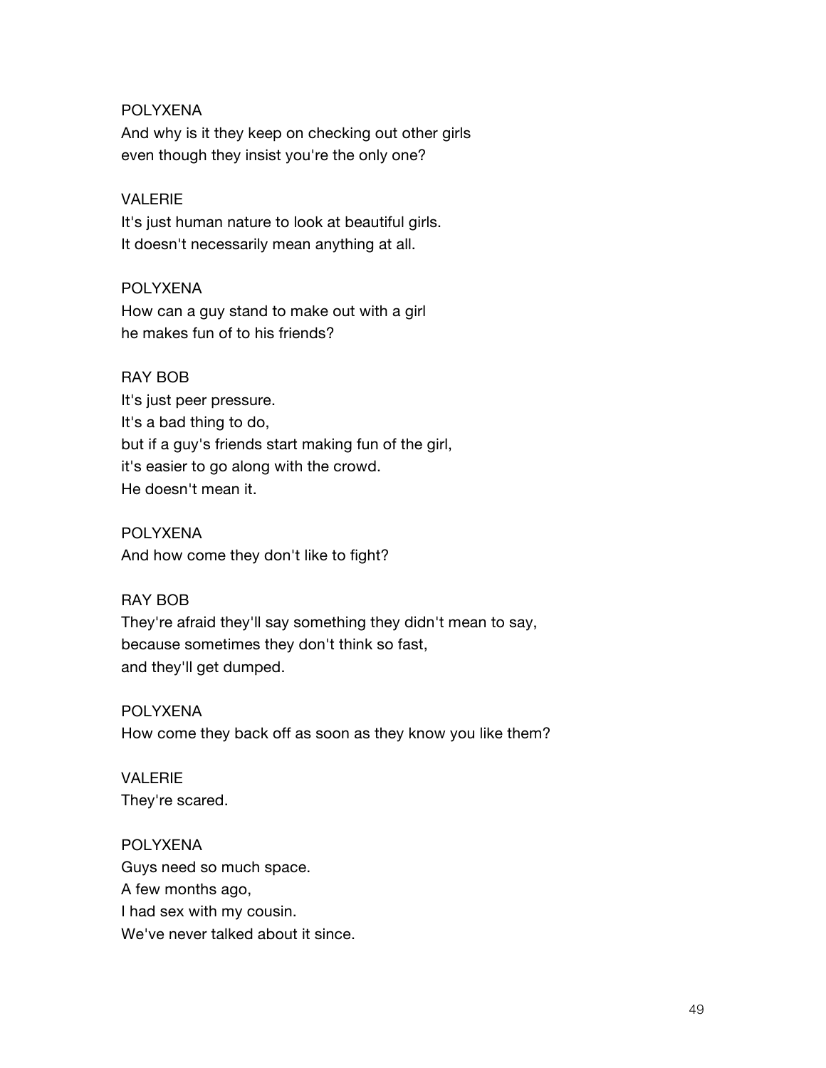POLYXENA
And why is it they keep on checking out other girls
even though they insist you're the only one?

VALERIE
It's just human nature to look at beautiful girls.
It doesn't necessarily mean anything at all.

POLYXENA
How can a guy stand to make out with a girl
he makes fun of to his friends?

RAY BOB
It's just peer pressure.
It's a bad thing to do,
but if a guy's friends start making fun of the girl,
it's easier to go along with the crowd.
He doesn't mean it.

POLYXENA
And how come they don't like to fight?

RAY BOB
They're afraid they'll say something they didn't mean to say,
because sometimes they don't think so fast,
and they'll get dumped.

POLYXENA
How come they back off as soon as they know you like them?

VALERIE
They're scared.

POLYXENA
Guys need so much space.
A few months ago,
I had sex with my cousin.
We've never talked about it since.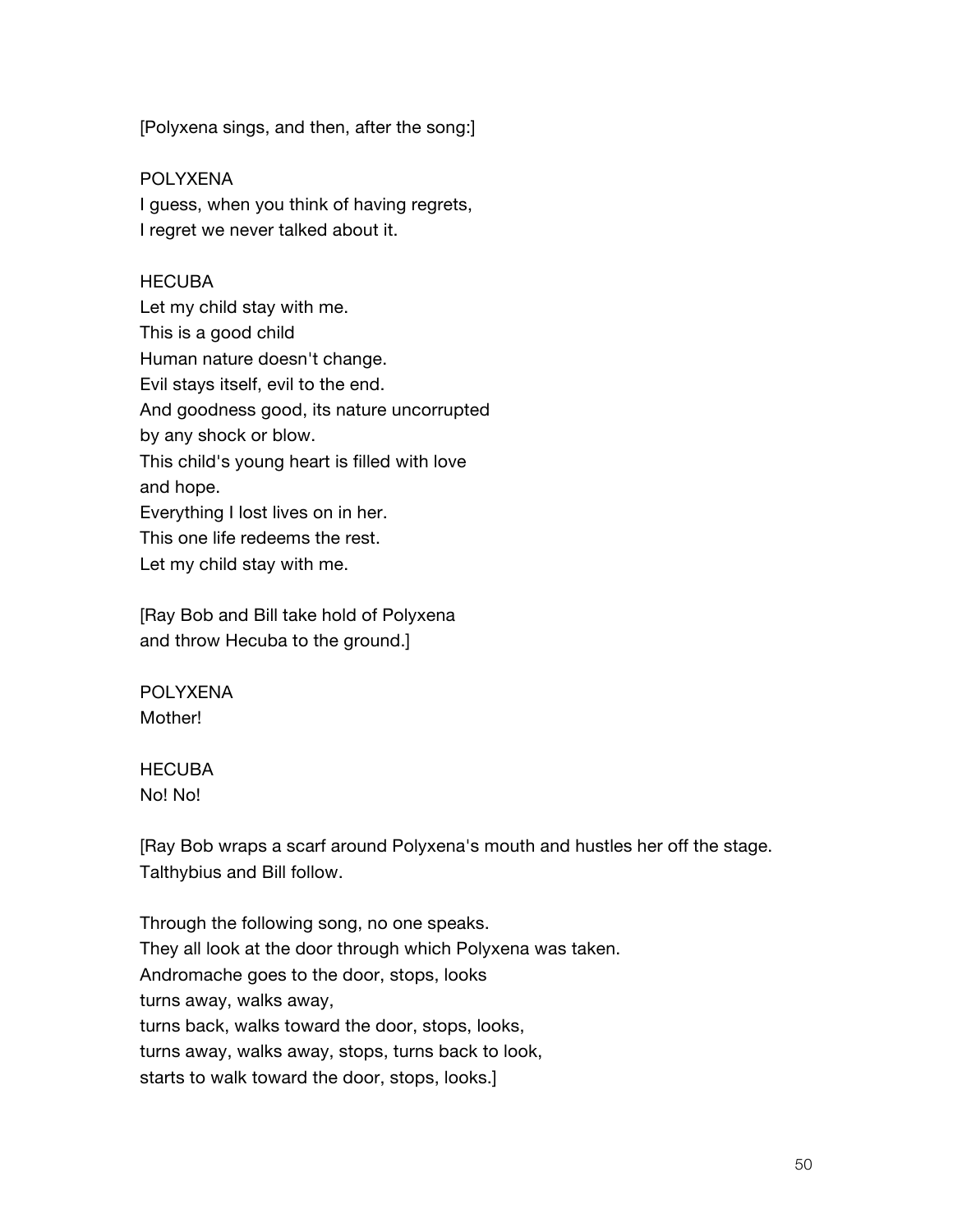[Polyxena sings, and then, after the song:]

POLYXENA
I guess, when you think of having regrets,
I regret we never talked about it.

HECUBA
Let my child stay with me.
This is a good child
Human nature doesn't change.
Evil stays itself, evil to the end.
And goodness good, its nature uncorrupted
by any shock or blow.
This child's young heart is filled with love
and hope.
Everything I lost lives on in her.
This one life redeems the rest.
Let my child stay with me.

[Ray Bob and Bill take hold of Polyxena
and throw Hecuba to the ground.]

POLYXENA
Mother!

HECUBA
No! No!

[Ray Bob wraps a scarf around Polyxena's mouth and hustles her off the stage.
Talthybius and Bill follow.

Through the following song, no one speaks.
They all look at the door through which Polyxena was taken.
Andromache goes to the door, stops, looks
turns away, walks away,
turns back, walks toward the door, stops, looks,
turns away, walks away, stops, turns back to look,
starts to walk toward the door, stops, looks.]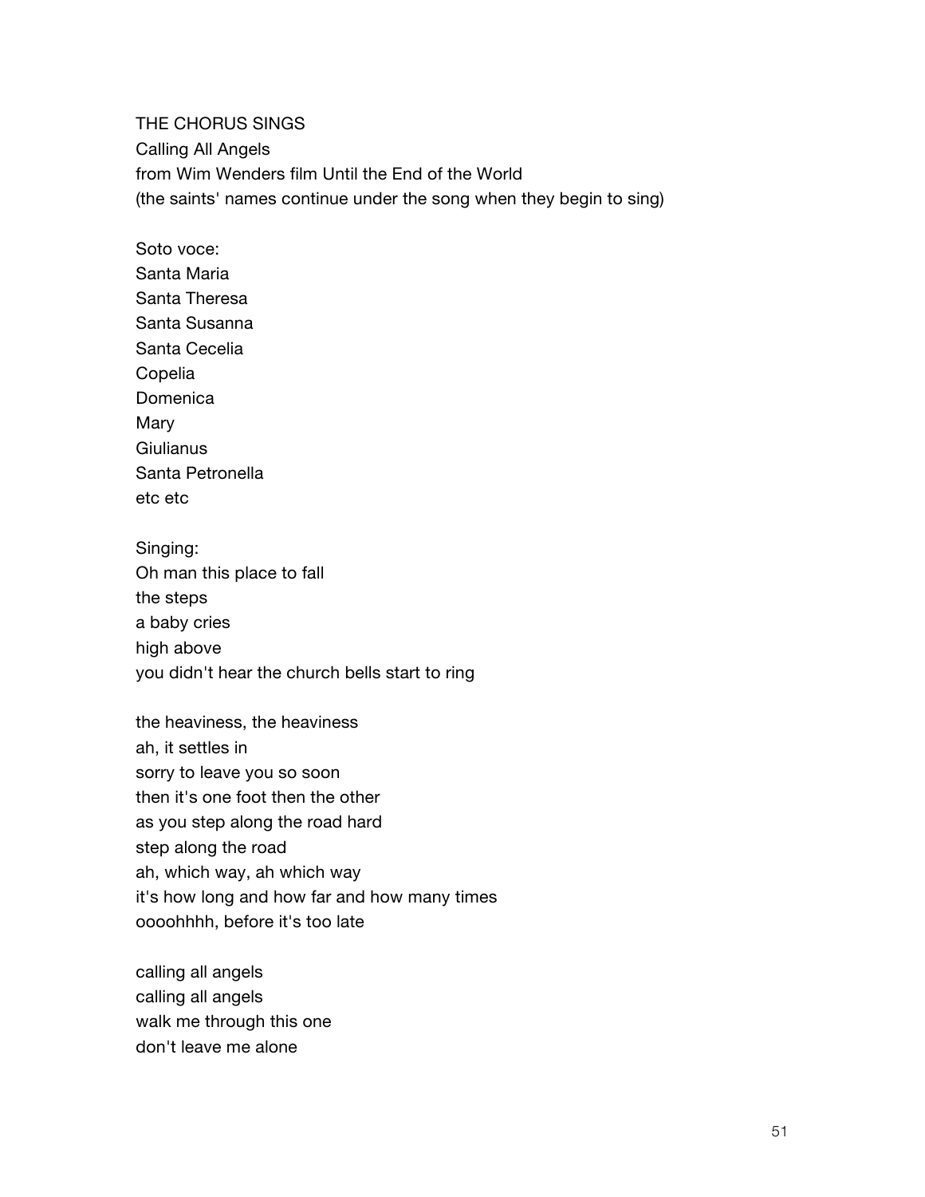THE CHORUS SINGS
Calling All Angels
from Wim Wenders film Until the End of the World
(the saints' names continue under the song when they begin to sing)

Soto voce:
Santa Maria
Santa Theresa
Santa Susanna
Santa Cecelia
Copelia
Domenica
Mary
Giulianus
Santa Petronella
etc etc

Singing:
Oh man this place to fall
the steps
a baby cries
high above
you didn't hear the church bells start to ring

the heaviness, the heaviness
ah, it settles in
sorry to leave you so soon
then it's one foot then the other
as you step along the road hard
step along the road
ah, which way, ah which way
it's how long and how far and how many times
oooohhhh, before it's too late

calling all angels
calling all angels
walk me through this one
don't leave me alone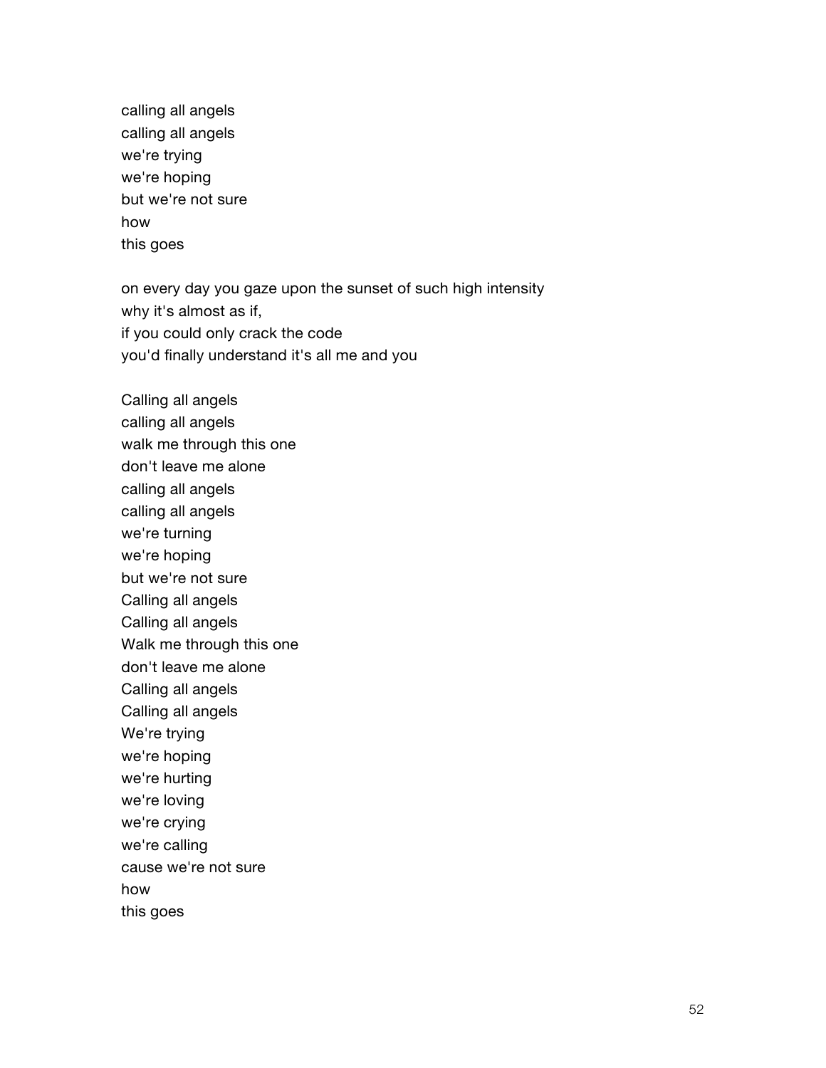calling all angels
calling all angels
we're trying
we're hoping
but we're not sure
how
this goes

on every day you gaze upon the sunset of such high intensity
why it's almost as if,
if you could only crack the code
you'd finally understand it's all me and you

Calling all angels
calling all angels
walk me through this one
don't leave me alone
calling all angels
calling all angels
we're turning
we're hoping
but we're not sure
Calling all angels
Calling all angels
Walk me through this one
don't leave me alone
Calling all angels
Calling all angels
We're trying
we're hoping
we're hurting
we're loving
we're crying
we're calling
cause we're not sure
how
this goes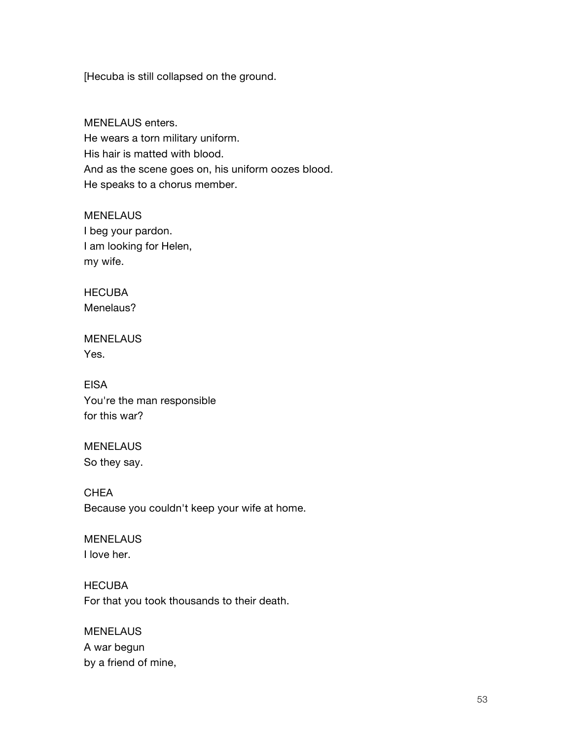[Hecuba is still collapsed on the ground.

MENELAUS enters.
He wears a torn military uniform.
His hair is matted with blood.
And as the scene goes on, his uniform oozes blood.
He speaks to a chorus member.

MENELAUS
I beg your pardon.
I am looking for Helen,
my wife.

HECUBA
Menelaus?

MENELAUS
Yes.

EISA
You're the man responsible
for this war?

MENELAUS
So they say.

CHEA
Because you couldn't keep your wife at home.

MENELAUS
I love her.

HECUBA
For that you took thousands to their death.

MENELAUS
A war begun
by a friend of mine,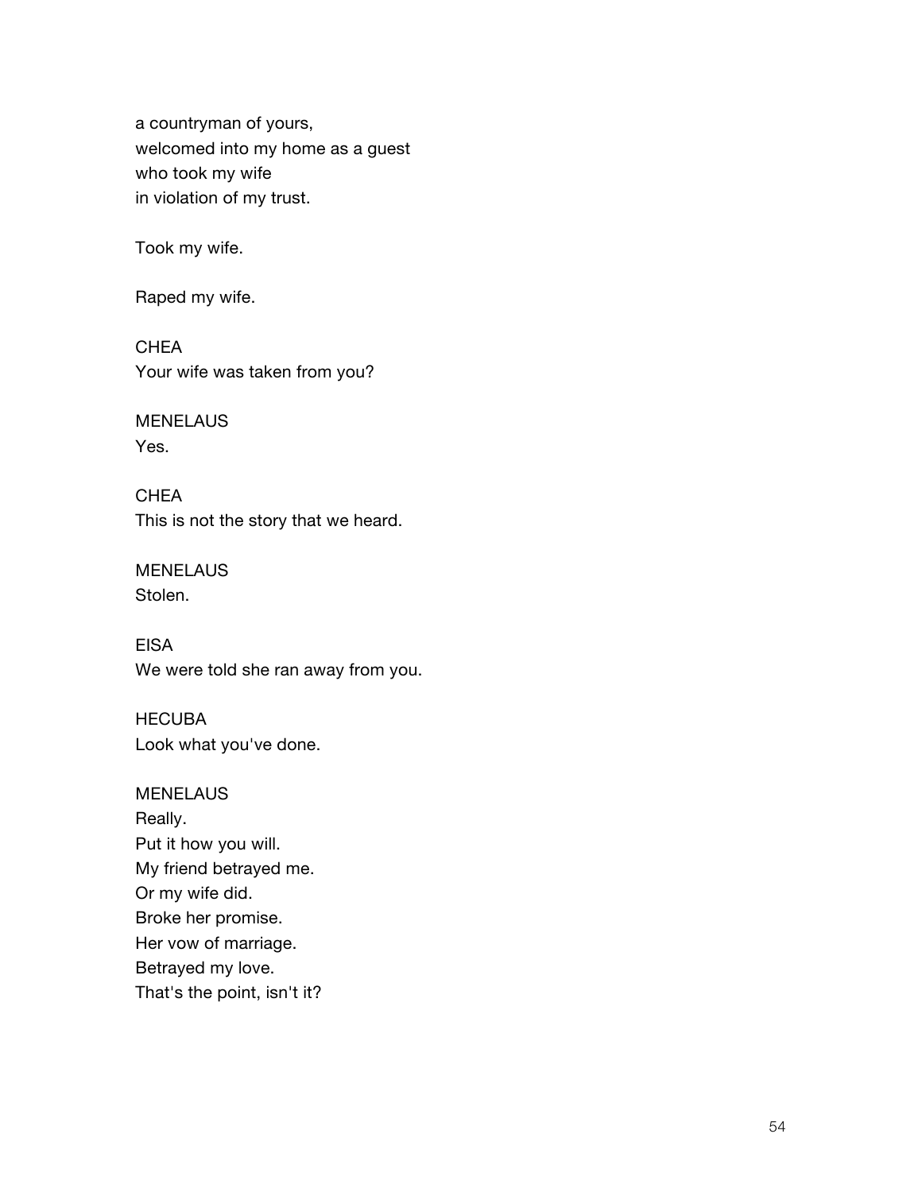a countryman of yours,
welcomed into my home as a guest
who took my wife
in violation of my trust.

Took my wife.

Raped my wife.

CHEA
Your wife was taken from you?

MENELAUS
Yes.

CHEA
This is not the story that we heard.

MENELAUS
Stolen.

EISA
We were told she ran away from you.

HECUBA
Look what you've done.

MENELAUS
Really.
Put it how you will.
My friend betrayed me.
Or my wife did.
Broke her promise.
Her vow of marriage.
Betrayed my love.
That's the point, isn't it?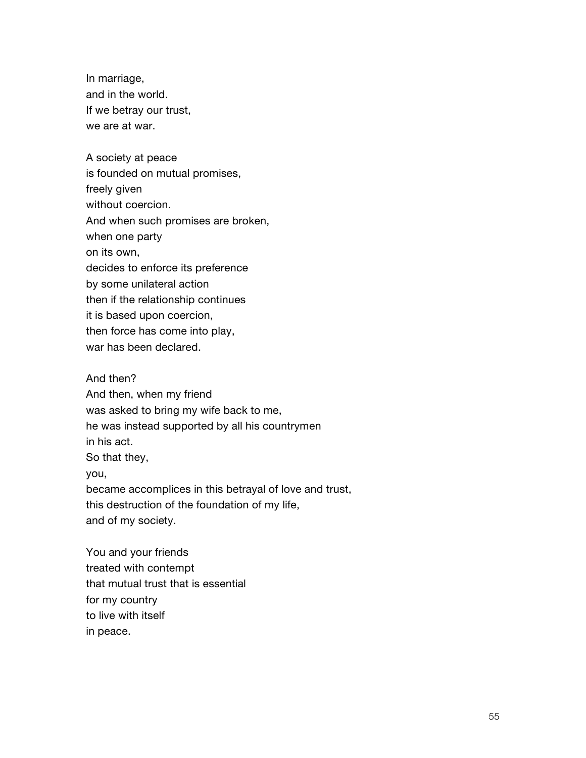In marriage,
and in the world.
If we betray our trust,
we are at war.

A society at peace
is founded on mutual promises,
freely given
without coercion.
And when such promises are broken,
when one party
on its own,
decides to enforce its preference
by some unilateral action
then if the relationship continues
it is based upon coercion,
then force has come into play,
war has been declared.

And then?
And then, when my friend
was asked to bring my wife back to me,
he was instead supported by all his countrymen
in his act.
So that they,
you,
became accomplices in this betrayal of love and trust,
this destruction of the foundation of my life,
and of my society.

You and your friends
treated with contempt
that mutual trust that is essential
for my country
to live with itself
in peace.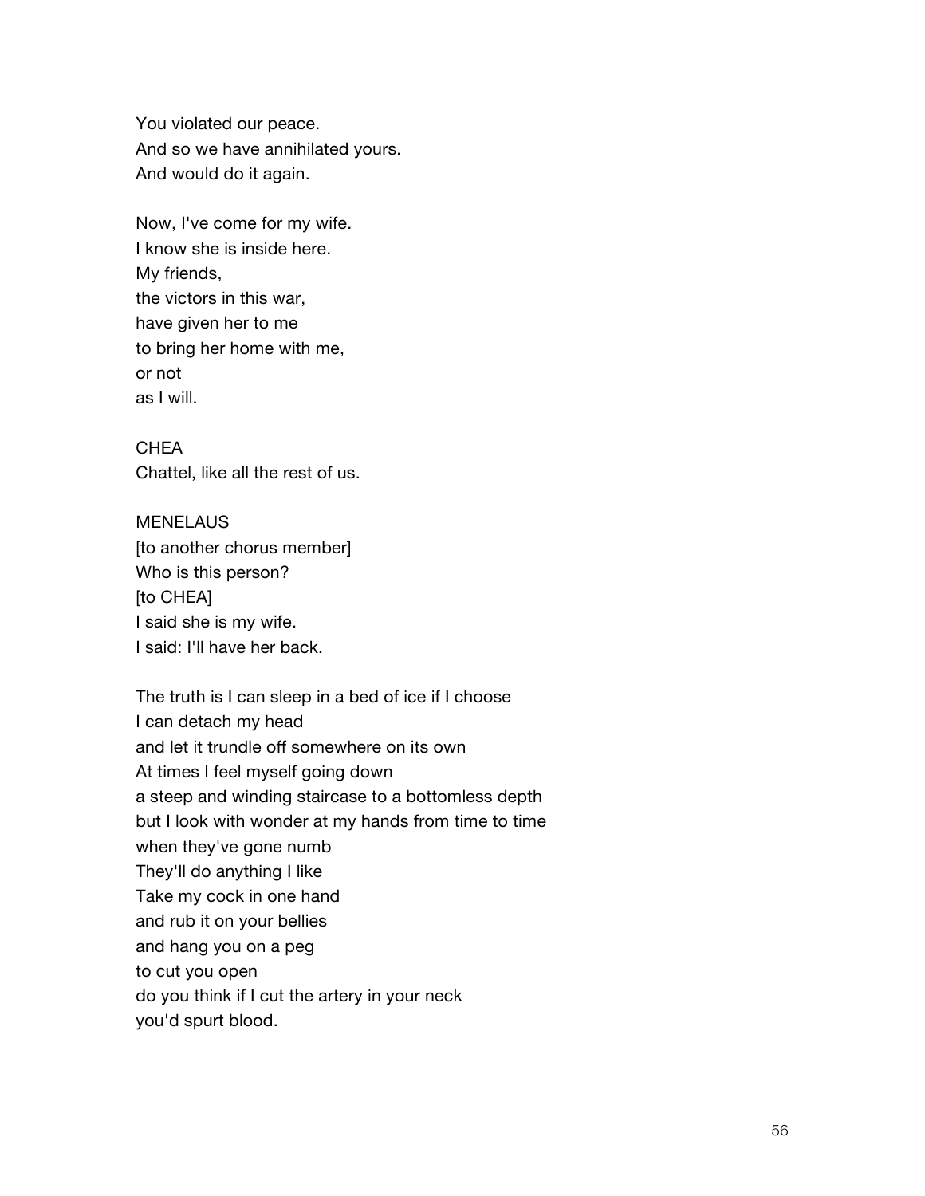You violated our peace.
And so we have annihilated yours.
And would do it again.

Now, I've come for my wife.
I know she is inside here.
My friends,
the victors in this war,
have given her to me
to bring her home with me,
or not
as I will.

CHEA
Chattel, like all the rest of us.

MENELAUS
[to another chorus member]
Who is this person?
[to CHEA]
I said she is my wife.
I said: I'll have her back.

The truth is I can sleep in a bed of ice if I choose
I can detach my head
and let it trundle off somewhere on its own
At times I feel myself going down
a steep and winding staircase to a bottomless depth
but I look with wonder at my hands from time to time
when they've gone numb
They'll do anything I like
Take my cock in one hand
and rub it on your bellies
and hang you on a peg
to cut you open
do you think if I cut the artery in your neck
you'd spurt blood.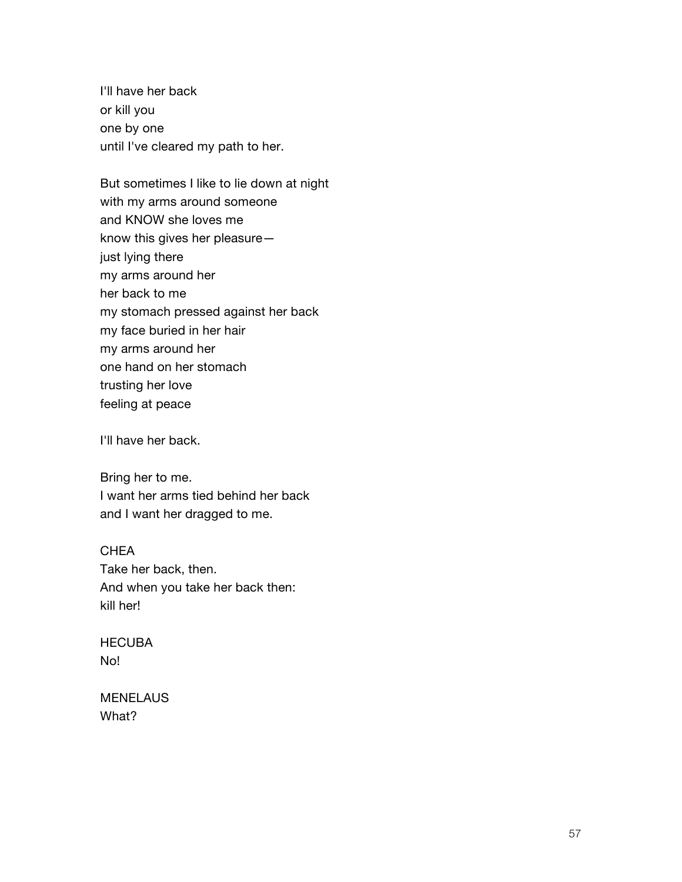I'll have her back  
or kill you  
one by one  
until I've cleared my path to her.

But sometimes I like to lie down at night  
with my arms around someone  
and KNOW she loves me  
know this gives her pleasure—  
just lying there  
my arms around her  
her back to me  
my stomach pressed against her back  
my face buried in her hair  
my arms around her  
one hand on her stomach  
trusting her love  
feeling at peace

I'll have her back.

Bring her to me.  
I want her arms tied behind her back  
and I want her dragged to me.

CHEA  
Take her back, then.  
And when you take her back then:  
kill her!

HECUBA  
No!

MENELAUS  
What?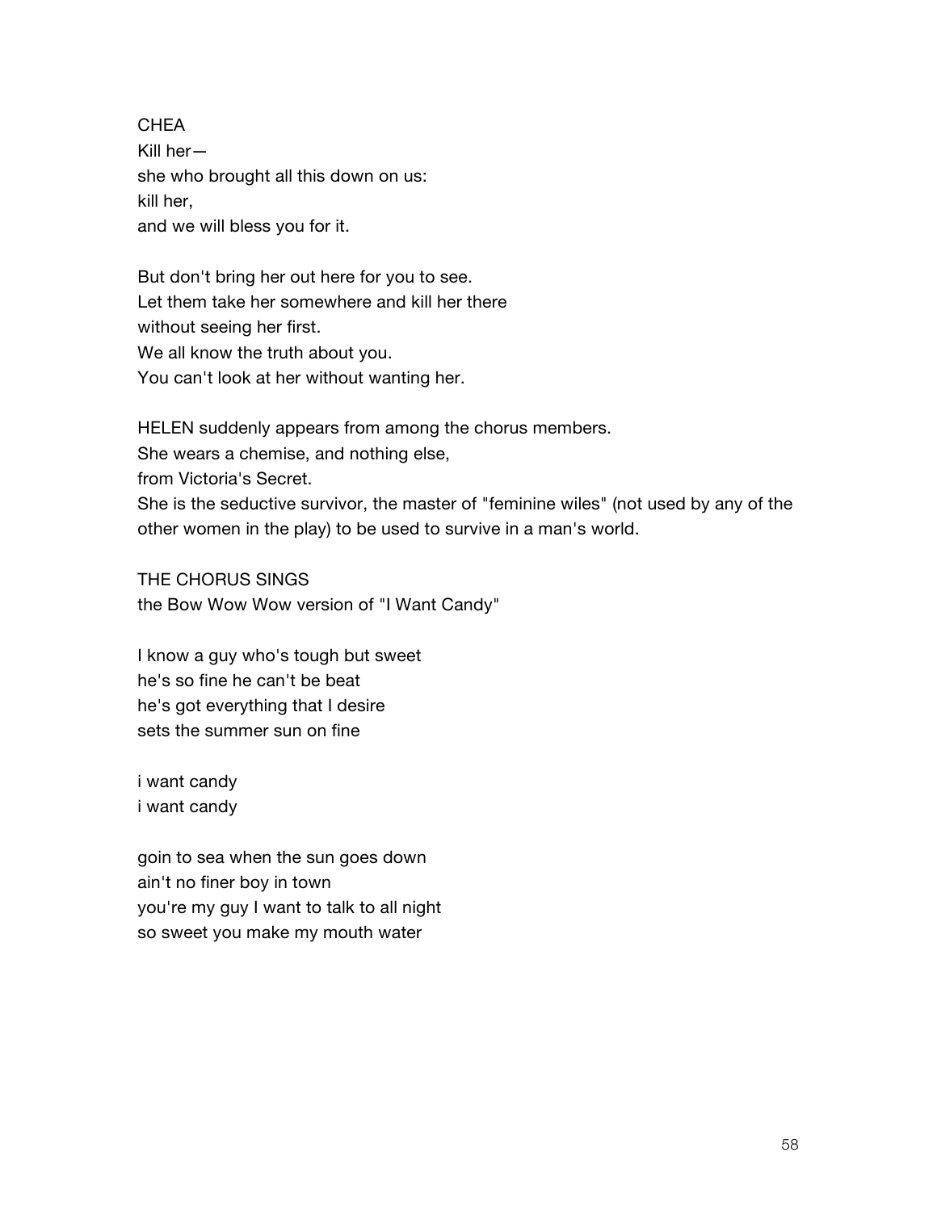CHEA
Kill her—
she who brought all this down on us:
kill her,
and we will bless you for it.

But don't bring her out here for you to see.
Let them take her somewhere and kill her there
without seeing her first.
We all know the truth about you.
You can't look at her without wanting her.

HELEN suddenly appears from among the chorus members.
She wears a chemise, and nothing else,
from Victoria's Secret.
She is the seductive survivor, the master of "feminine wiles" (not used by any of the other women in the play) to be used to survive in a man's world.

THE CHORUS SINGS
the Bow Wow Wow version of "I Want Candy"

I know a guy who's tough but sweet
he's so fine he can't be beat
he's got everything that I desire
sets the summer sun on fine

i want candy
i want candy

goin to sea when the sun goes down
ain't no finer boy in town
you're my guy I want to talk to all night
so sweet you make my mouth water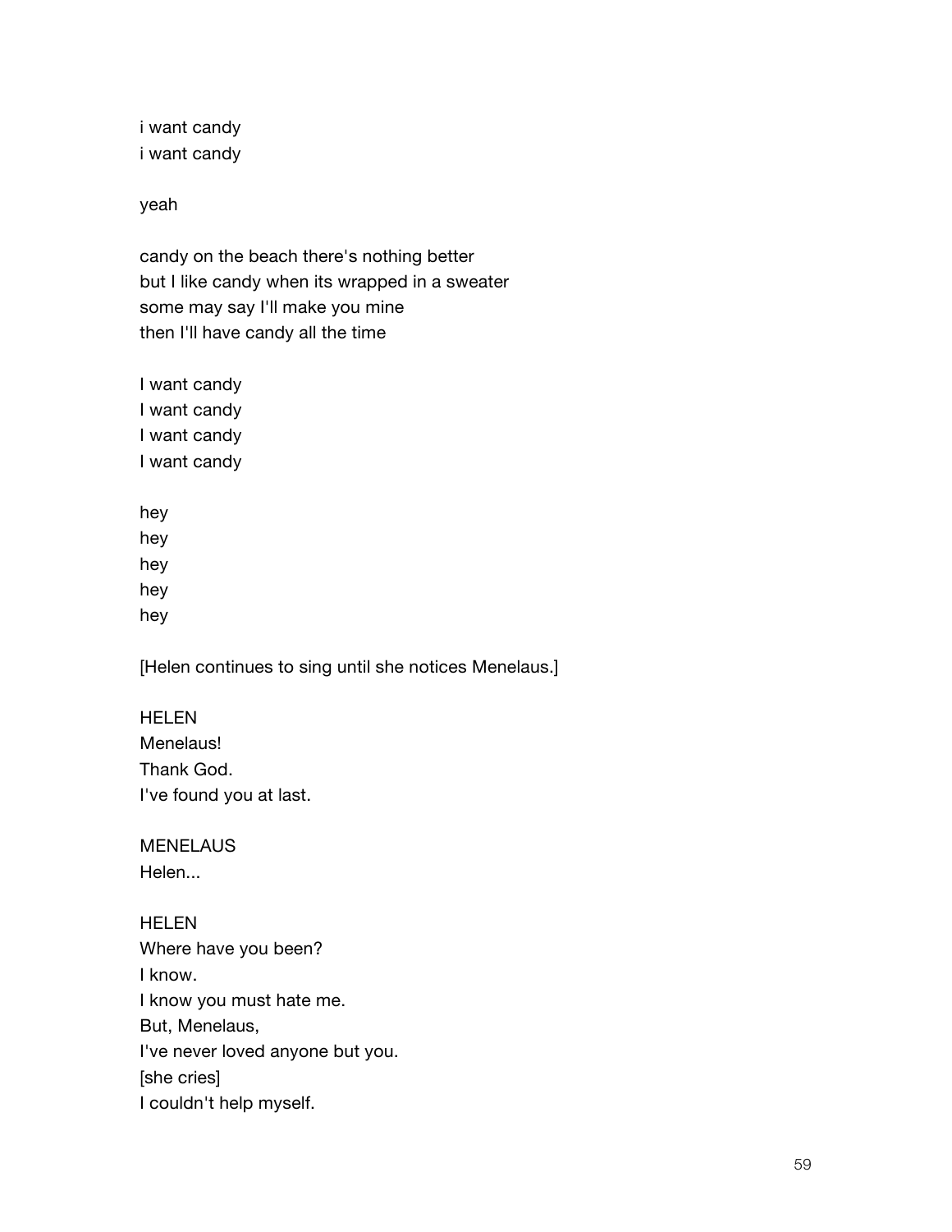i want candy
i want candy

yeah

candy on the beach there's nothing better
but I like candy when its wrapped in a sweater
some may say I'll make you mine
then I'll have candy all the time

I want candy
I want candy
I want candy
I want candy

hey
hey
hey
hey
hey

[Helen continues to sing until she notices Menelaus.]

HELEN
Menelaus!
Thank God.
I've found you at last.

MENELAUS
Helen...

HELEN
Where have you been?
I know.
I know you must hate me.
But, Menelaus,
I've never loved anyone but you.
[she cries]
I couldn't help myself.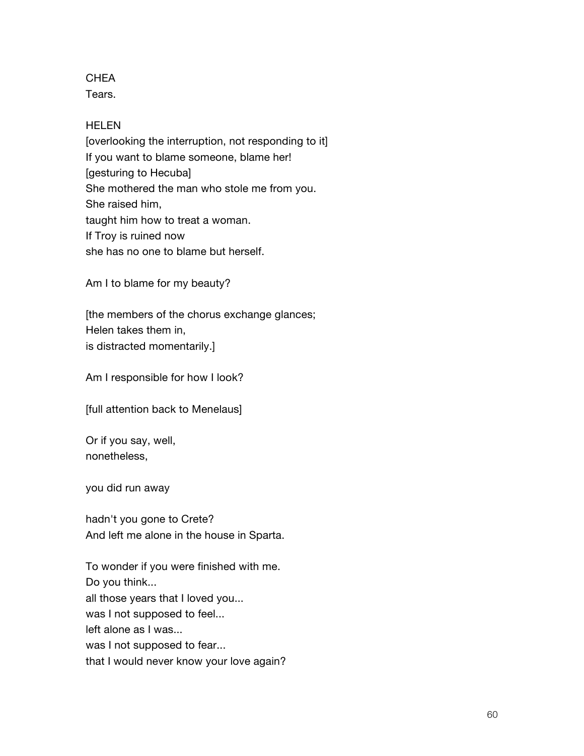CHEA
Tears.

HELEN
[overlooking the interruption, not responding to it]
If you want to blame someone, blame her!
[gesturing to Hecuba]
She mothered the man who stole me from you.
She raised him,
taught him how to treat a woman.
If Troy is ruined now
she has no one to blame but herself.

Am I to blame for my beauty?

[the members of the chorus exchange glances;
Helen takes them in,
is distracted momentarily.]

Am I responsible for how I look?

[full attention back to Menelaus]

Or if you say, well,
nonetheless,

you did run away

hadn't you gone to Crete?
And left me alone in the house in Sparta.

To wonder if you were finished with me.
Do you think...
all those years that I loved you...
was I not supposed to feel...
left alone as I was...
was I not supposed to fear...
that I would never know your love again?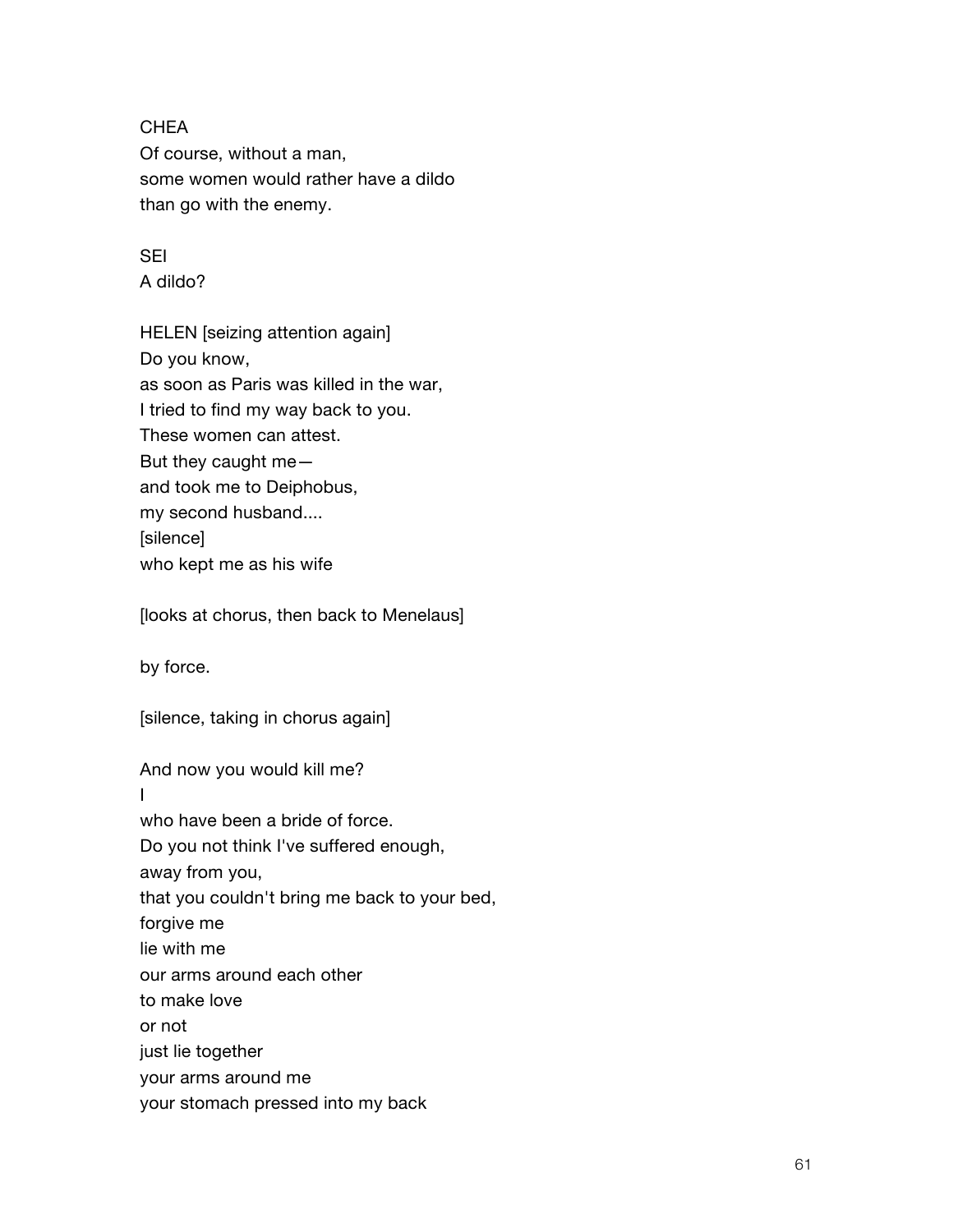CHEA
Of course, without a man,
some women would rather have a dildo
than go with the enemy.

SEI
A dildo?

HELEN [seizing attention again]
Do you know,
as soon as Paris was killed in the war,
I tried to find my way back to you.
These women can attest.
But they caught me—
and took me to Deiphobus,
my second husband....
[silence]
who kept me as his wife

[looks at chorus, then back to Menelaus]

by force.

[silence, taking in chorus again]

And now you would kill me?
I
who have been a bride of force.
Do you not think I've suffered enough,
away from you,
that you couldn't bring me back to your bed,
forgive me
lie with me
our arms around each other
to make love
or not
just lie together
your arms around me
your stomach pressed into my back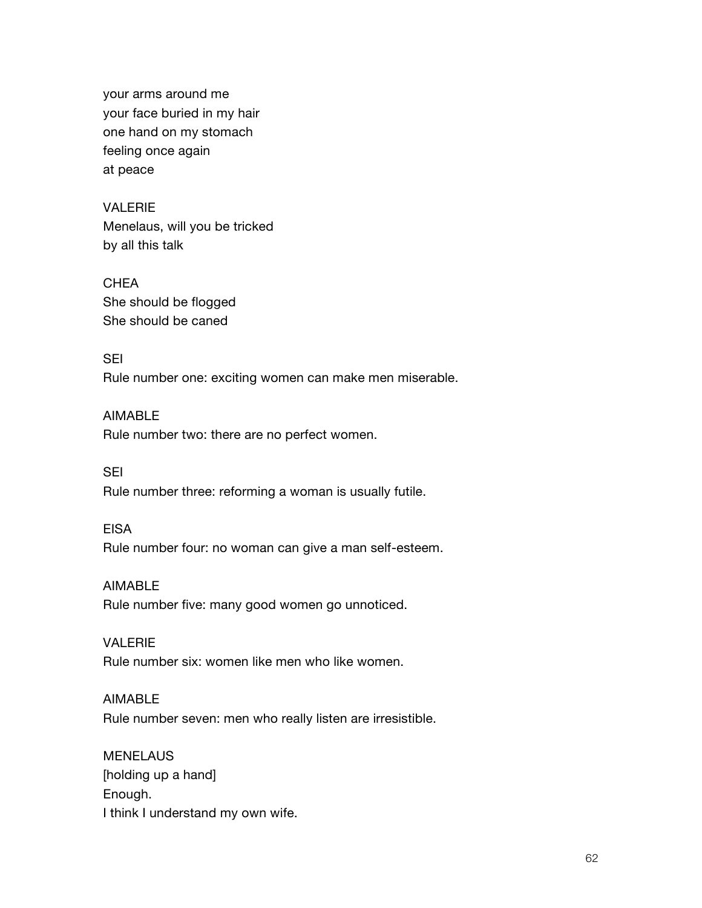your arms around me
your face buried in my hair
one hand on my stomach
feeling once again
at peace

VALERIE
Menelaus, will you be tricked
by all this talk

CHEA
She should be flogged
She should be caned

SEI
Rule number one: exciting women can make men miserable.

AIMABLE
Rule number two: there are no perfect women.

SEI
Rule number three: reforming a woman is usually futile.

EISA
Rule number four: no woman can give a man self-esteem.

AIMABLE
Rule number five: many good women go unnoticed.

VALERIE
Rule number six: women like men who like women.

AIMABLE
Rule number seven: men who really listen are irresistible.

MENELAUS
[holding up a hand]
Enough.
I think I understand my own wife.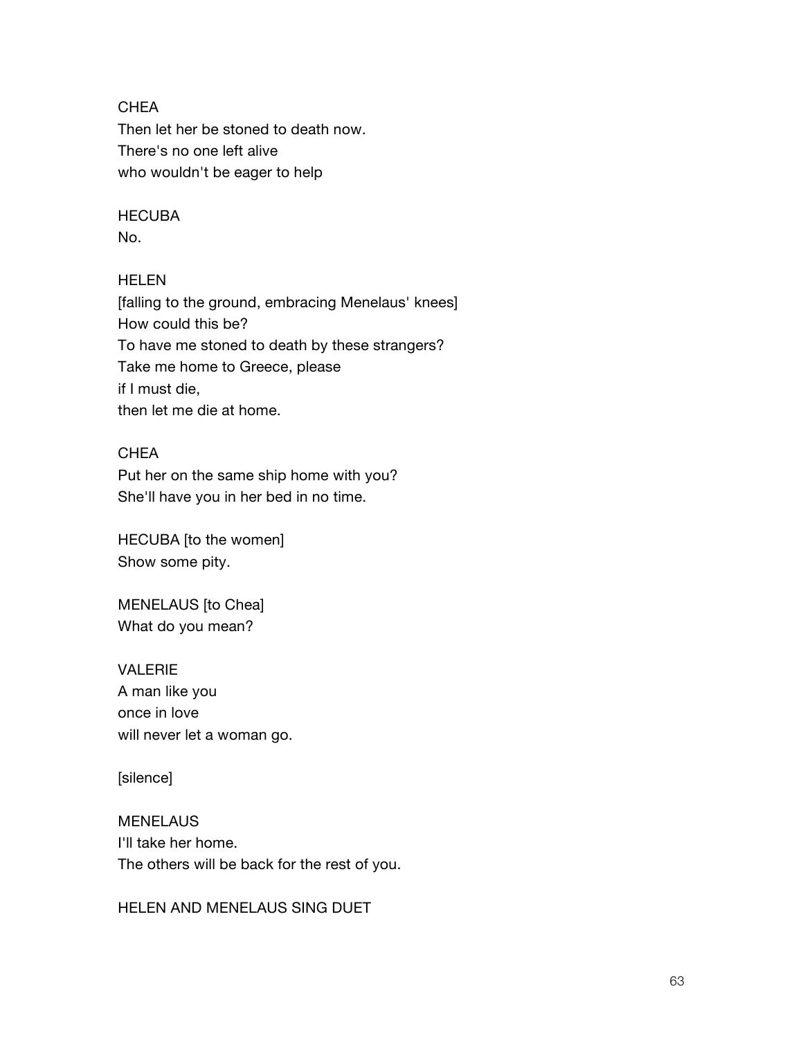CHEA
Then let her be stoned to death now.
There's no one left alive
who wouldn't be eager to help

HECUBA
No.

HELEN
[falling to the ground, embracing Menelaus' knees]
How could this be?
To have me stoned to death by these strangers?
Take me home to Greece, please
if I must die,
then let me die at home.

CHEA
Put her on the same ship home with you?
She'll have you in her bed in no time.

HECUBA [to the women]
Show some pity.

MENELAUS [to Chea]
What do you mean?

VALERIE
A man like you
once in love
will never let a woman go.

[silence]

MENELAUS
I'll take her home.
The others will be back for the rest of you.

HELEN AND MENELAUS SING DUET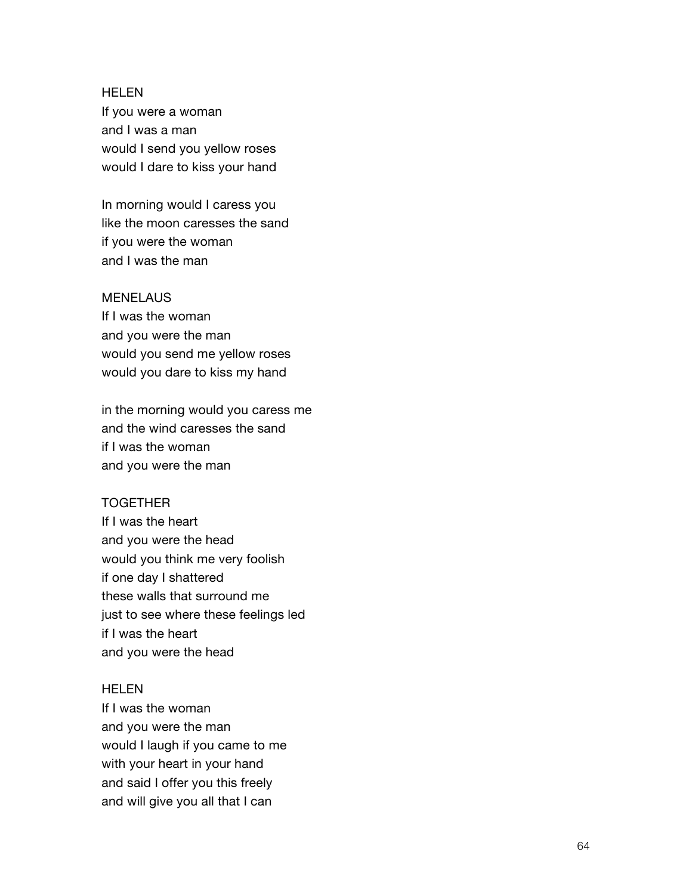HELEN

If you were a woman
and I was a man
would I send you yellow roses
would I dare to kiss your hand

In morning would I caress you
like the moon caresses the sand
if you were the woman
and I was the man

MENELAUS

If I was the woman
and you were the man
would you send me yellow roses
would you dare to kiss my hand

in the morning would you caress me
and the wind caresses the sand
if I was the woman
and you were the man

TOGETHER

If I was the heart
and you were the head
would you think me very foolish
if one day I shattered
these walls that surround me
just to see where these feelings led
if I was the heart
and you were the head

HELEN

If I was the woman
and you were the man
would I laugh if you came to me
with your heart in your hand
and said I offer you this freely
and will give you all that I can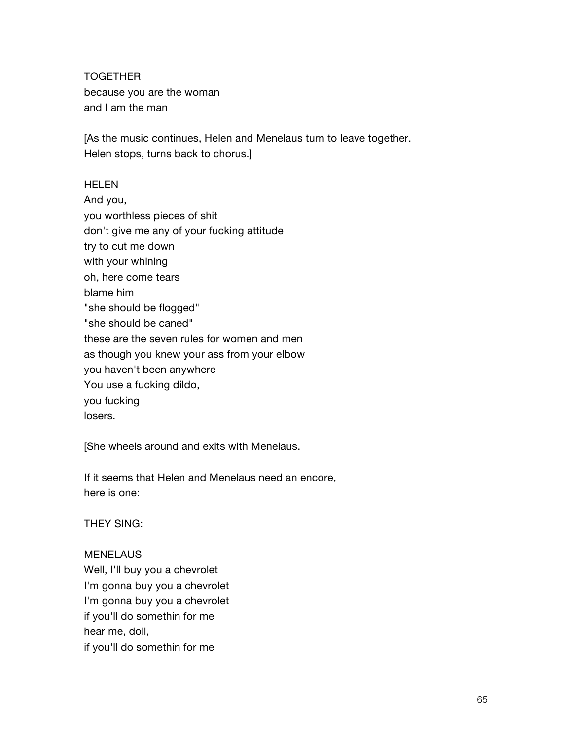TOGETHER
because you are the woman
and I am the man

[As the music continues, Helen and Menelaus turn to leave together.
Helen stops, turns back to chorus.]

HELEN
And you,
you worthless pieces of shit
don't give me any of your fucking attitude
try to cut me down
with your whining
oh, here come tears
blame him
"she should be flogged"
"she should be caned"
these are the seven rules for women and men
as though you knew your ass from your elbow
you haven't been anywhere
You use a fucking dildo,
you fucking
losers.

[She wheels around and exits with Menelaus.

If it seems that Helen and Menelaus need an encore,
here is one:

THEY SING:

MENELAUS
Well, I'll buy you a chevrolet
I'm gonna buy you a chevrolet
I'm gonna buy you a chevrolet
if you'll do somethin for me
hear me, doll,
if you'll do somethin for me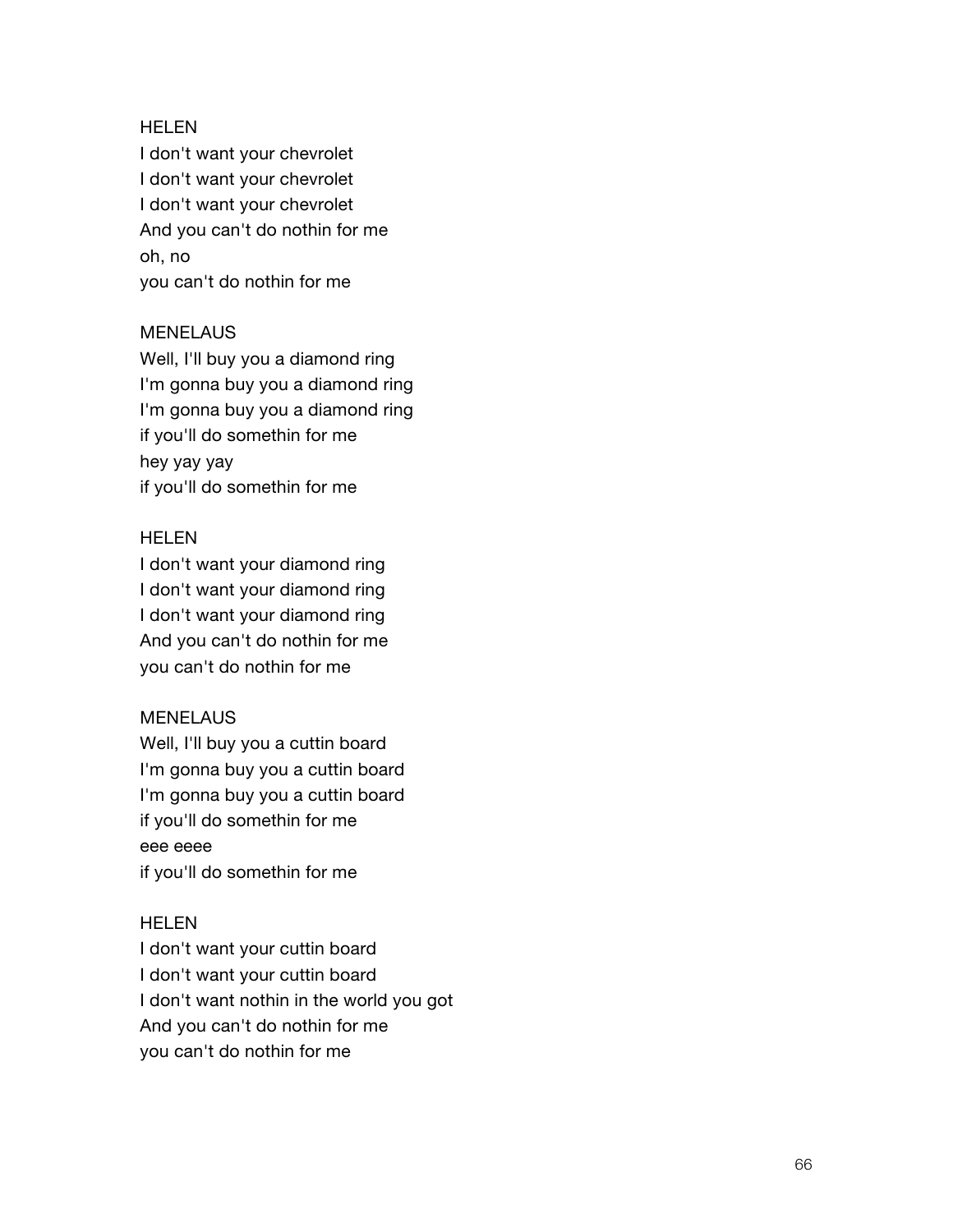HELEN
I don't want your chevrolet
I don't want your chevrolet
I don't want your chevrolet
And you can't do nothin for me
oh, no
you can't do nothin for me

MENELAUS
Well, I'll buy you a diamond ring
I'm gonna buy you a diamond ring
I'm gonna buy you a diamond ring
if you'll do somethin for me
hey yay yay
if you'll do somethin for me

HELEN
I don't want your diamond ring
I don't want your diamond ring
I don't want your diamond ring
And you can't do nothin for me
you can't do nothin for me

MENELAUS
Well, I'll buy you a cuttin board
I'm gonna buy you a cuttin board
I'm gonna buy you a cuttin board
if you'll do somethin for me
eee eeee
if you'll do somethin for me

HELEN
I don't want your cuttin board
I don't want your cuttin board
I don't want nothin in the world you got
And you can't do nothin for me
you can't do nothin for me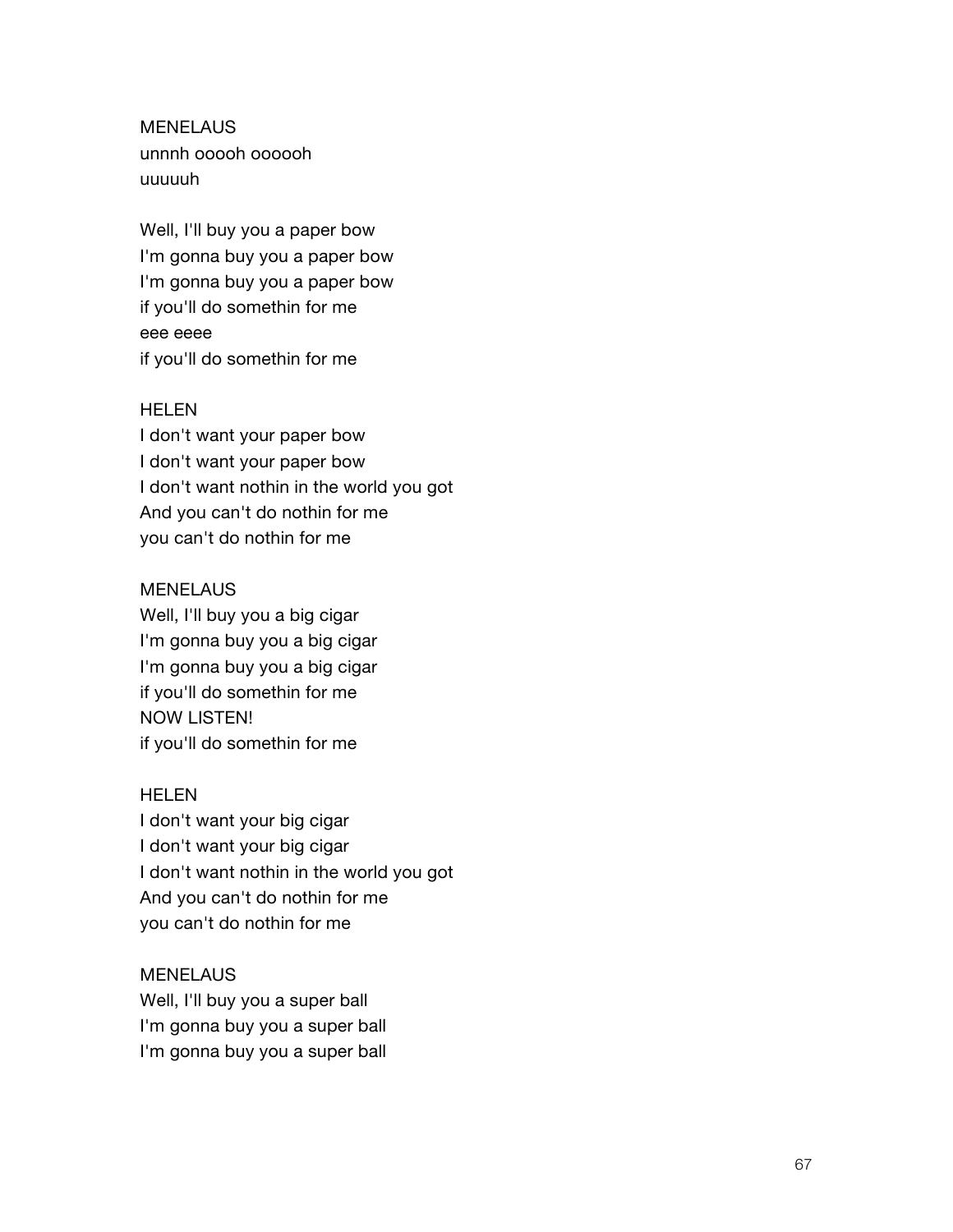MENELAUS
unnnh ooooh oooooh
uuuuuh

Well, I'll buy you a paper bow
I'm gonna buy you a paper bow
I'm gonna buy you a paper bow
if you'll do somethin for me
eee eeee
if you'll do somethin for me

HELEN
I don't want your paper bow
I don't want your paper bow
I don't want nothin in the world you got
And you can't do nothin for me
you can't do nothin for me

MENELAUS
Well, I'll buy you a big cigar
I'm gonna buy you a big cigar
I'm gonna buy you a big cigar
if you'll do somethin for me
NOW LISTEN!
if you'll do somethin for me

HELEN
I don't want your big cigar
I don't want your big cigar
I don't want nothin in the world you got
And you can't do nothin for me
you can't do nothin for me

MENELAUS
Well, I'll buy you a super ball
I'm gonna buy you a super ball
I'm gonna buy you a super ball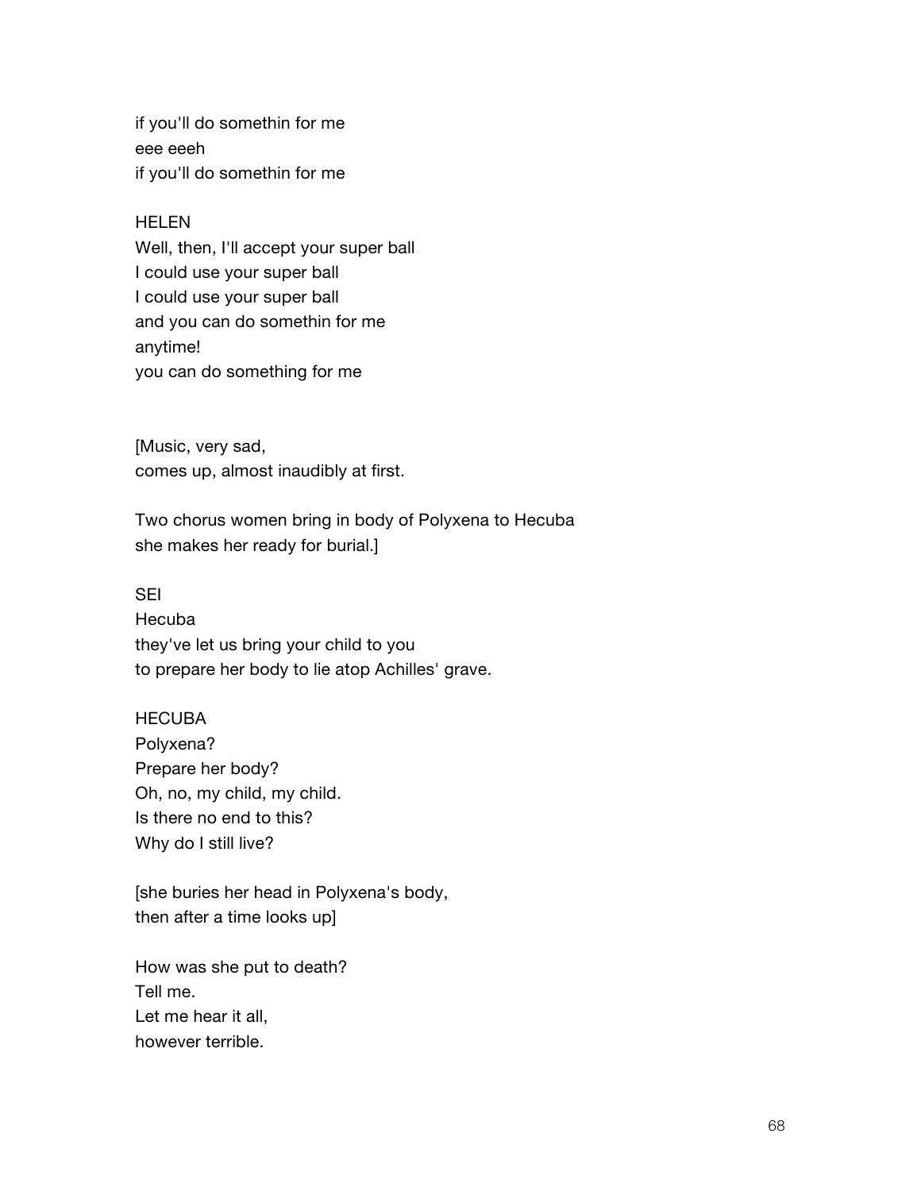if you'll do somethin for me
eee eeeh
if you'll do somethin for me

HELEN
Well, then, I'll accept your super ball
I could use your super ball
I could use your super ball
and you can do somethin for me
anytime!
you can do something for me

[Music, very sad,
comes up, almost inaudibly at first.

Two chorus women bring in body of Polyxena to Hecuba
she makes her ready for burial.]

SEI
Hecuba
they've let us bring your child to you
to prepare her body to lie atop Achilles' grave.

HECUBA
Polyxena?
Prepare her body?
Oh, no, my child, my child.
Is there no end to this?
Why do I still live?

[she buries her head in Polyxena's body,
then after a time looks up]

How was she put to death?
Tell me.
Let me hear it all,
however terrible.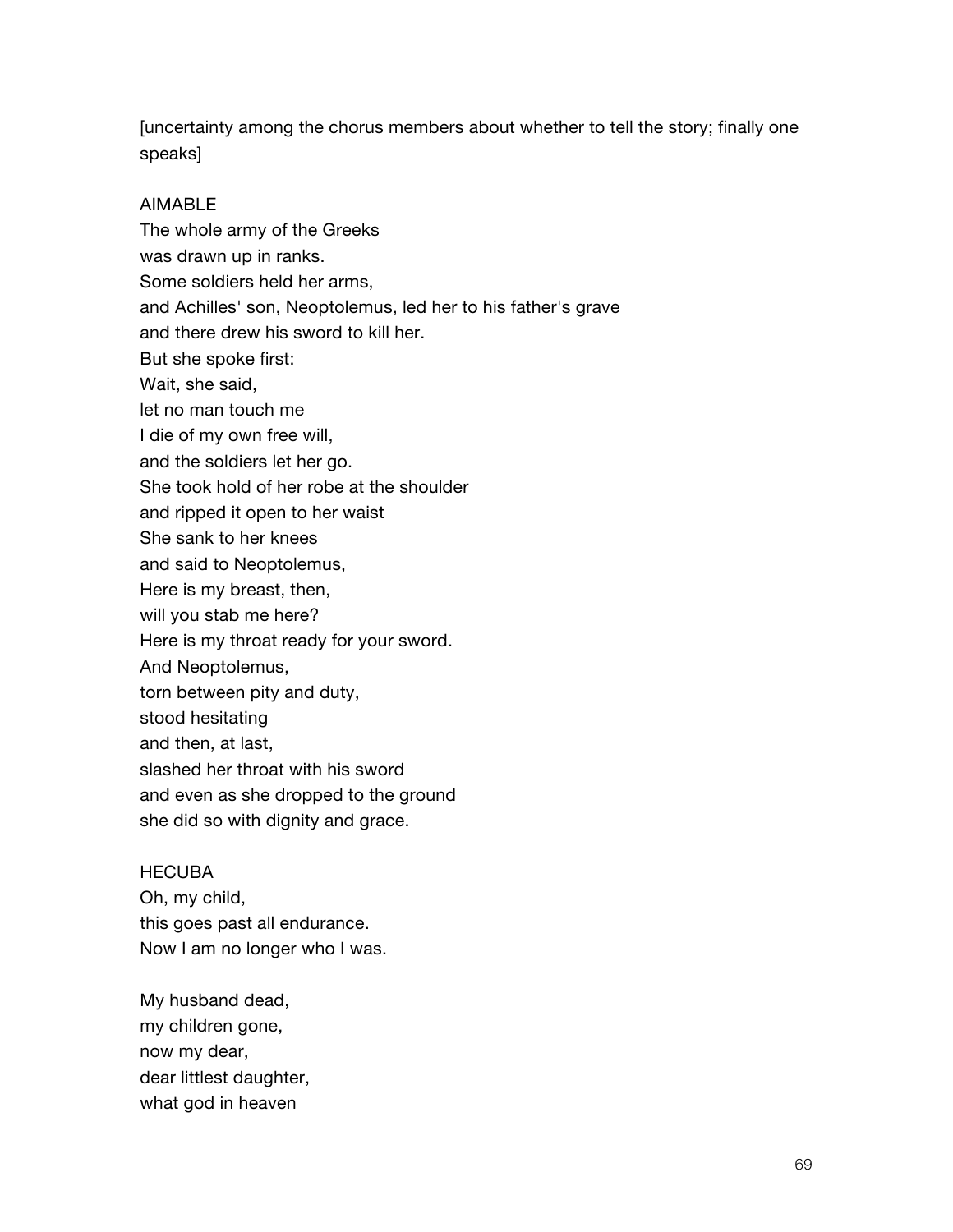[uncertainty among the chorus members about whether to tell the story; finally one speaks]

AIMABLE
The whole army of the Greeks
was drawn up in ranks.
Some soldiers held her arms,
and Achilles' son, Neoptolemus, led her to his father's grave
and there drew his sword to kill her.
But she spoke first:
Wait, she said,
let no man touch me
I die of my own free will,
and the soldiers let her go.
She took hold of her robe at the shoulder
and ripped it open to her waist
She sank to her knees
and said to Neoptolemus,
Here is my breast, then,
will you stab me here?
Here is my throat ready for your sword.
And Neoptolemus,
torn between pity and duty,
stood hesitating
and then, at last,
slashed her throat with his sword
and even as she dropped to the ground
she did so with dignity and grace.

HECUBA
Oh, my child,
this goes past all endurance.
Now I am no longer who I was.

My husband dead,
my children gone,
now my dear,
dear littlest daughter,
what god in heaven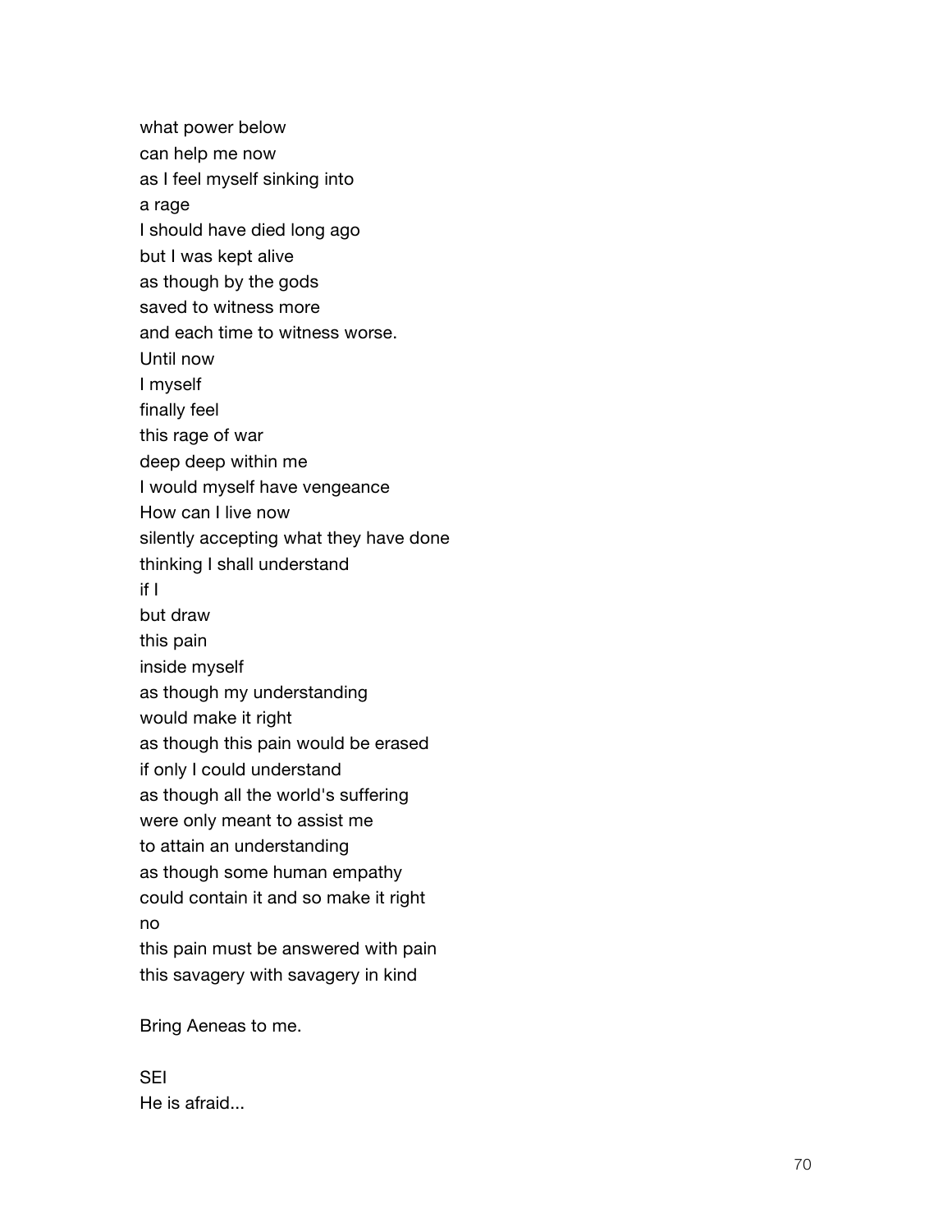what power below
can help me now
as I feel myself sinking into
a rage
I should have died long ago
but I was kept alive
as though by the gods
saved to witness more
and each time to witness worse.
Until now
I myself
finally feel
this rage of war
deep deep within me
I would myself have vengeance
How can I live now
silently accepting what they have done
thinking I shall understand
if I
but draw
this pain
inside myself
as though my understanding
would make it right
as though this pain would be erased
if only I could understand
as though all the world's suffering
were only meant to assist me
to attain an understanding
as though some human empathy
could contain it and so make it right
no
this pain must be answered with pain
this savagery with savagery in kind

Bring Aeneas to me.

SEI
He is afraid...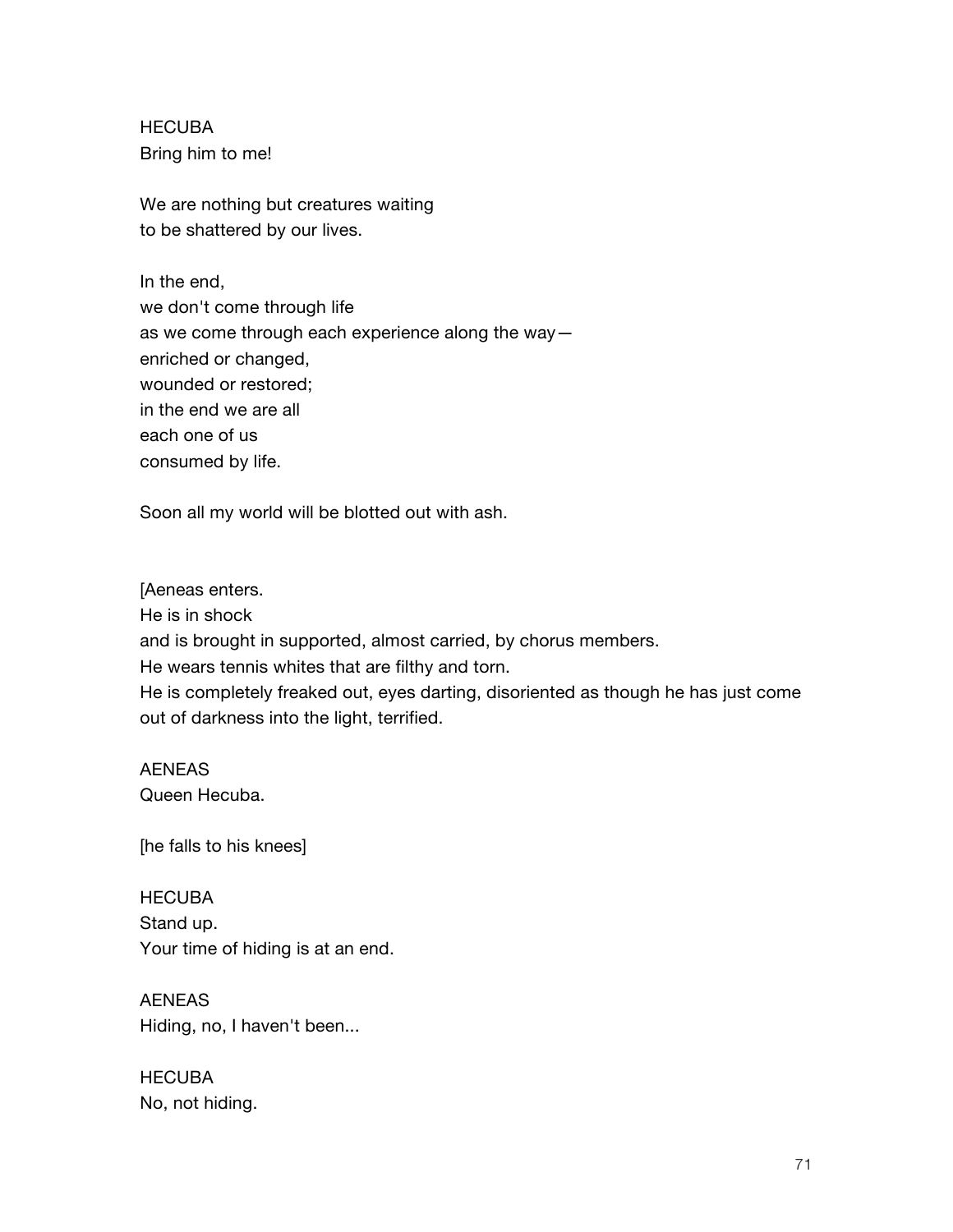HECUBA
Bring him to me!

We are nothing but creatures waiting
to be shattered by our lives.

In the end,
we don't come through life
as we come through each experience along the way—
enriched or changed,
wounded or restored;
in the end we are all
each one of us
consumed by life.

Soon all my world will be blotted out with ash.

[Aeneas enters.
He is in shock
and is brought in supported, almost carried, by chorus members.
He wears tennis whites that are filthy and torn.
He is completely freaked out, eyes darting, disoriented as though he has just come out of darkness into the light, terrified.

AENEAS
Queen Hecuba.

[he falls to his knees]

HECUBA
Stand up.
Your time of hiding is at an end.

AENEAS
Hiding, no, I haven't been...

HECUBA
No, not hiding.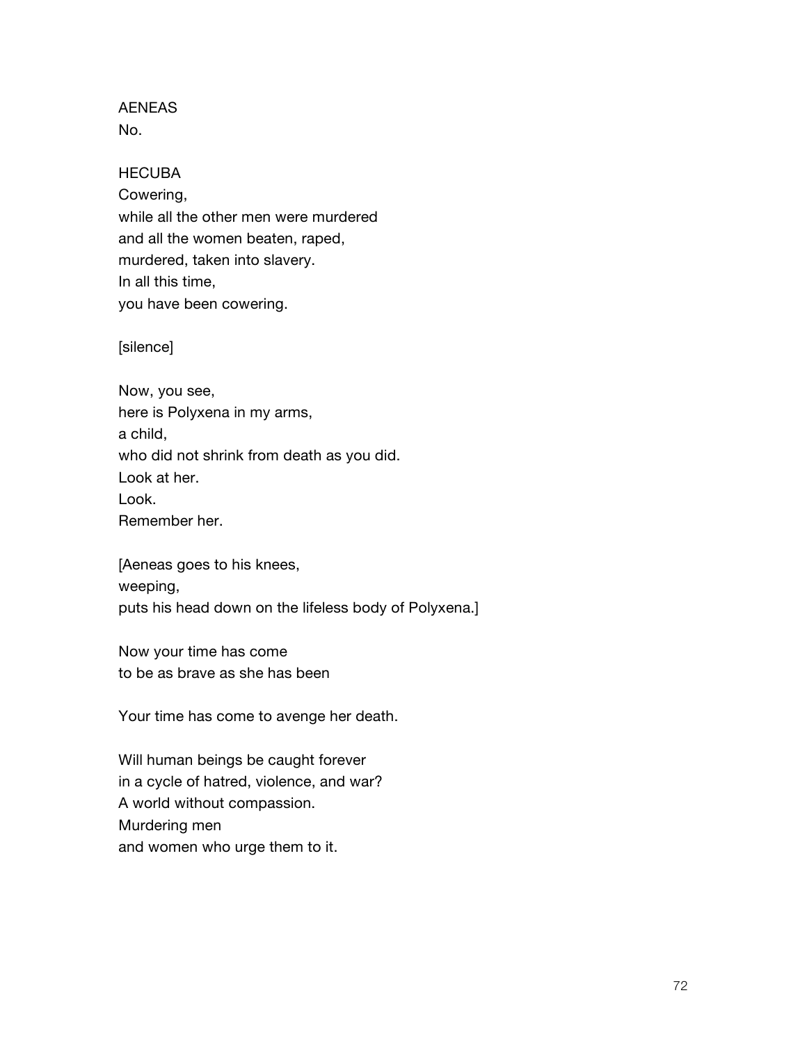AENEAS
No.

HECUBA
Cowering,
while all the other men were murdered
and all the women beaten, raped,
murdered, taken into slavery.
In all this time,
you have been cowering.

[silence]

Now, you see,
here is Polyxena in my arms,
a child,
who did not shrink from death as you did.
Look at her.
Look.
Remember her.

[Aeneas goes to his knees,
weeping,
puts his head down on the lifeless body of Polyxena.]

Now your time has come
to be as brave as she has been

Your time has come to avenge her death.

Will human beings be caught forever
in a cycle of hatred, violence, and war?
A world without compassion.
Murdering men
and women who urge them to it.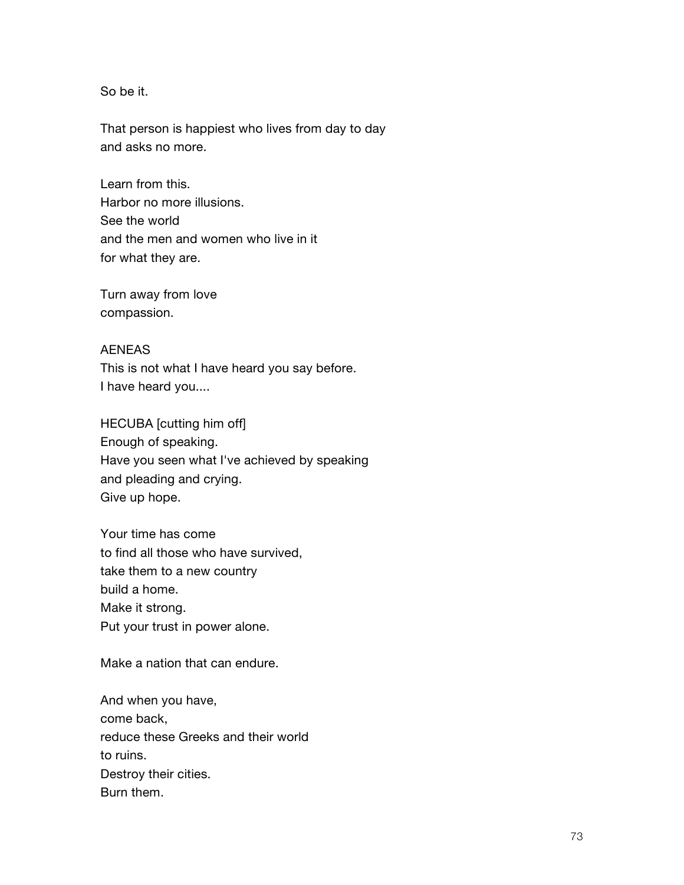So be it.

That person is happiest who lives from day to day  
and asks no more.

Learn from this.  
Harbor no more illusions.  
See the world  
and the men and women who live in it  
for what they are.

Turn away from love  
compassion.

AENEAS  
This is not what I have heard you say before.  
I have heard you....

HECUBA [cutting him off]  
Enough of speaking.  
Have you seen what I've achieved by speaking  
and pleading and crying.  
Give up hope.

Your time has come  
to find all those who have survived,  
take them to a new country  
build a home.  
Make it strong.  
Put your trust in power alone.

Make a nation that can endure.

And when you have,  
come back,  
reduce these Greeks and their world  
to ruins.  
Destroy their cities.  
Burn them.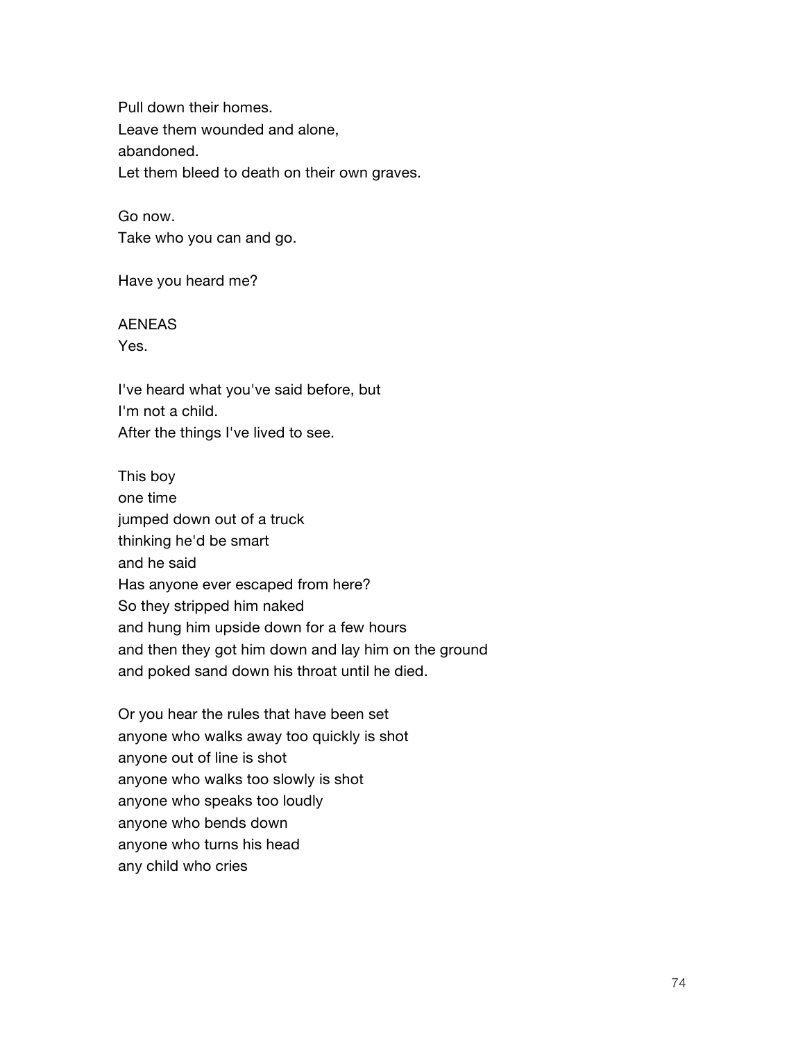Pull down their homes.
Leave them wounded and alone,
abandoned.
Let them bleed to death on their own graves.

Go now.
Take who you can and go.

Have you heard me?

AENEAS
Yes.

I've heard what you've said before, but
I'm not a child.
After the things I've lived to see.

This boy
one time
jumped down out of a truck
thinking he'd be smart
and he said
Has anyone ever escaped from here?
So they stripped him naked
and hung him upside down for a few hours
and then they got him down and lay him on the ground
and poked sand down his throat until he died.

Or you hear the rules that have been set
anyone who walks away too quickly is shot
anyone out of line is shot
anyone who walks too slowly is shot
anyone who speaks too loudly
anyone who bends down
anyone who turns his head
any child who cries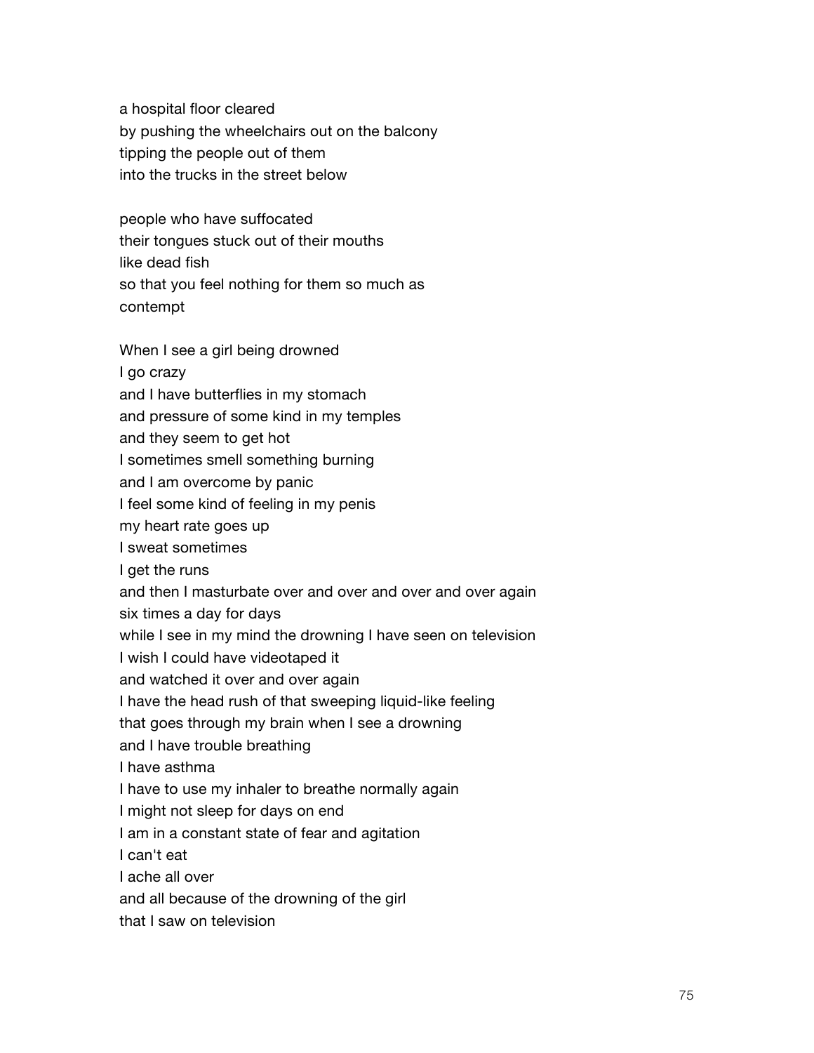a hospital floor cleared
by pushing the wheelchairs out on the balcony
tipping the people out of them
into the trucks in the street below

people who have suffocated
their tongues stuck out of their mouths
like dead fish
so that you feel nothing for them so much as
contempt

When I see a girl being drowned
I go crazy
and I have butterflies in my stomach
and pressure of some kind in my temples
and they seem to get hot
I sometimes smell something burning
and I am overcome by panic
I feel some kind of feeling in my penis
my heart rate goes up
I sweat sometimes
I get the runs
and then I masturbate over and over and over and over again
six times a day for days
while I see in my mind the drowning I have seen on television
I wish I could have videotaped it
and watched it over and over again
I have the head rush of that sweeping liquid-like feeling
that goes through my brain when I see a drowning
and I have trouble breathing
I have asthma
I have to use my inhaler to breathe normally again
I might not sleep for days on end
I am in a constant state of fear and agitation
I can't eat
I ache all over
and all because of the drowning of the girl
that I saw on television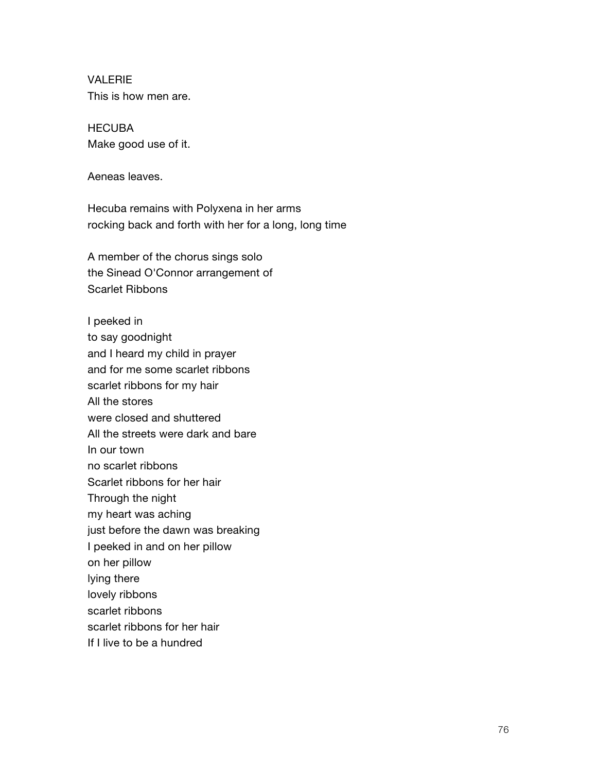VALERIE
This is how men are.

HECUBA
Make good use of it.

Aeneas leaves.

Hecuba remains with Polyxena in her arms
rocking back and forth with her for a long, long time

A member of the chorus sings solo
the Sinead O'Connor arrangement of
Scarlet Ribbons

I peeked in
to say goodnight
and I heard my child in prayer
and for me some scarlet ribbons
scarlet ribbons for my hair
All the stores
were closed and shuttered
All the streets were dark and bare
In our town
no scarlet ribbons
Scarlet ribbons for her hair
Through the night
my heart was aching
just before the dawn was breaking
I peeked in and on her pillow
on her pillow
lying there
lovely ribbons
scarlet ribbons
scarlet ribbons for her hair
If I live to be a hundred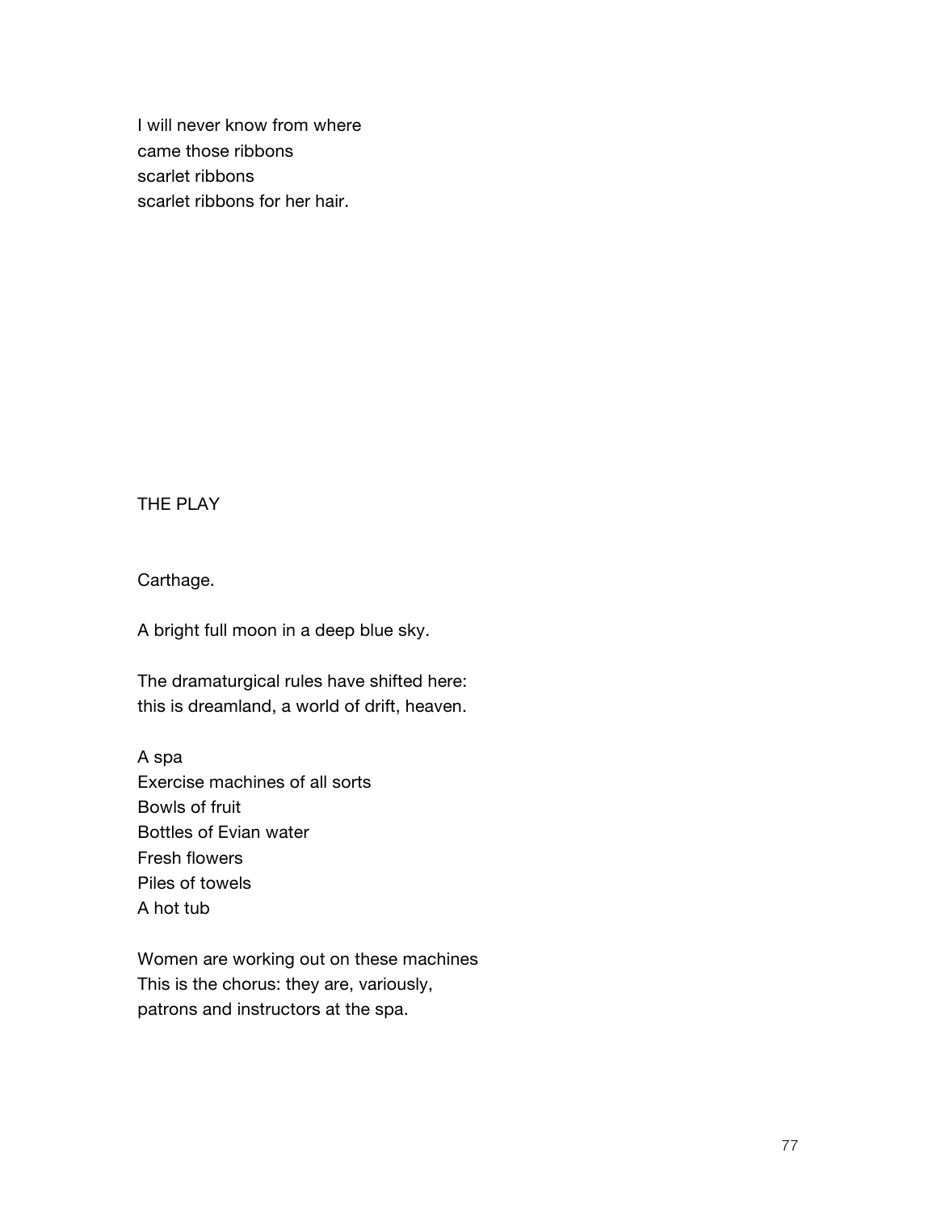I will never know from where
came those ribbons
scarlet ribbons
scarlet ribbons for her hair.

THE PLAY

Carthage.

A bright full moon in a deep blue sky.

The dramaturgical rules have shifted here:
this is dreamland, a world of drift, heaven.

A spa
Exercise machines of all sorts
Bowls of fruit
Bottles of Evian water
Fresh flowers
Piles of towels
A hot tub

Women are working out on these machines
This is the chorus: they are, variously,
patrons and instructors at the spa.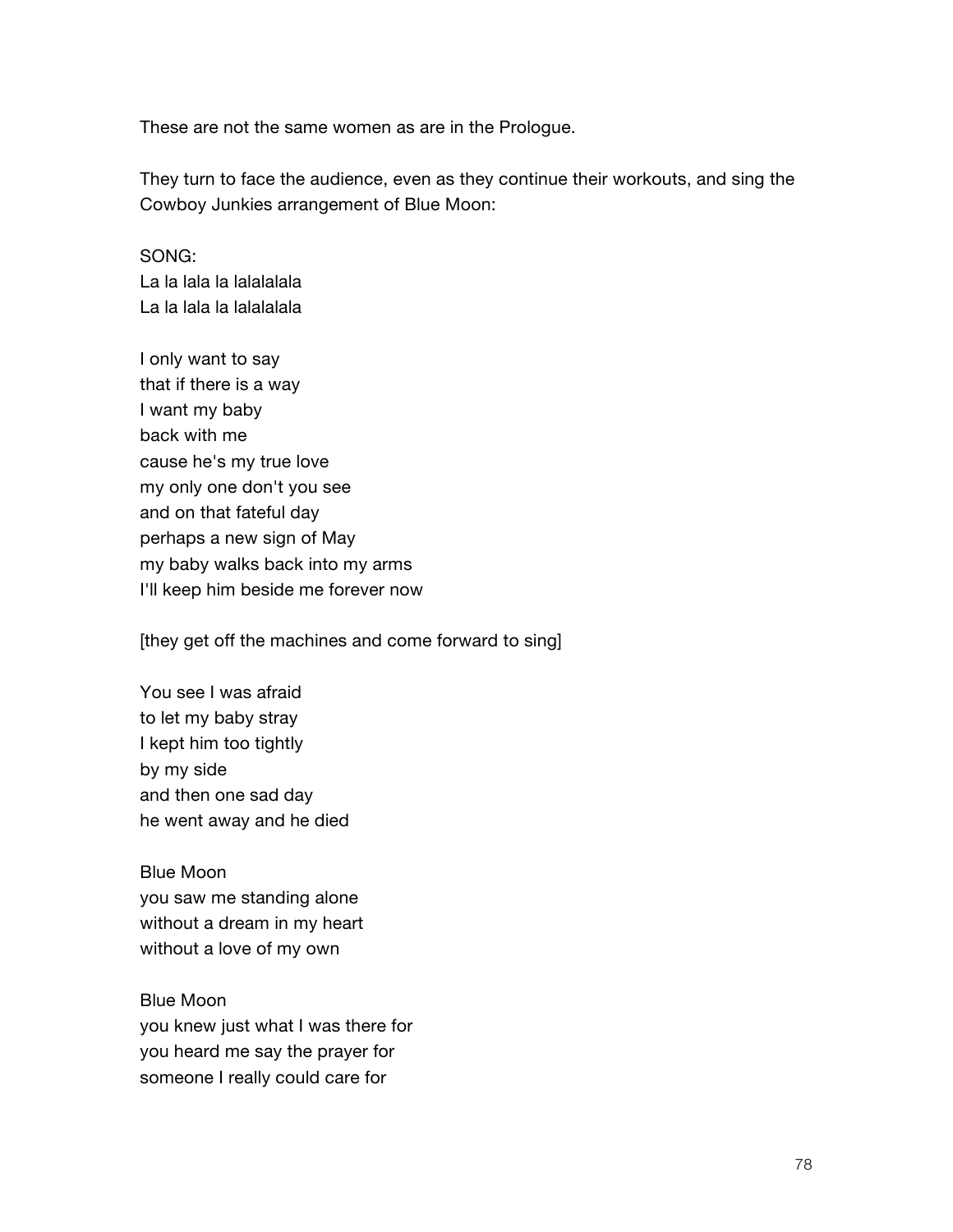These are not the same women as are in the Prologue.

They turn to face the audience, even as they continue their workouts, and sing the Cowboy Junkies arrangement of Blue Moon:

SONG:  
La la lala la lalalalala  
La la lala la lalalalala

I only want to say  
that if there is a way  
I want my baby  
back with me  
cause he's my true love  
my only one don't you see  
and on that fateful day  
perhaps a new sign of May  
my baby walks back into my arms  
I'll keep him beside me forever now

[they get off the machines and come forward to sing]

You see I was afraid  
to let my baby stray  
I kept him too tightly  
by my side  
and then one sad day  
he went away and he died

Blue Moon  
you saw me standing alone  
without a dream in my heart  
without a love of my own

Blue Moon  
you knew just what I was there for  
you heard me say the prayer for  
someone I really could care for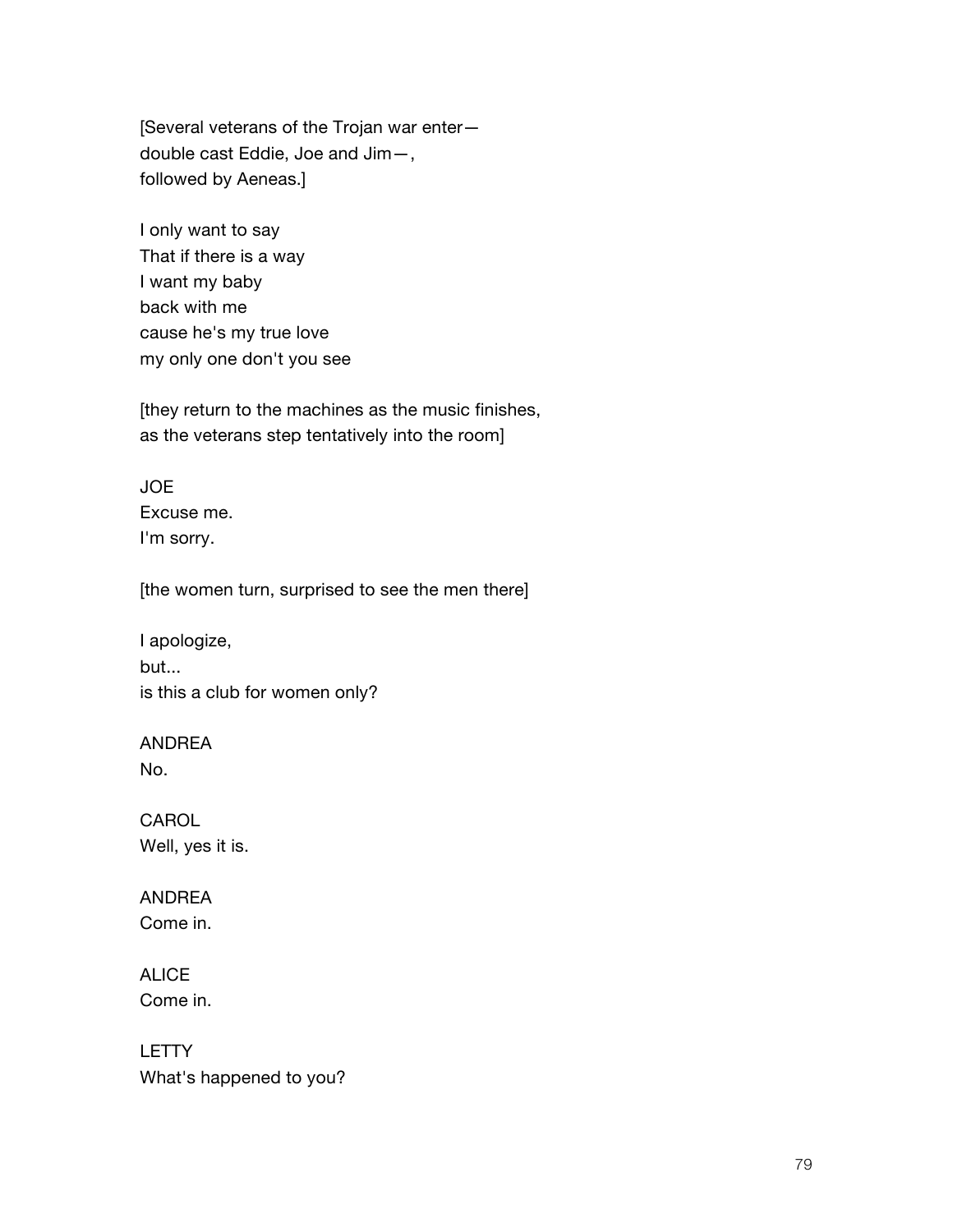[Several veterans of the Trojan war enter—
double cast Eddie, Joe and Jim—,
followed by Aeneas.]

I only want to say
That if there is a way
I want my baby
back with me
cause he's my true love
my only one don't you see

[they return to the machines as the music finishes,
as the veterans step tentatively into the room]

JOE
Excuse me.
I'm sorry.

[the women turn, surprised to see the men there]

I apologize,
but...
is this a club for women only?

ANDREA
No.

CAROL
Well, yes it is.

ANDREA
Come in.

ALICE
Come in.

LETTY
What's happened to you?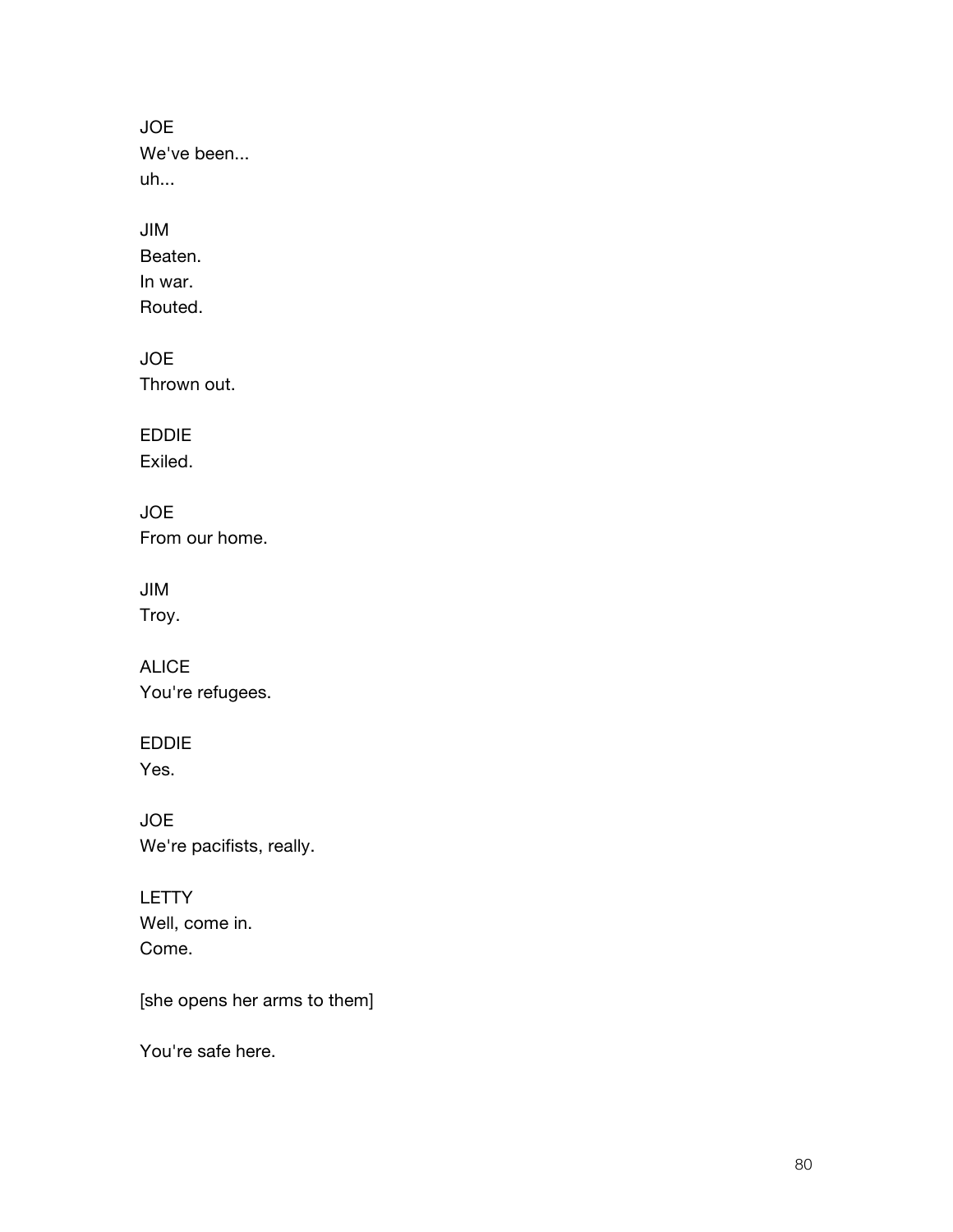JOE
We've been...
uh...

JIM
Beaten.
In war.
Routed.

JOE
Thrown out.

EDDIE
Exiled.

JOE
From our home.

JIM
Troy.

ALICE
You're refugees.

EDDIE
Yes.

JOE
We're pacifists, really.

LETTY
Well, come in.
Come.

[she opens her arms to them]

You're safe here.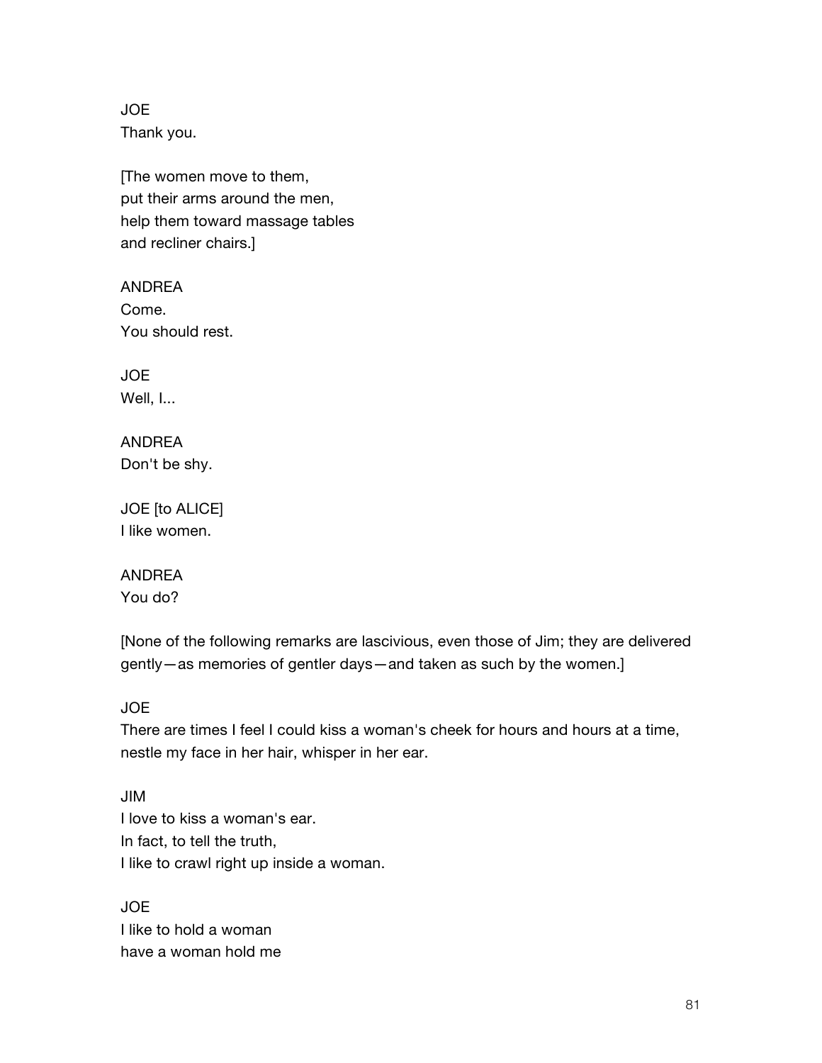JOE
Thank you.

[The women move to them,
put their arms around the men,
help them toward massage tables
and recliner chairs.]

ANDREA
Come.
You should rest.

JOE
Well, I...

ANDREA
Don't be shy.

JOE [to ALICE]
I like women.

ANDREA
You do?

[None of the following remarks are lascivious, even those of Jim; they are delivered gently—as memories of gentler days—and taken as such by the women.]

JOE
There are times I feel I could kiss a woman's cheek for hours and hours at a time, nestle my face in her hair, whisper in her ear.

JIM
I love to kiss a woman's ear.
In fact, to tell the truth,
I like to crawl right up inside a woman.

JOE
I like to hold a woman
have a woman hold me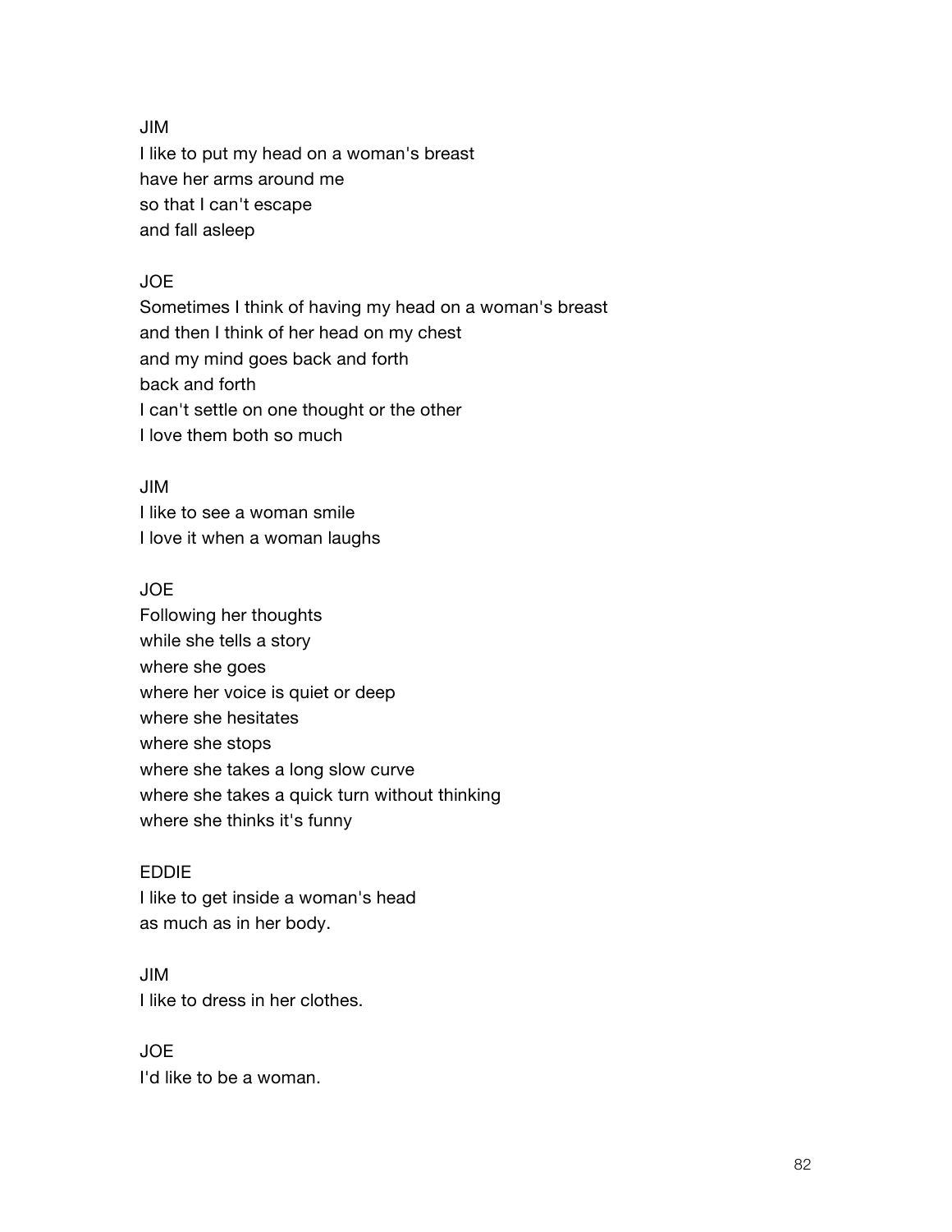JIM
I like to put my head on a woman's breast
have her arms around me
so that I can't escape
and fall asleep

JOE
Sometimes I think of having my head on a woman's breast
and then I think of her head on my chest
and my mind goes back and forth
back and forth
I can't settle on one thought or the other
I love them both so much

JIM
I like to see a woman smile
I love it when a woman laughs

JOE
Following her thoughts
while she tells a story
where she goes
where her voice is quiet or deep
where she hesitates
where she stops
where she takes a long slow curve
where she takes a quick turn without thinking
where she thinks it's funny

EDDIE
I like to get inside a woman's head
as much as in her body.

JIM
I like to dress in her clothes.

JOE
I'd like to be a woman.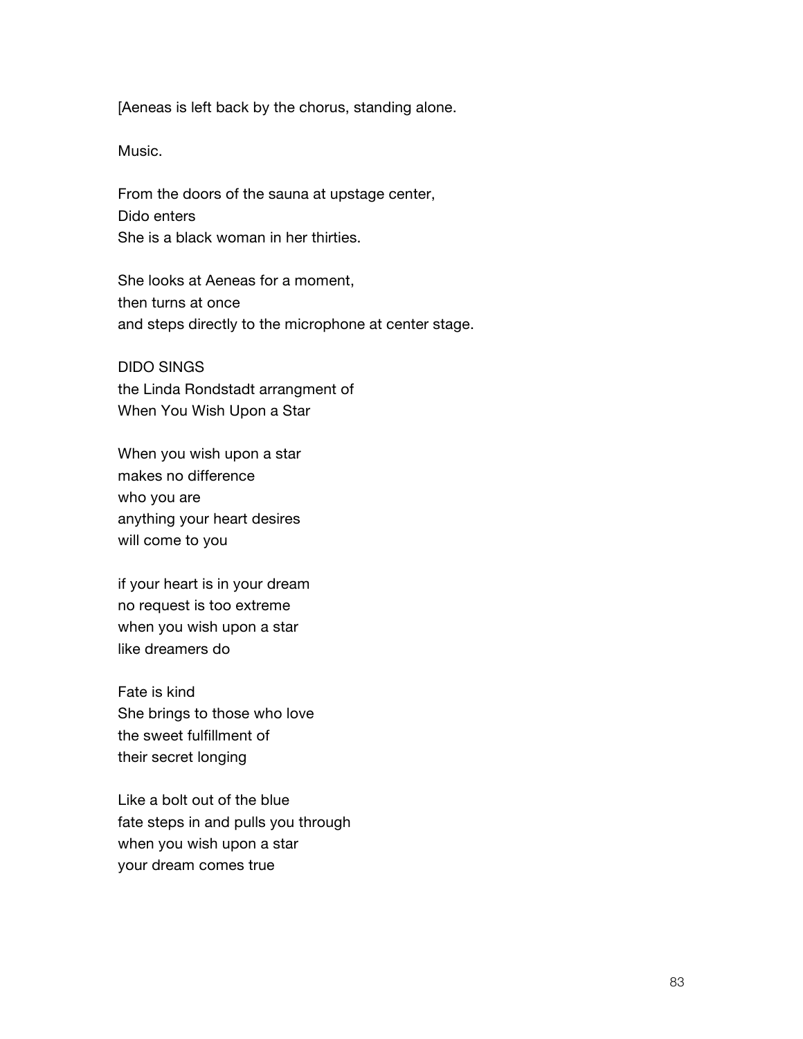[Aeneas is left back by the chorus, standing alone.

Music.

From the doors of the sauna at upstage center,  
Dido enters  
She is a black woman in her thirties.

She looks at Aeneas for a moment,  
then turns at once  
and steps directly to the microphone at center stage.

DIDO SINGS  
the Linda Rondstadt arrangment of  
When You Wish Upon a Star

When you wish upon a star  
makes no difference  
who you are  
anything your heart desires  
will come to you

if your heart is in your dream  
no request is too extreme  
when you wish upon a star  
like dreamers do

Fate is kind  
She brings to those who love  
the sweet fulfillment of  
their secret longing

Like a bolt out of the blue  
fate steps in and pulls you through  
when you wish upon a star  
your dream comes true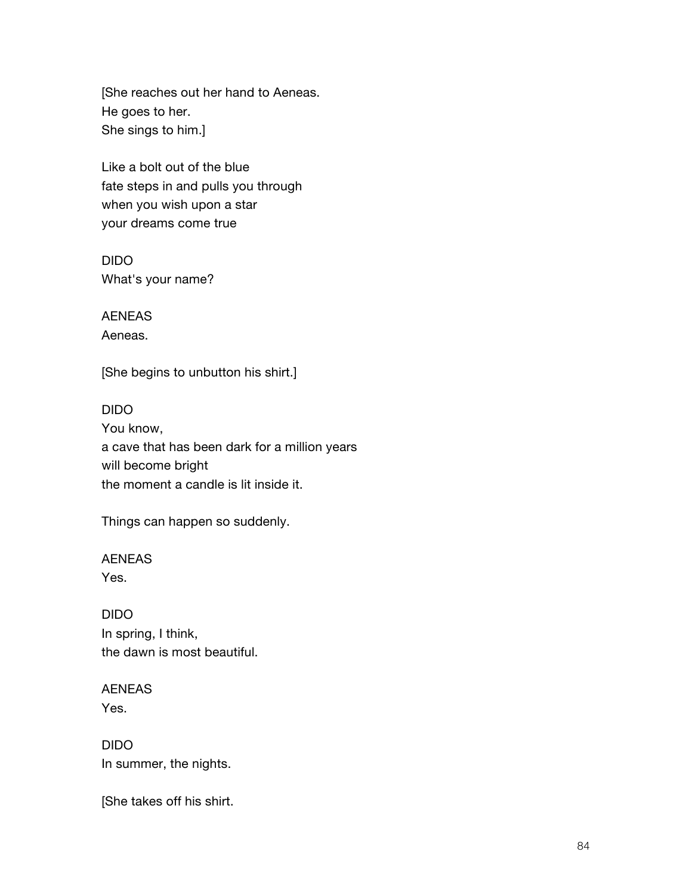[She reaches out her hand to Aeneas.
He goes to her.
She sings to him.]

Like a bolt out of the blue
fate steps in and pulls you through
when you wish upon a star
your dreams come true

DIDO
What's your name?

AENEAS
Aeneas.

[She begins to unbutton his shirt.]

DIDO
You know,
a cave that has been dark for a million years
will become bright
the moment a candle is lit inside it.

Things can happen so suddenly.

AENEAS
Yes.

DIDO
In spring, I think,
the dawn is most beautiful.

AENEAS
Yes.

DIDO
In summer, the nights.

[She takes off his shirt.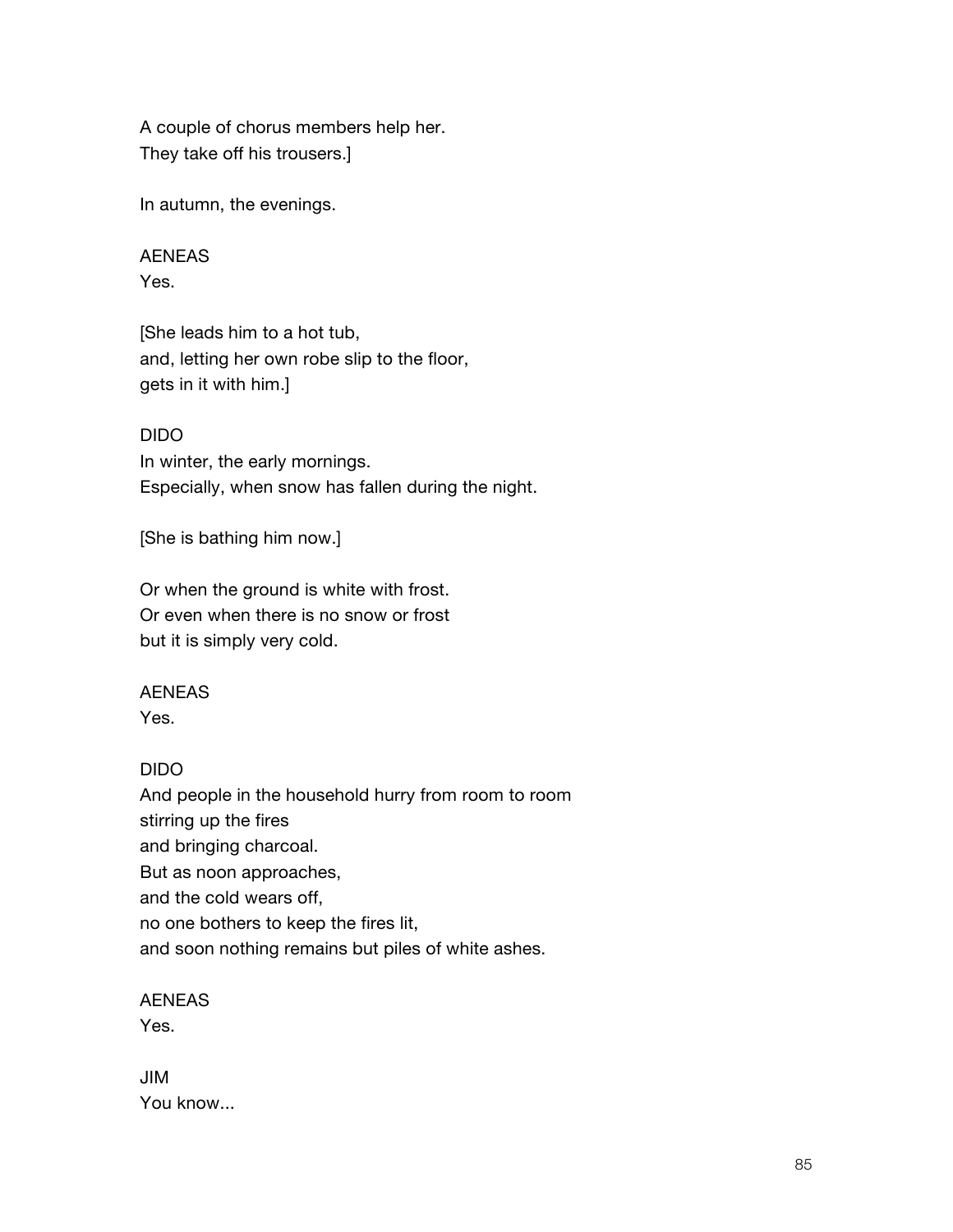A couple of chorus members help her.
They take off his trousers.]

In autumn, the evenings.

AENEAS
Yes.

[She leads him to a hot tub,
and, letting her own robe slip to the floor,
gets in it with him.]

DIDO
In winter, the early mornings.
Especially, when snow has fallen during the night.

[She is bathing him now.]

Or when the ground is white with frost.
Or even when there is no snow or frost
but it is simply very cold.

AENEAS
Yes.

DIDO
And people in the household hurry from room to room
stirring up the fires
and bringing charcoal.
But as noon approaches,
and the cold wears off,
no one bothers to keep the fires lit,
and soon nothing remains but piles of white ashes.

AENEAS
Yes.

JIM
You know...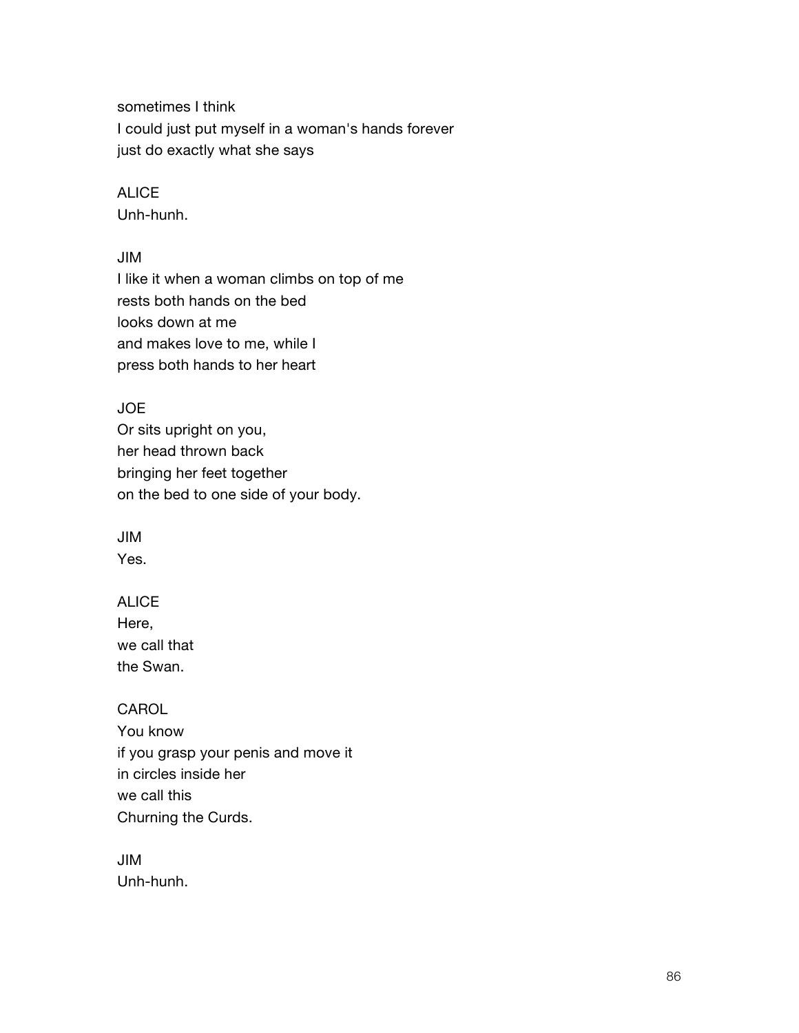sometimes I think
I could just put myself in a woman's hands forever
just do exactly what she says

ALICE
Unh-hunh.

JIM
I like it when a woman climbs on top of me
rests both hands on the bed
looks down at me
and makes love to me, while I
press both hands to her heart

JOE
Or sits upright on you,
her head thrown back
bringing her feet together
on the bed to one side of your body.

JIM
Yes.

ALICE
Here,
we call that
the Swan.

CAROL
You know
if you grasp your penis and move it
in circles inside her
we call this
Churning the Curds.

JIM
Unh-hunh.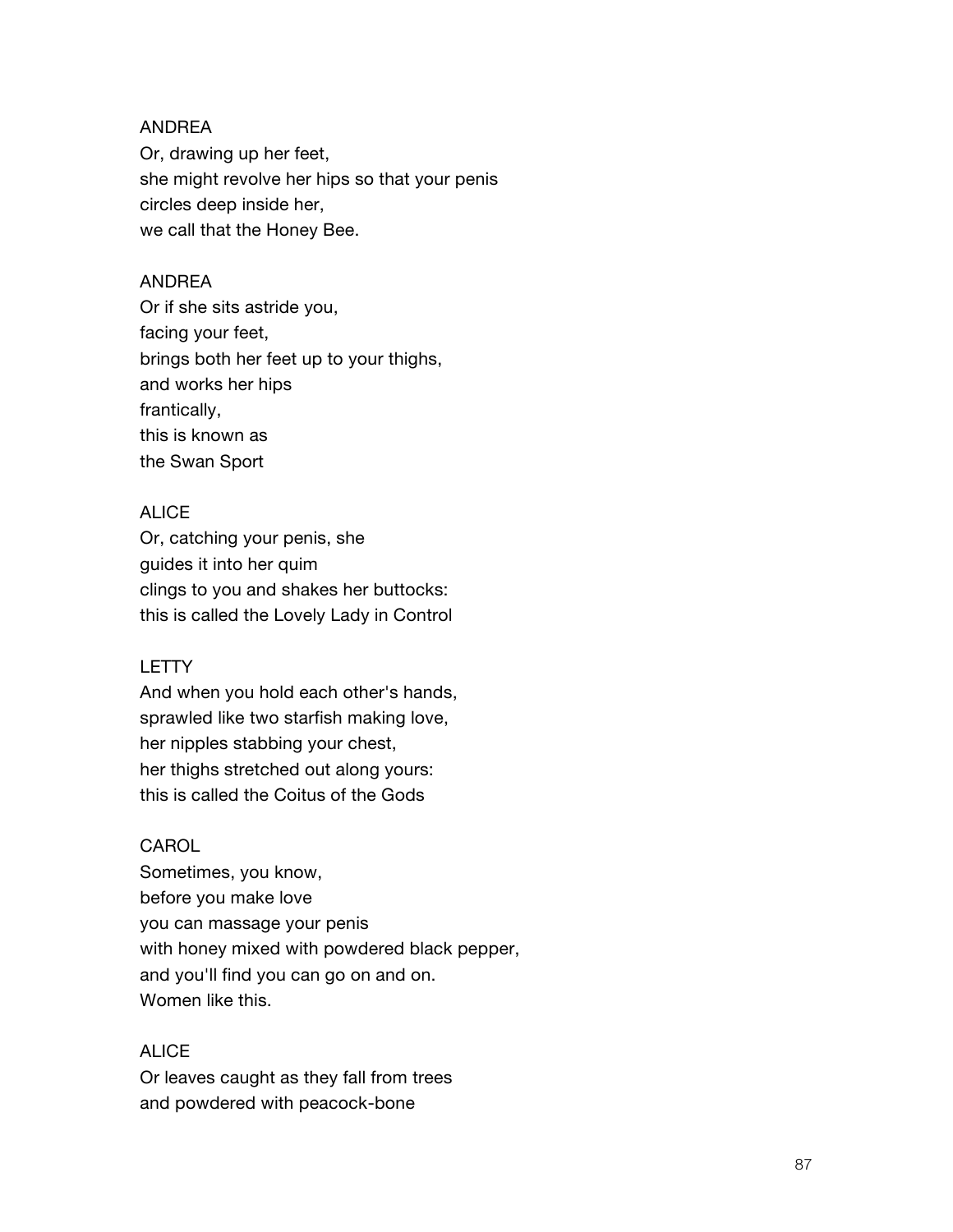ANDREA
Or, drawing up her feet,
she might revolve her hips so that your penis
circles deep inside her,
we call that the Honey Bee.

ANDREA
Or if she sits astride you,
facing your feet,
brings both her feet up to your thighs,
and works her hips
frantically,
this is known as
the Swan Sport

ALICE
Or, catching your penis, she
guides it into her quim
clings to you and shakes her buttocks:
this is called the Lovely Lady in Control

LETTY
And when you hold each other's hands,
sprawled like two starfish making love,
her nipples stabbing your chest,
her thighs stretched out along yours:
this is called the Coitus of the Gods

CAROL
Sometimes, you know,
before you make love
you can massage your penis
with honey mixed with powdered black pepper,
and you'll find you can go on and on.
Women like this.

ALICE
Or leaves caught as they fall from trees
and powdered with peacock-bone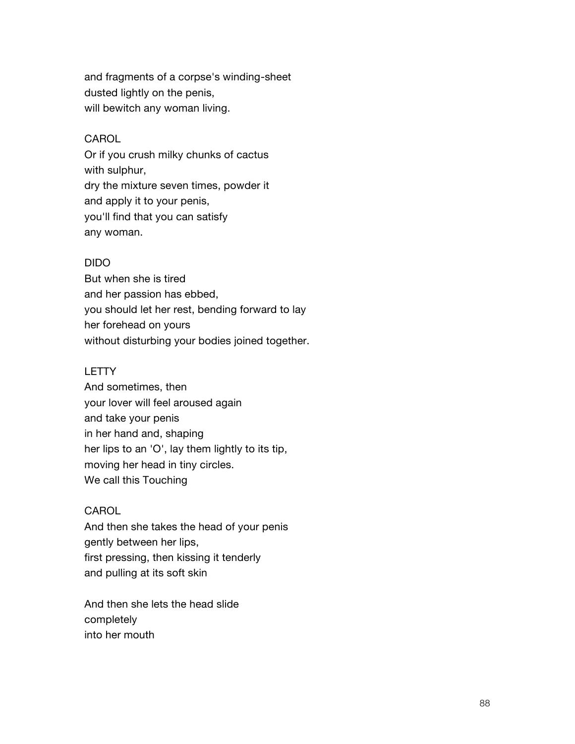and fragments of a corpse's winding-sheet
dusted lightly on the penis,
will bewitch any woman living.

CAROL
Or if you crush milky chunks of cactus
with sulphur,
dry the mixture seven times, powder it
and apply it to your penis,
you'll find that you can satisfy
any woman.

DIDO
But when she is tired
and her passion has ebbed,
you should let her rest, bending forward to lay
her forehead on yours
without disturbing your bodies joined together.

LETTY
And sometimes, then
your lover will feel aroused again
and take your penis
in her hand and, shaping
her lips to an 'O', lay them lightly to its tip,
moving her head in tiny circles.
We call this Touching

CAROL
And then she takes the head of your penis
gently between her lips,
first pressing, then kissing it tenderly
and pulling at its soft skin

And then she lets the head slide
completely
into her mouth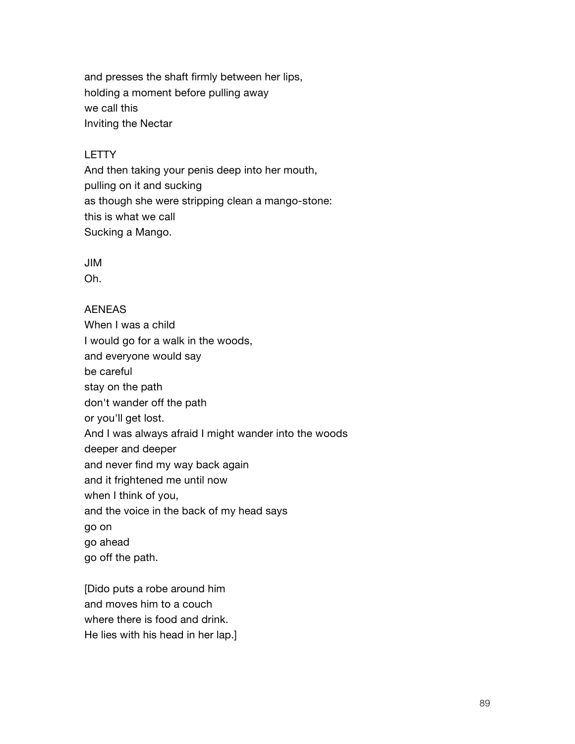and presses the shaft firmly between her lips,
holding a moment before pulling away
we call this
Inviting the Nectar

LETTY
And then taking your penis deep into her mouth,
pulling on it and sucking
as though she were stripping clean a mango-stone:
this is what we call
Sucking a Mango.

JIM
Oh.

AENEAS
When I was a child
I would go for a walk in the woods,
and everyone would say
be careful
stay on the path
don't wander off the path
or you'll get lost.
And I was always afraid I might wander into the woods
deeper and deeper
and never find my way back again
and it frightened me until now
when I think of you,
and the voice in the back of my head says
go on
go ahead
go off the path.

[Dido puts a robe around him
and moves him to a couch
where there is food and drink.
He lies with his head in her lap.]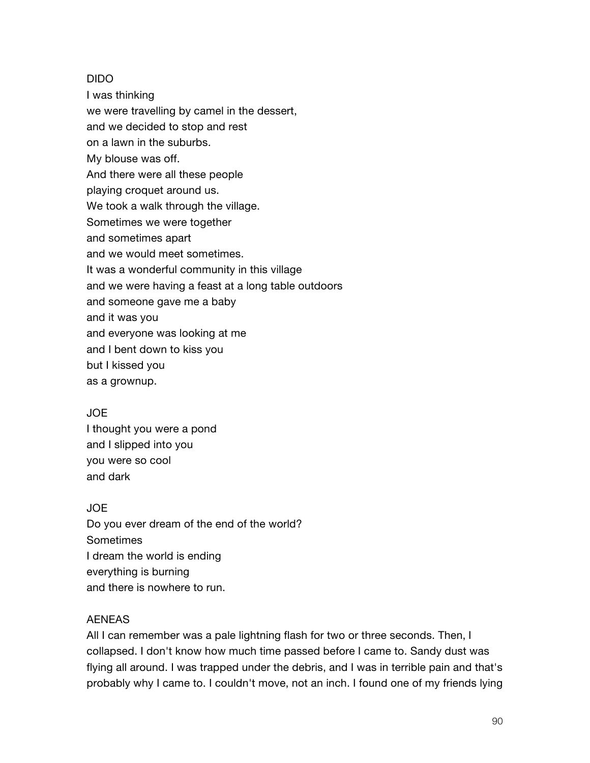DIDO
I was thinking
we were travelling by camel in the dessert,
and we decided to stop and rest
on a lawn in the suburbs.
My blouse was off.
And there were all these people
playing croquet around us.
We took a walk through the village.
Sometimes we were together
and sometimes apart
and we would meet sometimes.
It was a wonderful community in this village
and we were having a feast at a long table outdoors
and someone gave me a baby
and it was you
and everyone was looking at me
and I bent down to kiss you
but I kissed you
as a grownup.

JOE
I thought you were a pond
and I slipped into you
you were so cool
and dark

JOE
Do you ever dream of the end of the world?
Sometimes
I dream the world is ending
everything is burning
and there is nowhere to run.

AENEAS
All I can remember was a pale lightning flash for two or three seconds. Then, I collapsed. I don't know how much time passed before I came to. Sandy dust was flying all around. I was trapped under the debris, and I was in terrible pain and that's probably why I came to. I couldn't move, not an inch. I found one of my friends lying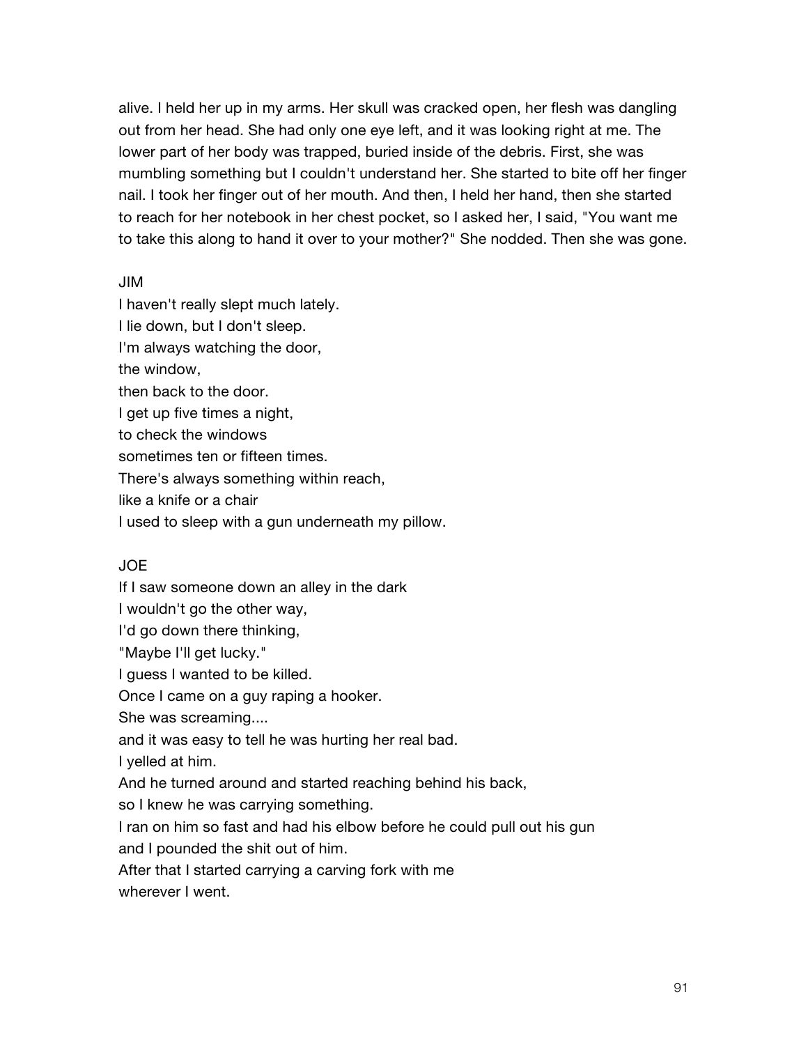alive. I held her up in my arms. Her skull was cracked open, her flesh was dangling out from her head. She had only one eye left, and it was looking right at me. The lower part of her body was trapped, buried inside of the debris. First, she was mumbling something but I couldn't understand her. She started to bite off her finger nail. I took her finger out of her mouth. And then, I held her hand, then she started to reach for her notebook in her chest pocket, so I asked her, I said, "You want me to take this along to hand it over to your mother?" She nodded. Then she was gone.

JIM

I haven't really slept much lately.
I lie down, but I don't sleep.
I'm always watching the door,
the window,
then back to the door.
I get up five times a night,
to check the windows
sometimes ten or fifteen times.
There's always something within reach,
like a knife or a chair
I used to sleep with a gun underneath my pillow.

JOE

If I saw someone down an alley in the dark
I wouldn't go the other way,
I'd go down there thinking,
"Maybe I'll get lucky."
I guess I wanted to be killed.
Once I came on a guy raping a hooker.
She was screaming....
and it was easy to tell he was hurting her real bad.
I yelled at him.
And he turned around and started reaching behind his back,
so I knew he was carrying something.
I ran on him so fast and had his elbow before he could pull out his gun
and I pounded the shit out of him.
After that I started carrying a carving fork with me
wherever I went.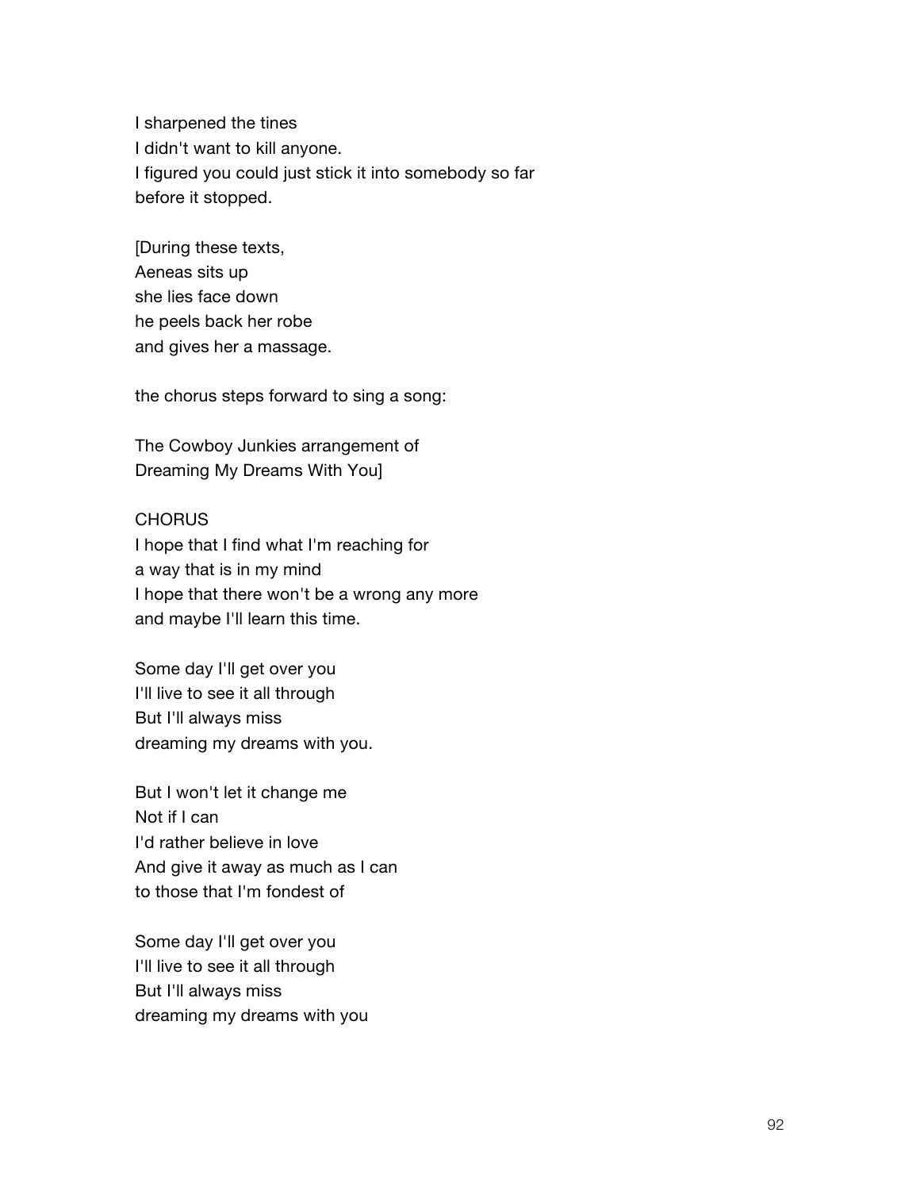I sharpened the tines  
I didn't want to kill anyone.  
I figured you could just stick it into somebody so far  
before it stopped.

[During these texts,  
Aeneas sits up  
she lies face down  
he peels back her robe  
and gives her a massage.

the chorus steps forward to sing a song:

The Cowboy Junkies arrangement of  
Dreaming My Dreams With You]

CHORUS  
I hope that I find what I'm reaching for  
a way that is in my mind  
I hope that there won't be a wrong any more  
and maybe I'll learn this time.

Some day I'll get over you  
I'll live to see it all through  
But I'll always miss  
dreaming my dreams with you.

But I won't let it change me  
Not if I can  
I'd rather believe in love  
And give it away as much as I can  
to those that I'm fondest of

Some day I'll get over you  
I'll live to see it all through  
But I'll always miss  
dreaming my dreams with you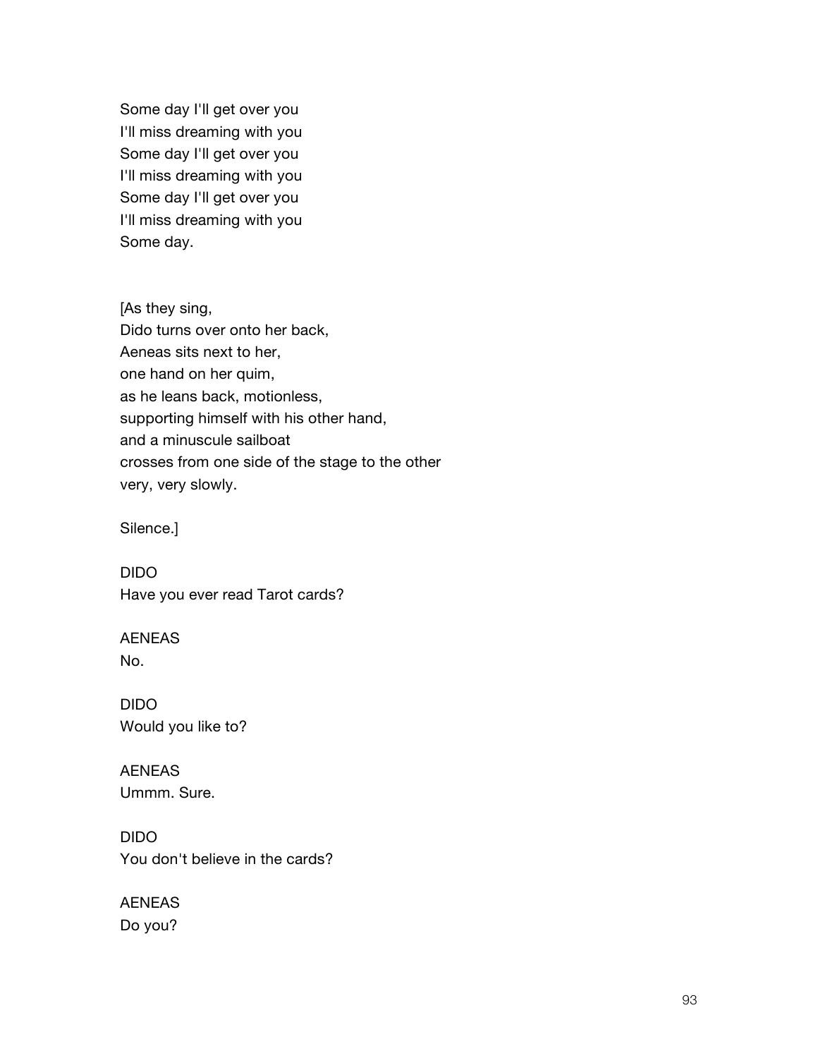Some day I'll get over you
I'll miss dreaming with you
Some day I'll get over you
I'll miss dreaming with you
Some day I'll get over you
I'll miss dreaming with you
Some day.

[As they sing,
Dido turns over onto her back,
Aeneas sits next to her,
one hand on her quim,
as he leans back, motionless,
supporting himself with his other hand,
and a minuscule sailboat
crosses from one side of the stage to the other
very, very slowly.

Silence.]

DIDO
Have you ever read Tarot cards?

AENEAS
No.

DIDO
Would you like to?

AENEAS
Ummm. Sure.

DIDO
You don't believe in the cards?

AENEAS
Do you?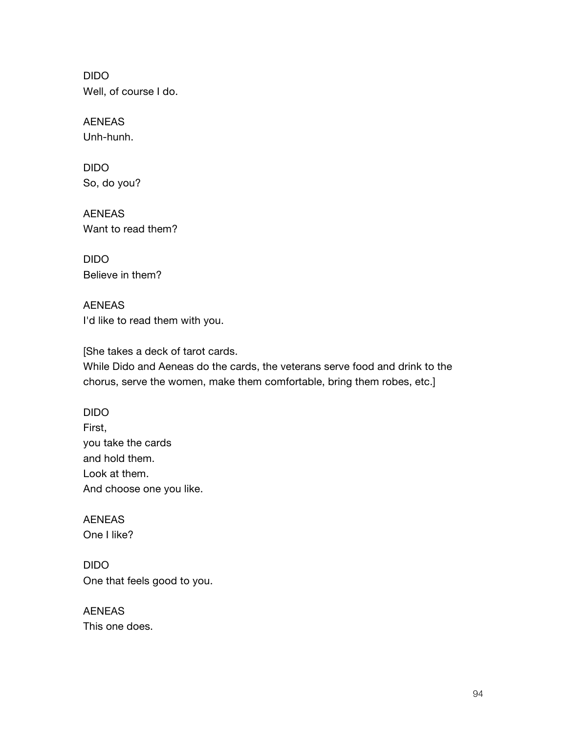DIDO
Well, of course I do.

AENEAS
Unh-hunh.

DIDO
So, do you?

AENEAS
Want to read them?

DIDO
Believe in them?

AENEAS
I'd like to read them with you.

[She takes a deck of tarot cards.
While Dido and Aeneas do the cards, the veterans serve food and drink to the chorus, serve the women, make them comfortable, bring them robes, etc.]

DIDO
First,
you take the cards
and hold them.
Look at them.
And choose one you like.

AENEAS
One I like?

DIDO
One that feels good to you.

AENEAS
This one does.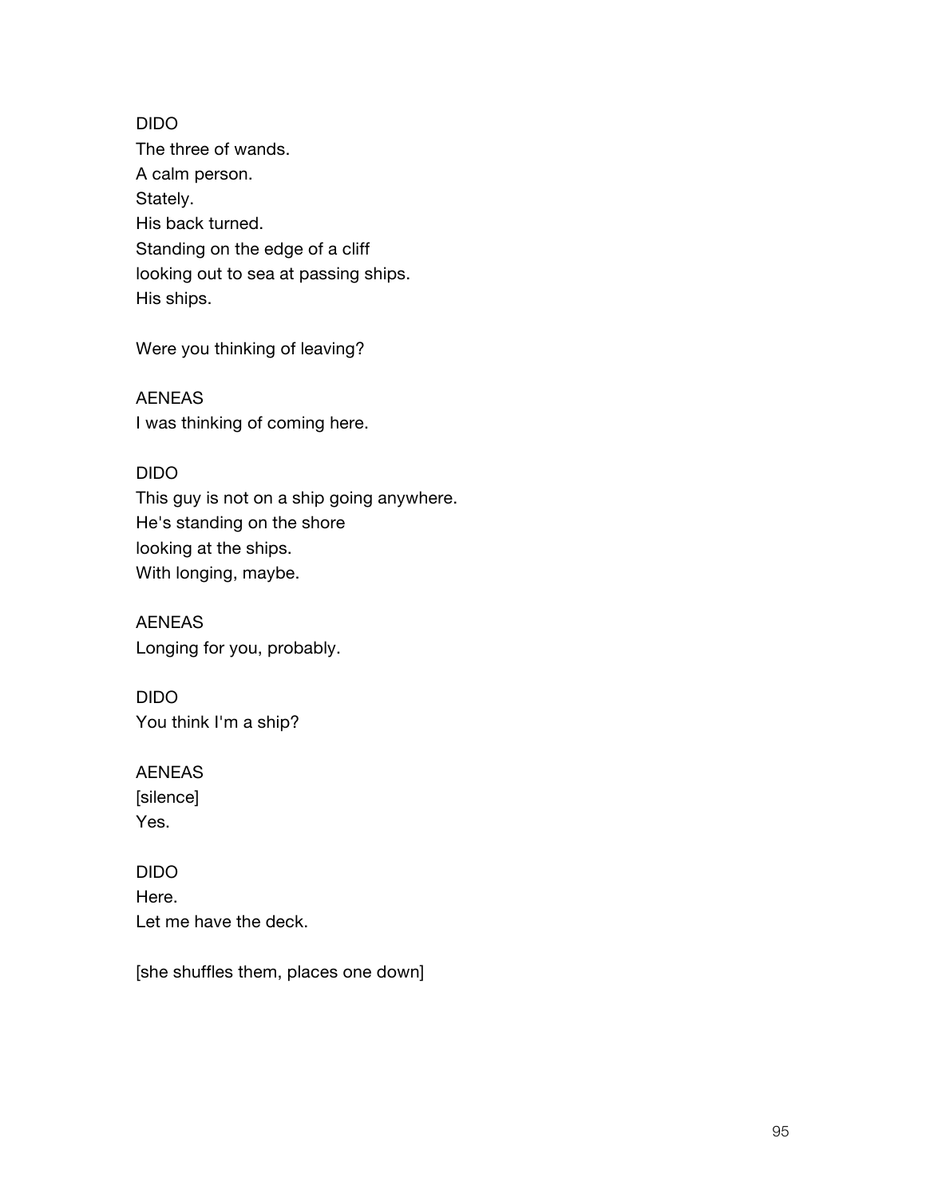DIDO
The three of wands.
A calm person.
Stately.
His back turned.
Standing on the edge of a cliff
looking out to sea at passing ships.
His ships.

Were you thinking of leaving?

AENEAS
I was thinking of coming here.

DIDO
This guy is not on a ship going anywhere.
He's standing on the shore
looking at the ships.
With longing, maybe.

AENEAS
Longing for you, probably.

DIDO
You think I'm a ship?

AENEAS
[silence]
Yes.

DIDO
Here.
Let me have the deck.

[she shuffles them, places one down]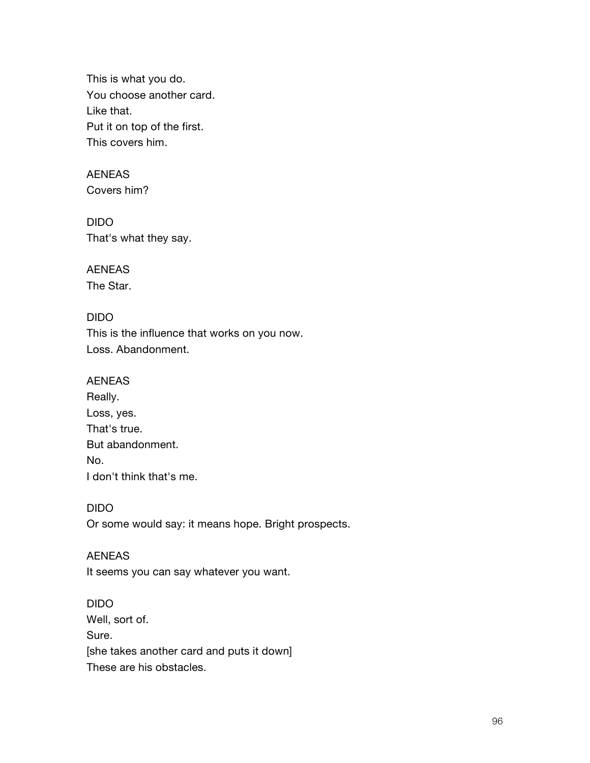This is what you do.
You choose another card.
Like that.
Put it on top of the first.
This covers him.

AENEAS
Covers him?

DIDO
That's what they say.

AENEAS
The Star.

DIDO
This is the influence that works on you now.
Loss. Abandonment.

AENEAS
Really.
Loss, yes.
That's true.
But abandonment.
No.
I don't think that's me.

DIDO
Or some would say: it means hope. Bright prospects.

AENEAS
It seems you can say whatever you want.

DIDO
Well, sort of.
Sure.
[she takes another card and puts it down]
These are his obstacles.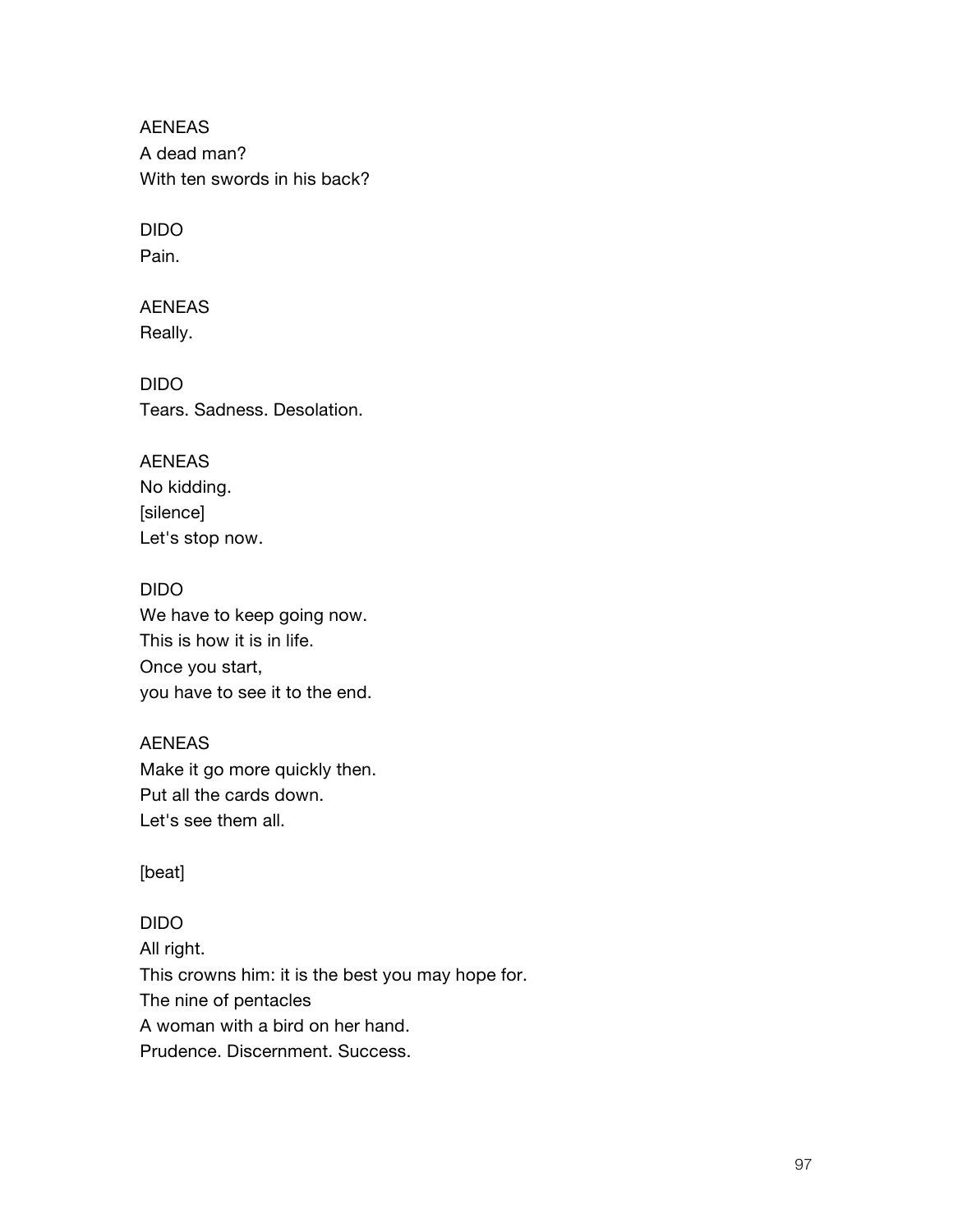AENEAS
A dead man?
With ten swords in his back?

DIDO
Pain.

AENEAS
Really.

DIDO
Tears. Sadness. Desolation.

AENEAS
No kidding.
[silence]
Let's stop now.

DIDO
We have to keep going now.
This is how it is in life.
Once you start,
you have to see it to the end.

AENEAS
Make it go more quickly then.
Put all the cards down.
Let's see them all.

[beat]

DIDO
All right.
This crowns him: it is the best you may hope for.
The nine of pentacles
A woman with a bird on her hand.
Prudence. Discernment. Success.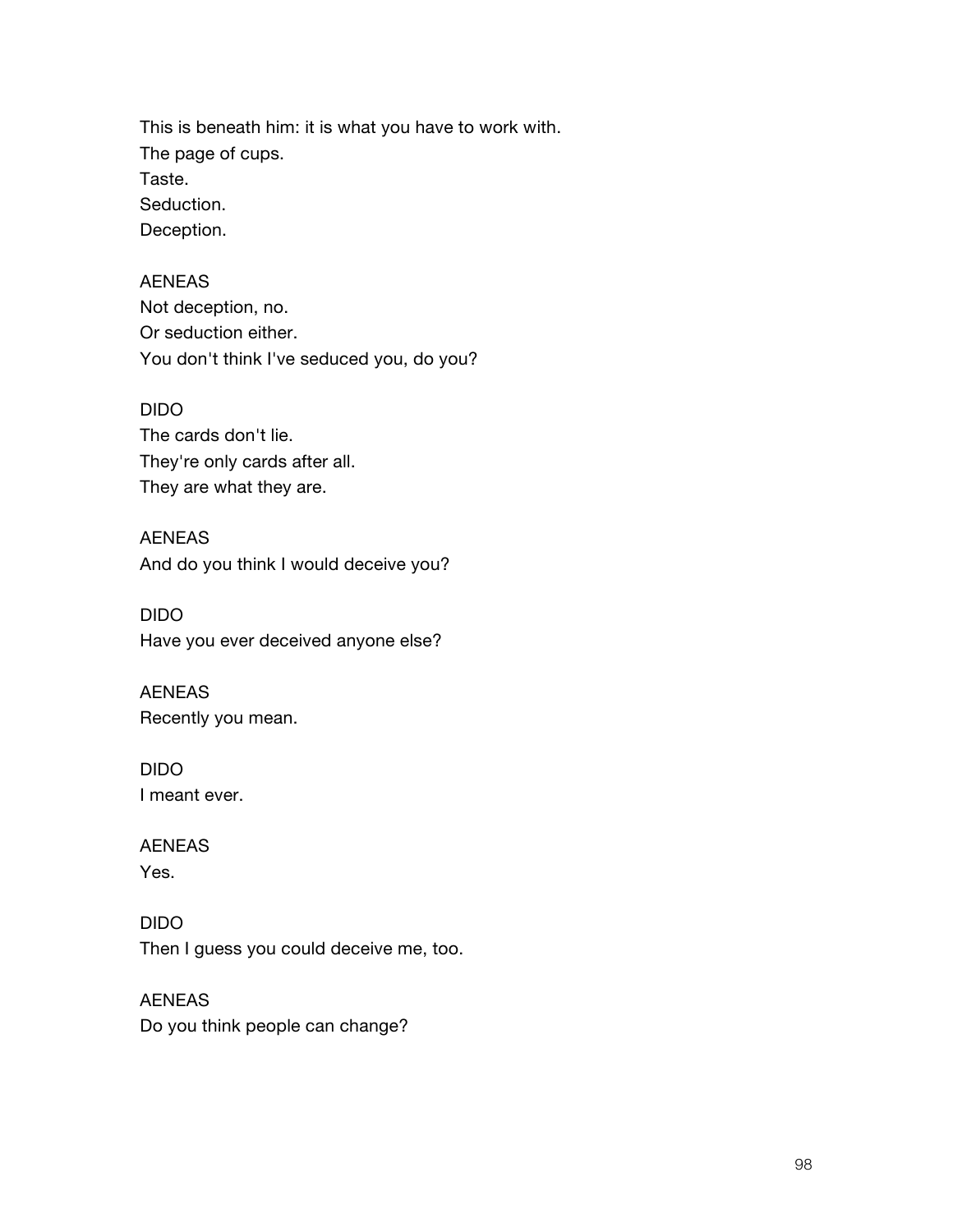This is beneath him: it is what you have to work with.
The page of cups.
Taste.
Seduction.
Deception.

AENEAS
Not deception, no.
Or seduction either.
You don't think I've seduced you, do you?

DIDO
The cards don't lie.
They're only cards after all.
They are what they are.

AENEAS
And do you think I would deceive you?

DIDO
Have you ever deceived anyone else?

AENEAS
Recently you mean.

DIDO
I meant ever.

AENEAS
Yes.

DIDO
Then I guess you could deceive me, too.

AENEAS
Do you think people can change?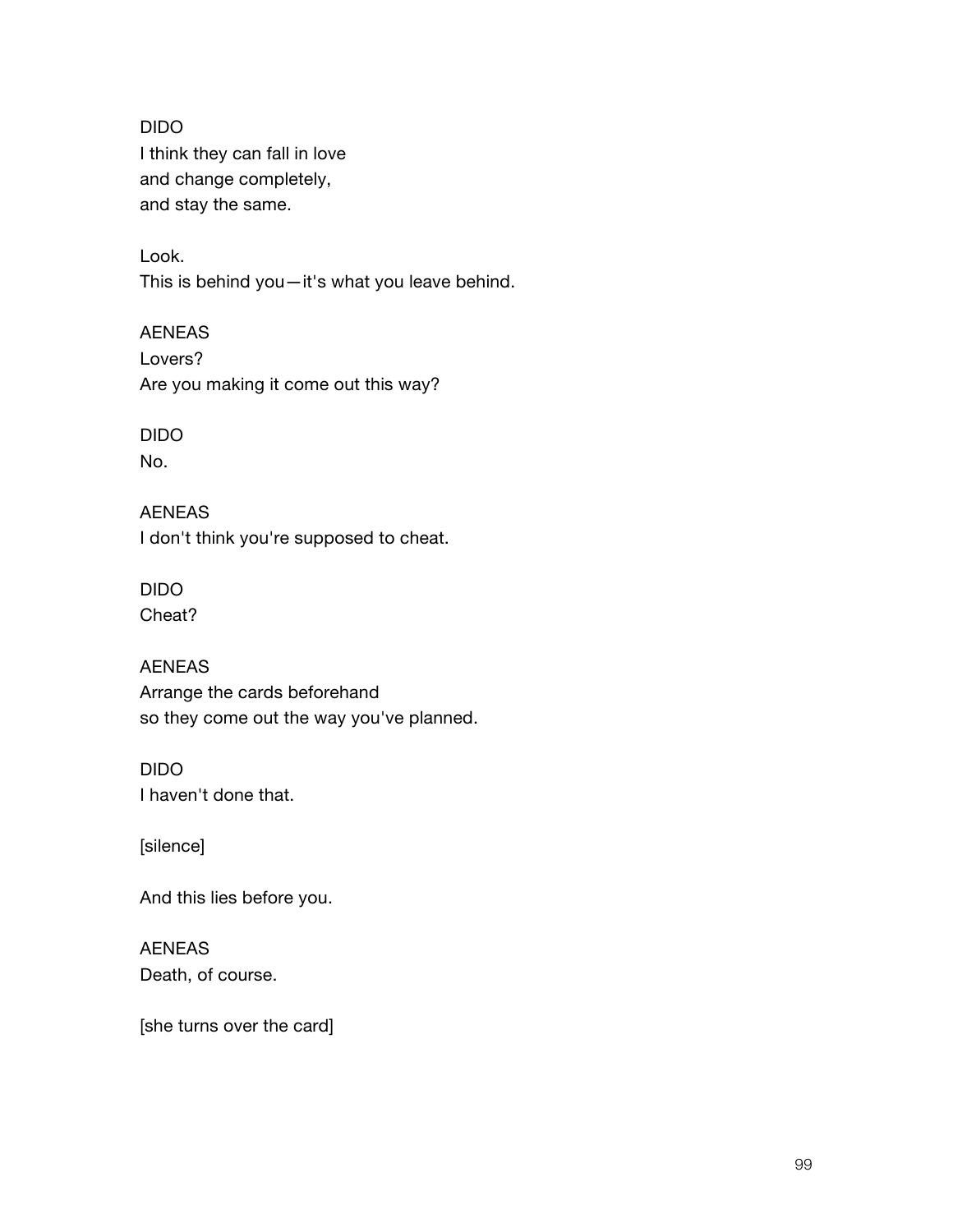DIDO
I think they can fall in love
and change completely,
and stay the same.

Look.
This is behind you—it's what you leave behind.

AENEAS
Lovers?
Are you making it come out this way?

DIDO
No.

AENEAS
I don't think you're supposed to cheat.

DIDO
Cheat?

AENEAS
Arrange the cards beforehand
so they come out the way you've planned.

DIDO
I haven't done that.

[silence]

And this lies before you.

AENEAS
Death, of course.

[she turns over the card]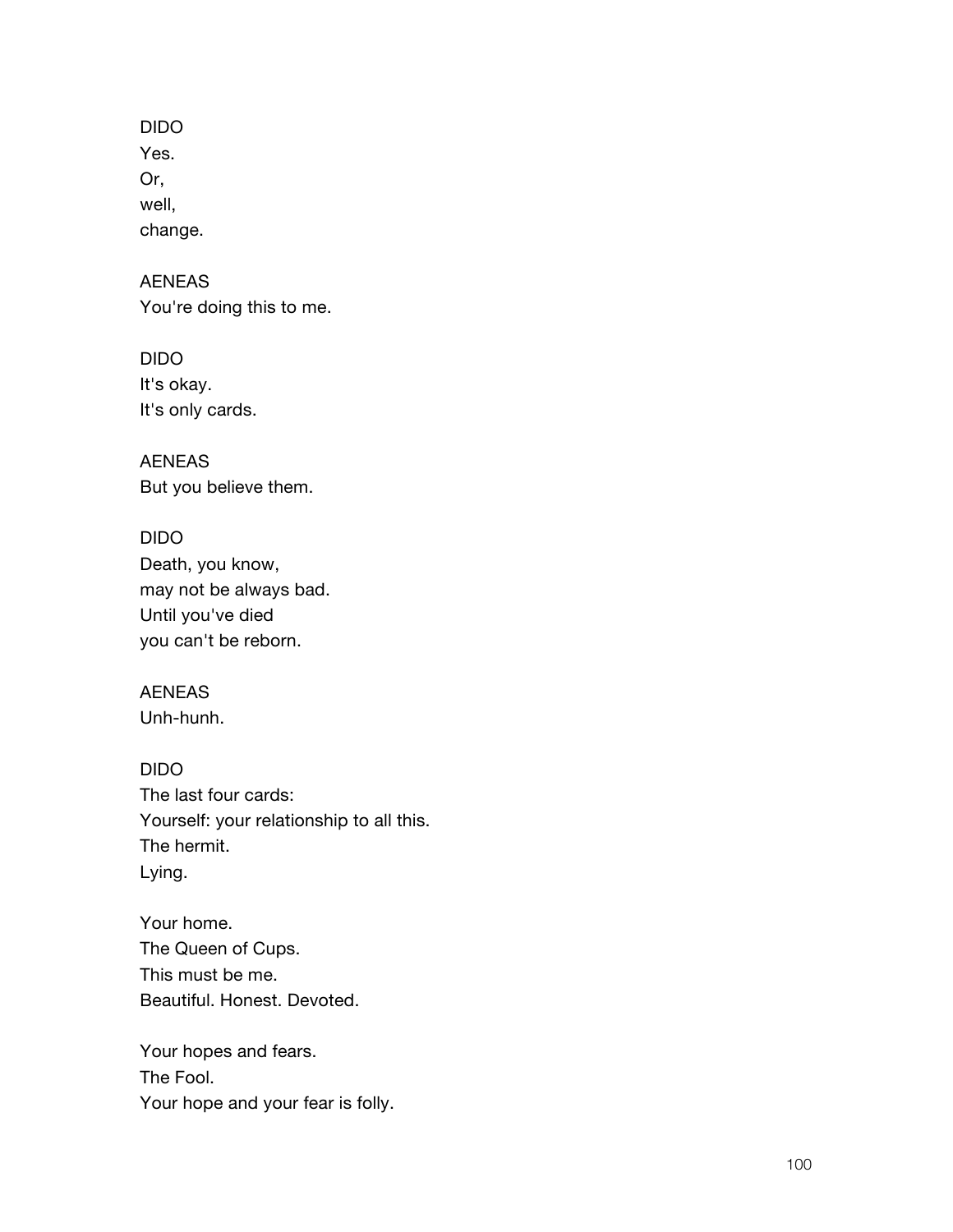DIDO
Yes.
Or,
well,
change.

AENEAS
You're doing this to me.

DIDO
It's okay.
It's only cards.

AENEAS
But you believe them.

DIDO
Death, you know,
may not be always bad.
Until you've died
you can't be reborn.

AENEAS
Unh-hunh.

DIDO
The last four cards:
Yourself: your relationship to all this.
The hermit.
Lying.

Your home.
The Queen of Cups.
This must be me.
Beautiful. Honest. Devoted.

Your hopes and fears.
The Fool.
Your hope and your fear is folly.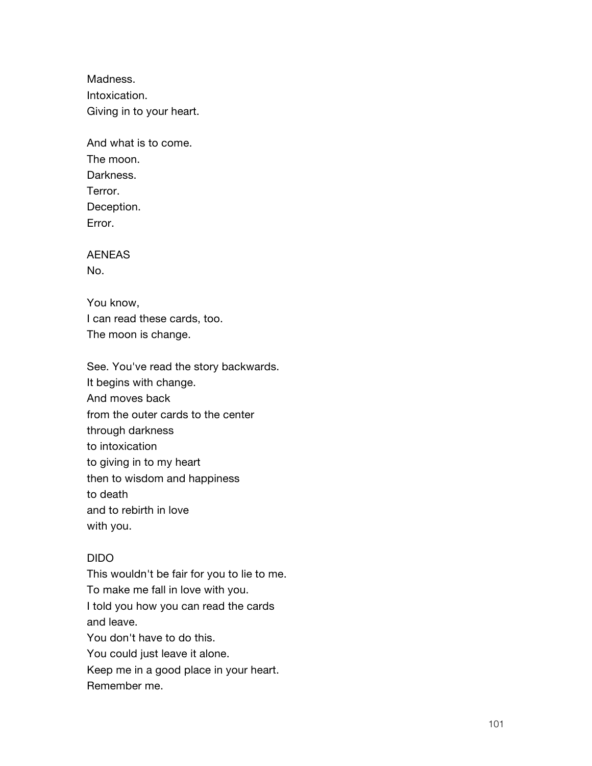Madness.
Intoxication.
Giving in to your heart.

And what is to come.
The moon.
Darkness.
Terror.
Deception.
Error.

AENEAS
No.

You know,
I can read these cards, too.
The moon is change.

See. You've read the story backwards.
It begins with change.
And moves back
from the outer cards to the center
through darkness
to intoxication
to giving in to my heart
then to wisdom and happiness
to death
and to rebirth in love
with you.

DIDO
This wouldn't be fair for you to lie to me.
To make me fall in love with you.
I told you how you can read the cards
and leave.
You don't have to do this.
You could just leave it alone.
Keep me in a good place in your heart.
Remember me.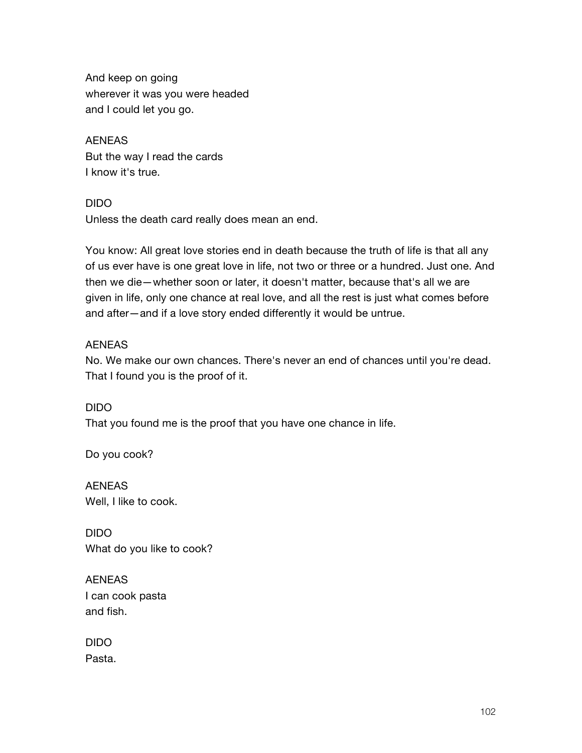And keep on going
wherever it was you were headed
and I could let you go.

AENEAS
But the way I read the cards
I know it's true.

DIDO
Unless the death card really does mean an end.

You know: All great love stories end in death because the truth of life is that all any of us ever have is one great love in life, not two or three or a hundred. Just one. And then we die—whether soon or later, it doesn't matter, because that's all we are given in life, only one chance at real love, and all the rest is just what comes before and after—and if a love story ended differently it would be untrue.

AENEAS
No. We make our own chances. There's never an end of chances until you're dead. That I found you is the proof of it.

DIDO
That you found me is the proof that you have one chance in life.

Do you cook?

AENEAS
Well, I like to cook.

DIDO
What do you like to cook?

AENEAS
I can cook pasta
and fish.

DIDO
Pasta.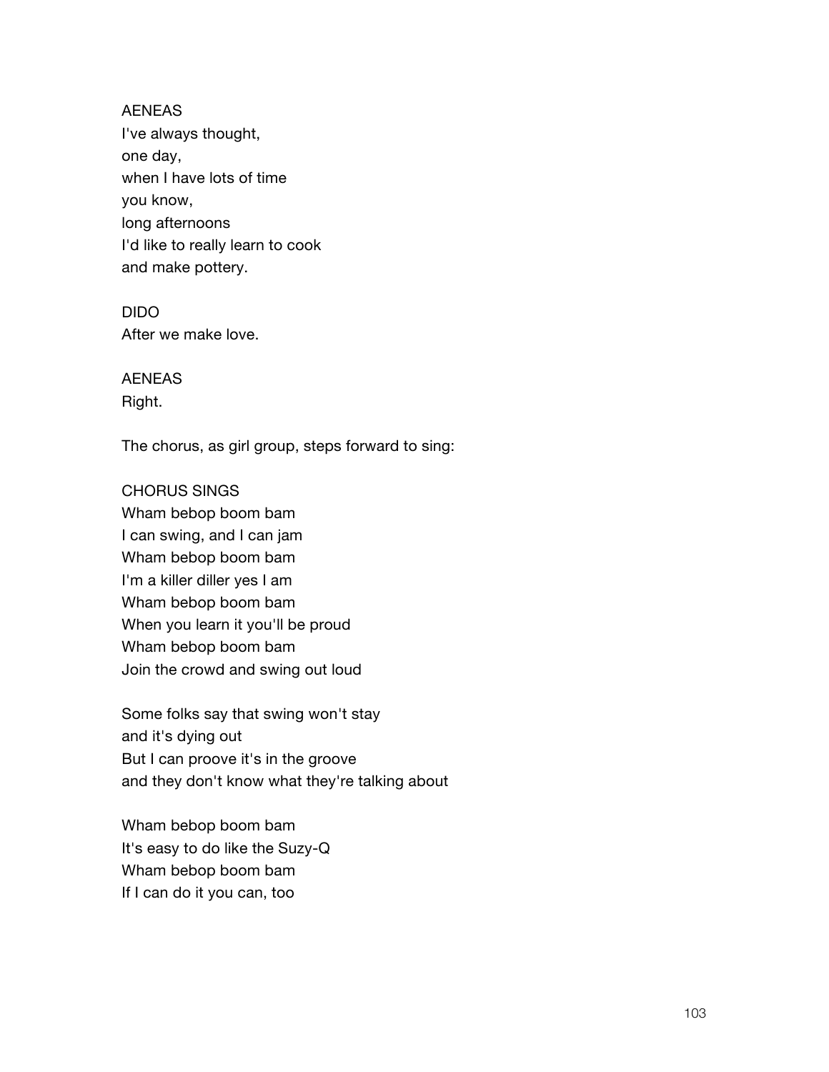AENEAS
I've always thought,
one day,
when I have lots of time
you know,
long afternoons
I'd like to really learn to cook
and make pottery.

DIDO
After we make love.

AENEAS
Right.

The chorus, as girl group, steps forward to sing:

CHORUS SINGS
Wham bebop boom bam
I can swing, and I can jam
Wham bebop boom bam
I'm a killer diller yes I am
Wham bebop boom bam
When you learn it you'll be proud
Wham bebop boom bam
Join the crowd and swing out loud

Some folks say that swing won't stay
and it's dying out
But I can proove it's in the groove
and they don't know what they're talking about

Wham bebop boom bam
It's easy to do like the Suzy-Q
Wham bebop boom bam
If I can do it you can, too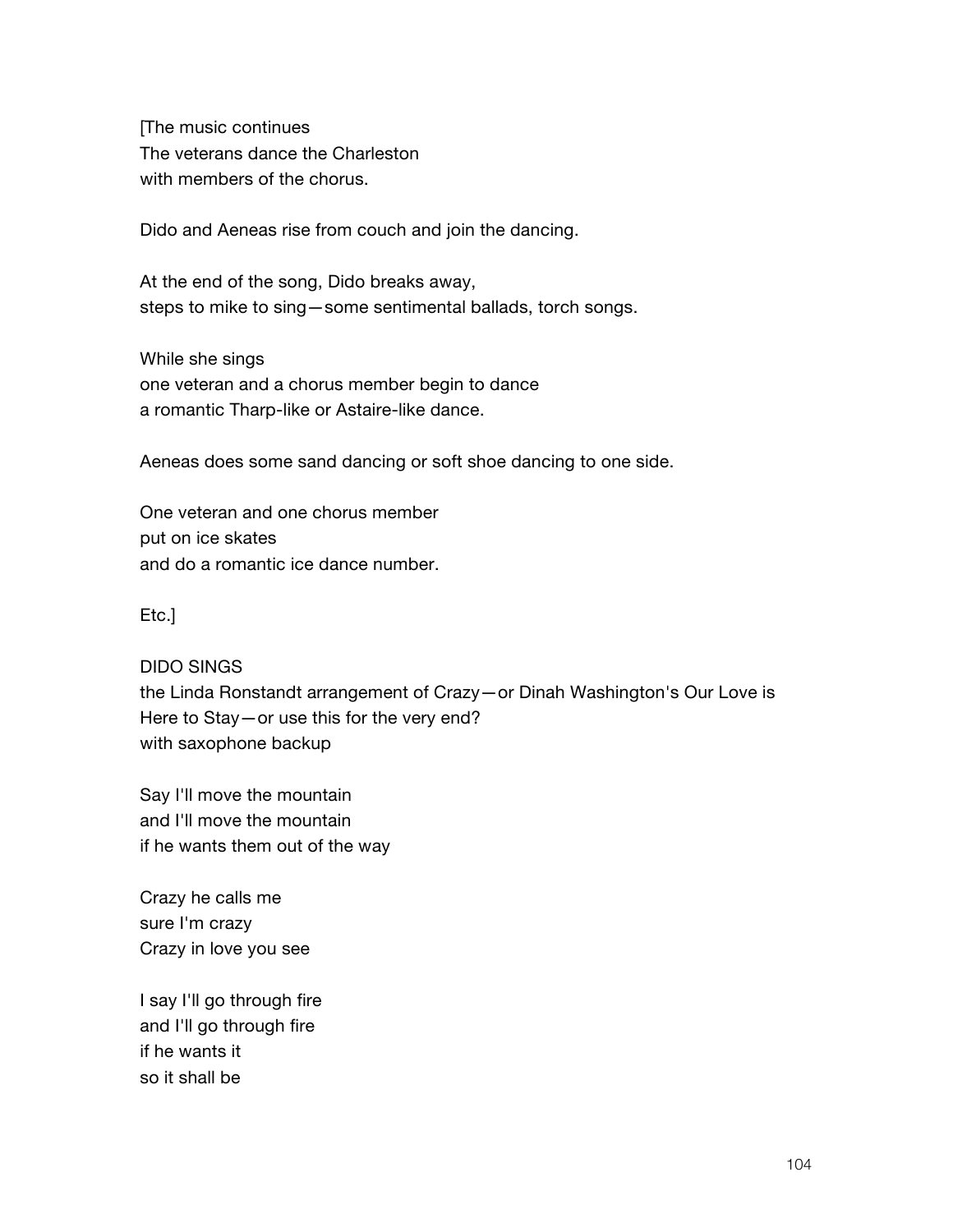[The music continues
The veterans dance the Charleston
with members of the chorus.

Dido and Aeneas rise from couch and join the dancing.

At the end of the song, Dido breaks away,
steps to mike to sing—some sentimental ballads, torch songs.

While she sings
one veteran and a chorus member begin to dance
a romantic Tharp-like or Astaire-like dance.

Aeneas does some sand dancing or soft shoe dancing to one side.

One veteran and one chorus member
put on ice skates
and do a romantic ice dance number.

Etc.]

DIDO SINGS
the Linda Ronstandt arrangement of Crazy—or Dinah Washington's Our Love is Here to Stay—or use this for the very end?
with saxophone backup

Say I'll move the mountain
and I'll move the mountain
if he wants them out of the way

Crazy he calls me
sure I'm crazy
Crazy in love you see

I say I'll go through fire
and I'll go through fire
if he wants it
so it shall be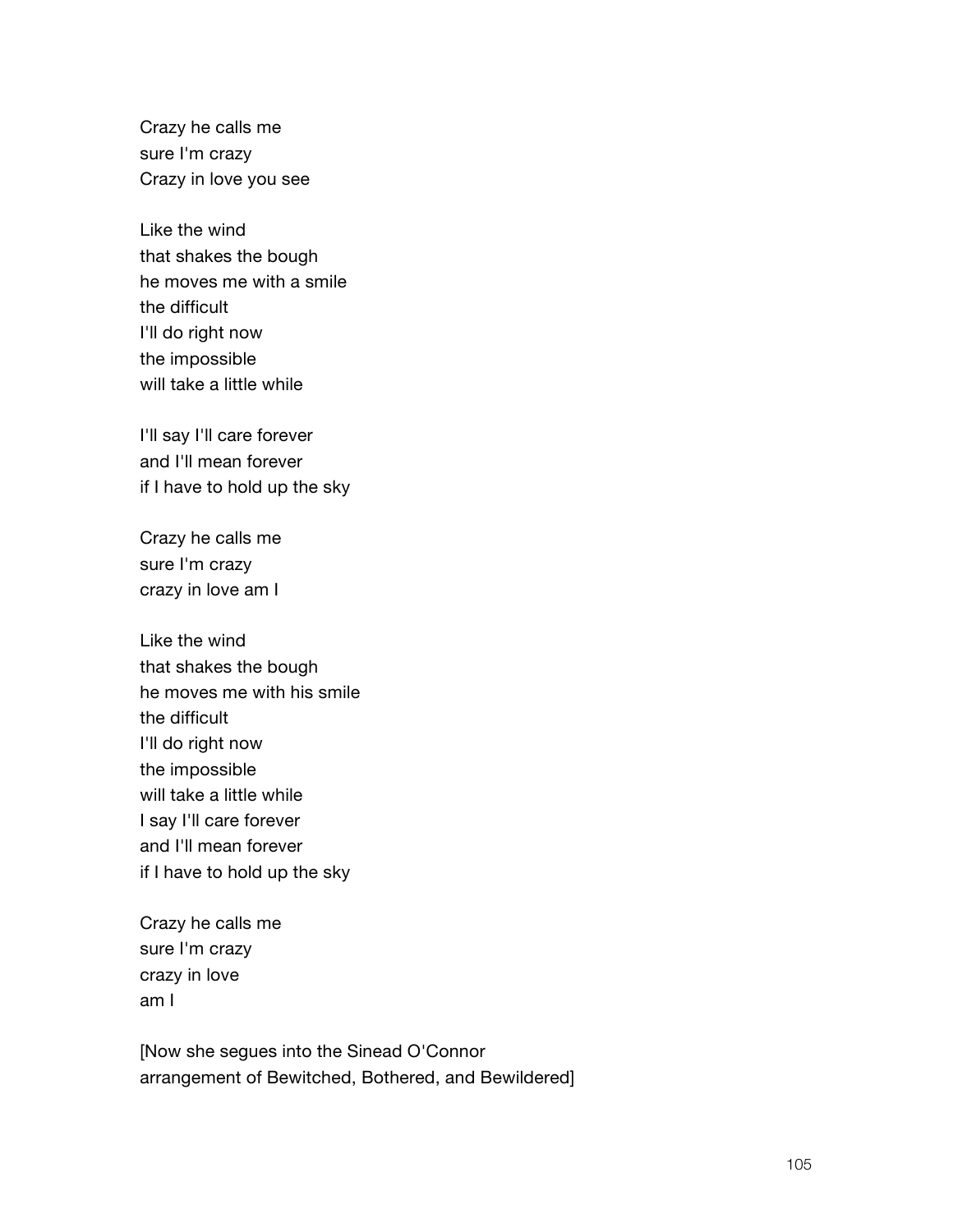Crazy he calls me
sure I'm crazy
Crazy in love you see

Like the wind
that shakes the bough
he moves me with a smile
the difficult
I'll do right now
the impossible
will take a little while

I'll say I'll care forever
and I'll mean forever
if I have to hold up the sky

Crazy he calls me
sure I'm crazy
crazy in love am I

Like the wind
that shakes the bough
he moves me with his smile
the difficult
I'll do right now
the impossible
will take a little while
I say I'll care forever
and I'll mean forever
if I have to hold up the sky

Crazy he calls me
sure I'm crazy
crazy in love
am I

[Now she segues into the Sinead O'Connor
arrangement of Bewitched, Bothered, and Bewildered]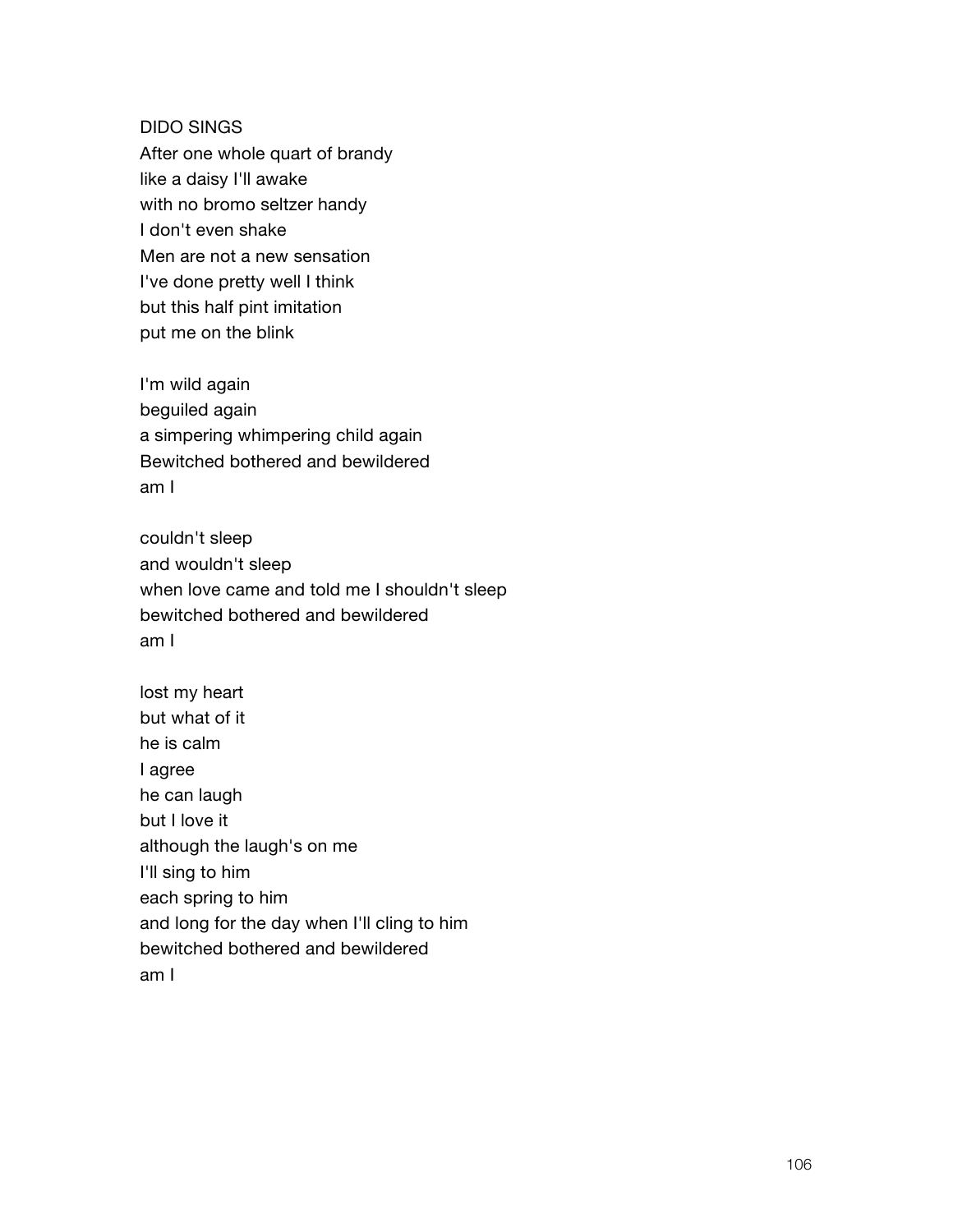DIDO SINGS

After one whole quart of brandy
like a daisy I'll awake
with no bromo seltzer handy
I don't even shake
Men are not a new sensation
I've done pretty well I think
but this half pint imitation
put me on the blink

I'm wild again
beguiled again
a simpering whimpering child again
Bewitched bothered and bewildered
am I

couldn't sleep
and wouldn't sleep
when love came and told me I shouldn't sleep
bewitched bothered and bewildered
am I

lost my heart
but what of it
he is calm
I agree
he can laugh
but I love it
although the laugh's on me
I'll sing to him
each spring to him
and long for the day when I'll cling to him
bewitched bothered and bewildered
am I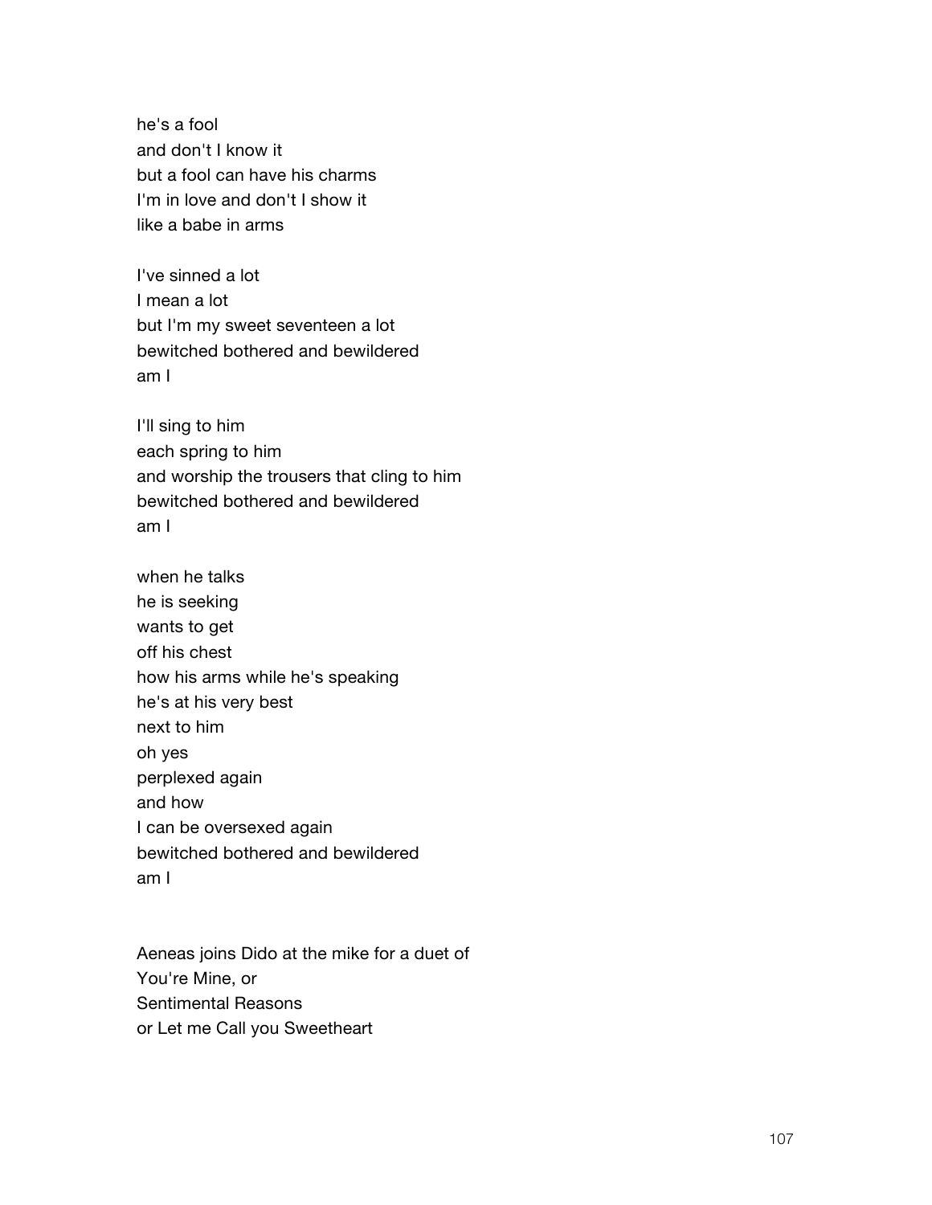he's a fool  
and don't I know it  
but a fool can have his charms  
I'm in love and don't I show it  
like a babe in arms

I've sinned a lot  
I mean a lot  
but I'm my sweet seventeen a lot  
bewitched bothered and bewildered  
am I

I'll sing to him  
each spring to him  
and worship the trousers that cling to him  
bewitched bothered and bewildered  
am I

when he talks  
he is seeking  
wants to get  
off his chest  
how his arms while he's speaking  
he's at his very best  
next to him  
oh yes  
perplexed again  
and how  
I can be oversexed again  
bewitched bothered and bewildered  
am I

Aeneas joins Dido at the mike for a duet of  
You're Mine, or  
Sentimental Reasons  
or Let me Call you Sweetheart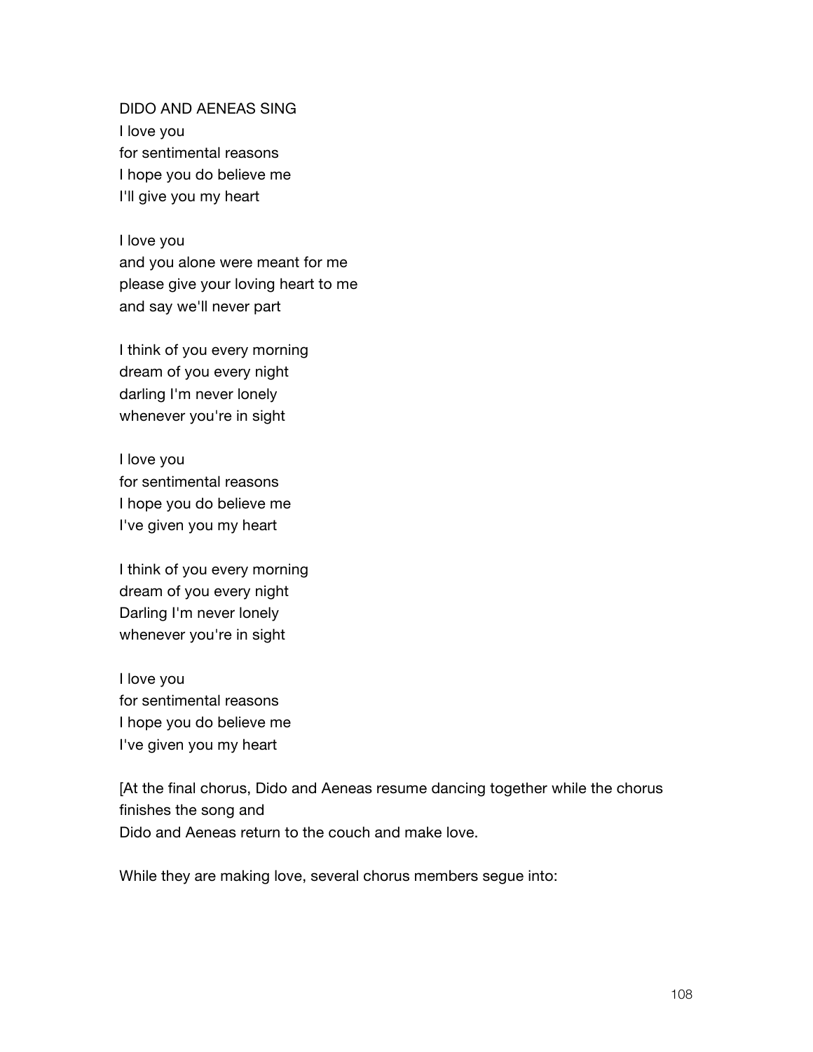DIDO AND AENEAS SING
I love you
for sentimental reasons
I hope you do believe me
I'll give you my heart

I love you
and you alone were meant for me
please give your loving heart to me
and say we'll never part

I think of you every morning
dream of you every night
darling I'm never lonely
whenever you're in sight

I love you
for sentimental reasons
I hope you do believe me
I've given you my heart

I think of you every morning
dream of you every night
Darling I'm never lonely
whenever you're in sight

I love you
for sentimental reasons
I hope you do believe me
I've given you my heart

[At the final chorus, Dido and Aeneas resume dancing together while the chorus finishes the song and
Dido and Aeneas return to the couch and make love.

While they are making love, several chorus members segue into: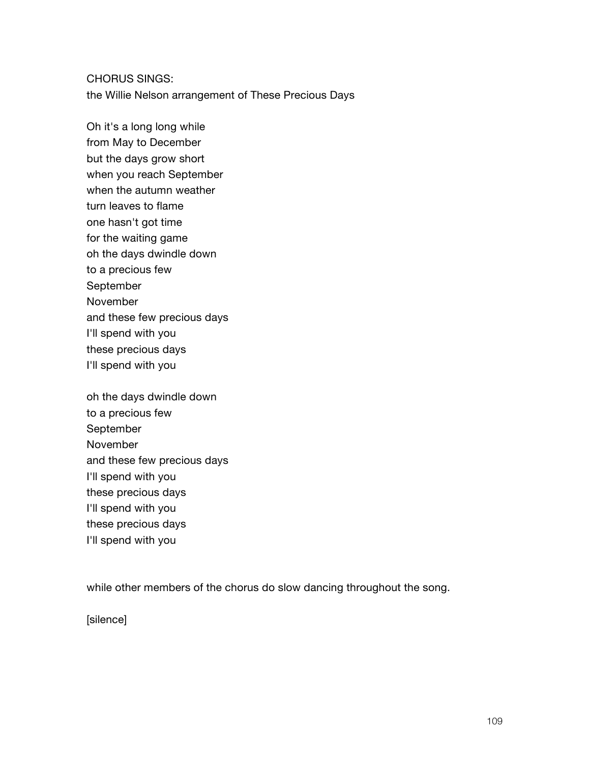CHORUS SINGS:
the Willie Nelson arrangement of These Precious Days

Oh it's a long long while
from May to December
but the days grow short
when you reach September
when the autumn weather
turn leaves to flame
one hasn't got time
for the waiting game
oh the days dwindle down
to a precious few
September
November
and these few precious days
I'll spend with you
these precious days
I'll spend with you

oh the days dwindle down
to a precious few
September
November
and these few precious days
I'll spend with you
these precious days
I'll spend with you
these precious days
I'll spend with you

while other members of the chorus do slow dancing throughout the song.

[silence]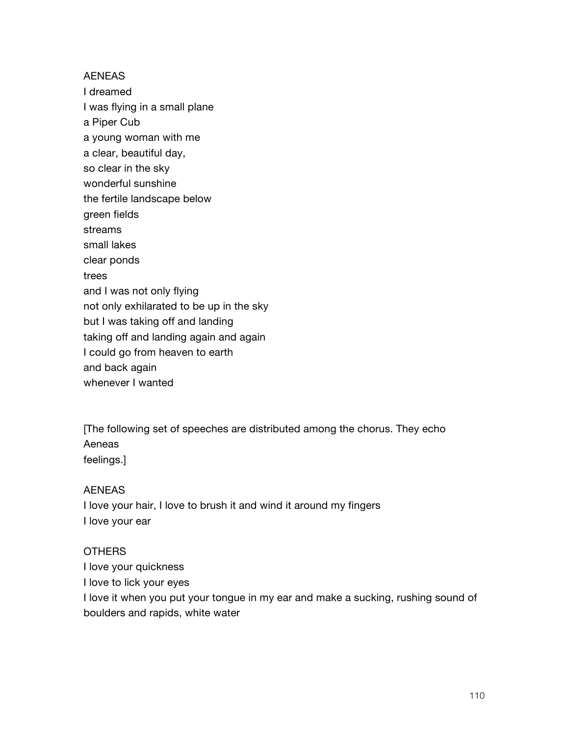AENEAS
I dreamed
I was flying in a small plane
a Piper Cub
a young woman with me
a clear, beautiful day,
so clear in the sky
wonderful sunshine
the fertile landscape below
green fields
streams
small lakes
clear ponds
trees
and I was not only flying
not only exhilarated to be up in the sky
but I was taking off and landing
taking off and landing again and again
I could go from heaven to earth
and back again
whenever I wanted

[The following set of speeches are distributed among the chorus. They echo
Aeneas
feelings.]

AENEAS
I love your hair, I love to brush it and wind it around my fingers
I love your ear

OTHERS
I love your quickness
I love to lick your eyes
I love it when you put your tongue in my ear and make a sucking, rushing sound of boulders and rapids, white water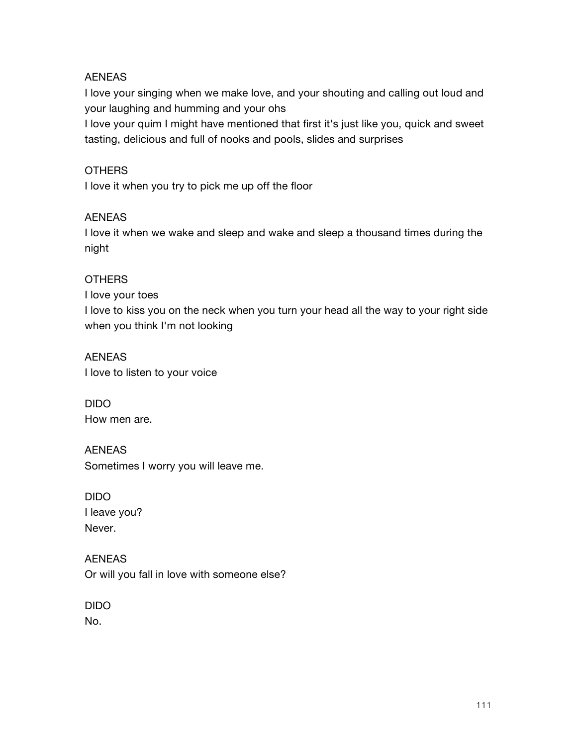AENEAS
I love your singing when we make love, and your shouting and calling out loud and your laughing and humming and your ohs
I love your quim I might have mentioned that first it's just like you, quick and sweet tasting, delicious and full of nooks and pools, slides and surprises

OTHERS
I love it when you try to pick me up off the floor

AENEAS
I love it when we wake and sleep and wake and sleep a thousand times during the night

OTHERS
I love your toes
I love to kiss you on the neck when you turn your head all the way to your right side when you think I'm not looking

AENEAS
I love to listen to your voice

DIDO
How men are.

AENEAS
Sometimes I worry you will leave me.

DIDO
I leave you?
Never.

AENEAS
Or will you fall in love with someone else?

DIDO
No.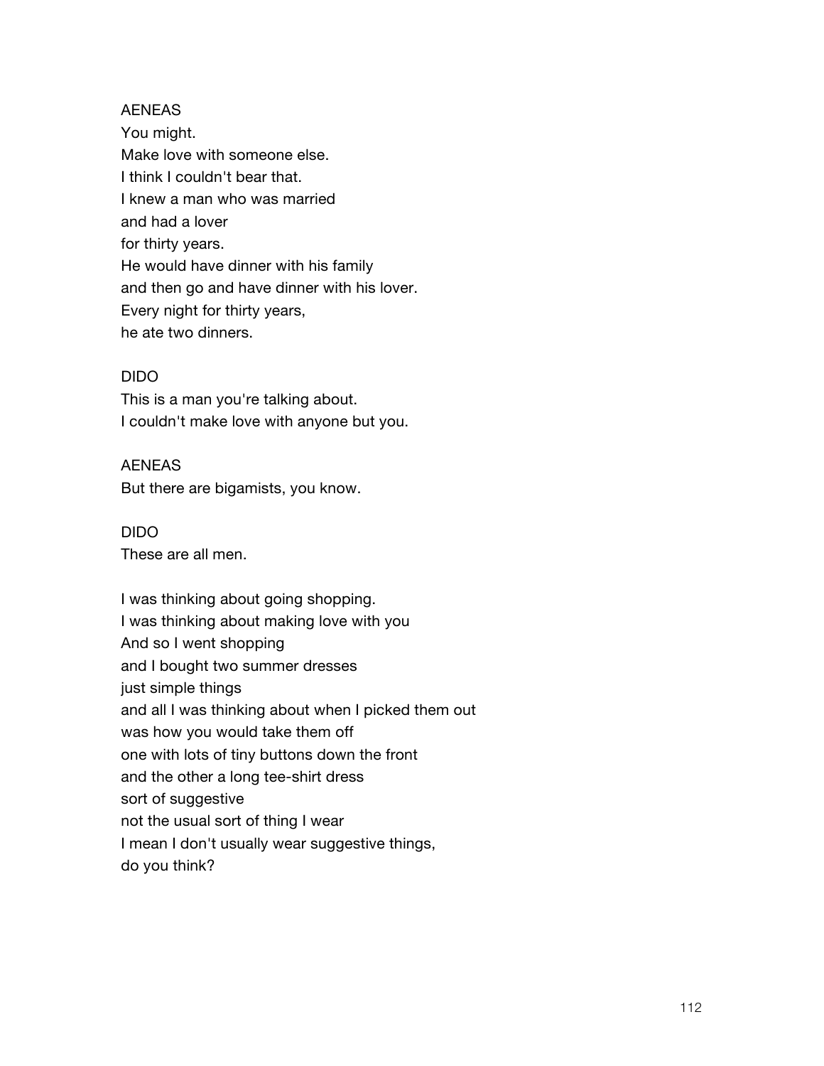AENEAS
You might.
Make love with someone else.
I think I couldn't bear that.
I knew a man who was married
and had a lover
for thirty years.
He would have dinner with his family
and then go and have dinner with his lover.
Every night for thirty years,
he ate two dinners.

DIDO
This is a man you're talking about.
I couldn't make love with anyone but you.

AENEAS
But there are bigamists, you know.

DIDO
These are all men.

I was thinking about going shopping.
I was thinking about making love with you
And so I went shopping
and I bought two summer dresses
just simple things
and all I was thinking about when I picked them out
was how you would take them off
one with lots of tiny buttons down the front
and the other a long tee-shirt dress
sort of suggestive
not the usual sort of thing I wear
I mean I don't usually wear suggestive things,
do you think?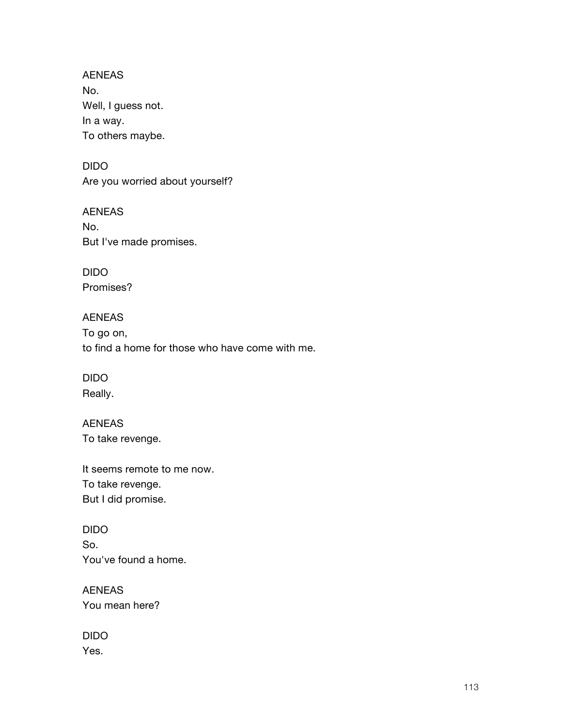AENEAS
No.
Well, I guess not.
In a way.
To others maybe.

DIDO
Are you worried about yourself?

AENEAS
No.
But I've made promises.

DIDO
Promises?

AENEAS
To go on,
to find a home for those who have come with me.

DIDO
Really.

AENEAS
To take revenge.

It seems remote to me now.
To take revenge.
But I did promise.

DIDO
So.
You've found a home.

AENEAS
You mean here?

DIDO
Yes.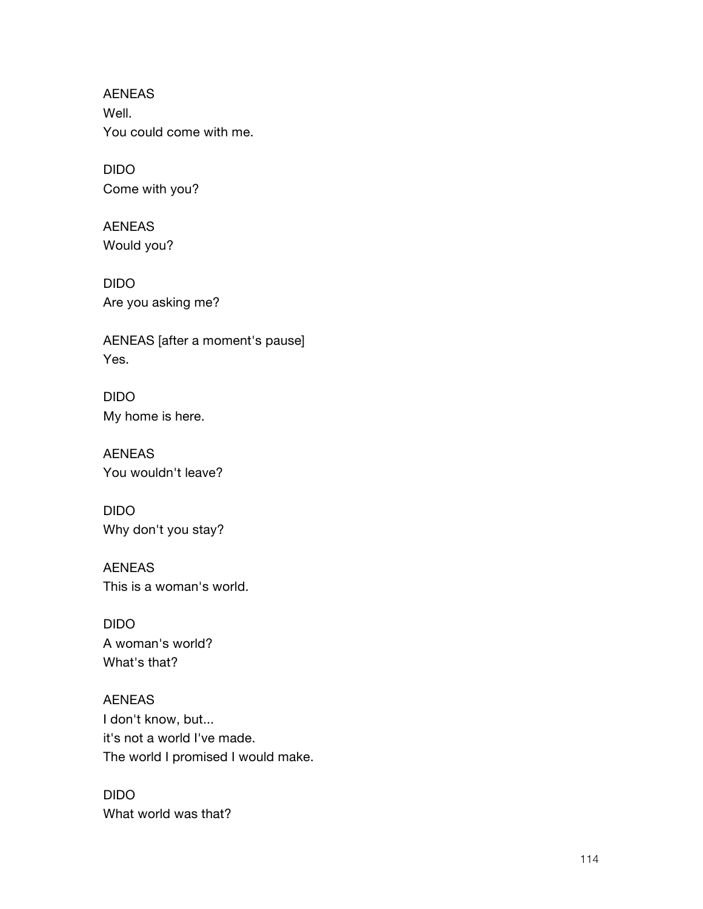AENEAS
Well.
You could come with me.

DIDO
Come with you?

AENEAS
Would you?

DIDO
Are you asking me?

AENEAS [after a moment's pause]
Yes.

DIDO
My home is here.

AENEAS
You wouldn't leave?

DIDO
Why don't you stay?

AENEAS
This is a woman's world.

DIDO
A woman's world?
What's that?

AENEAS
I don't know, but...
it's not a world I've made.
The world I promised I would make.

DIDO
What world was that?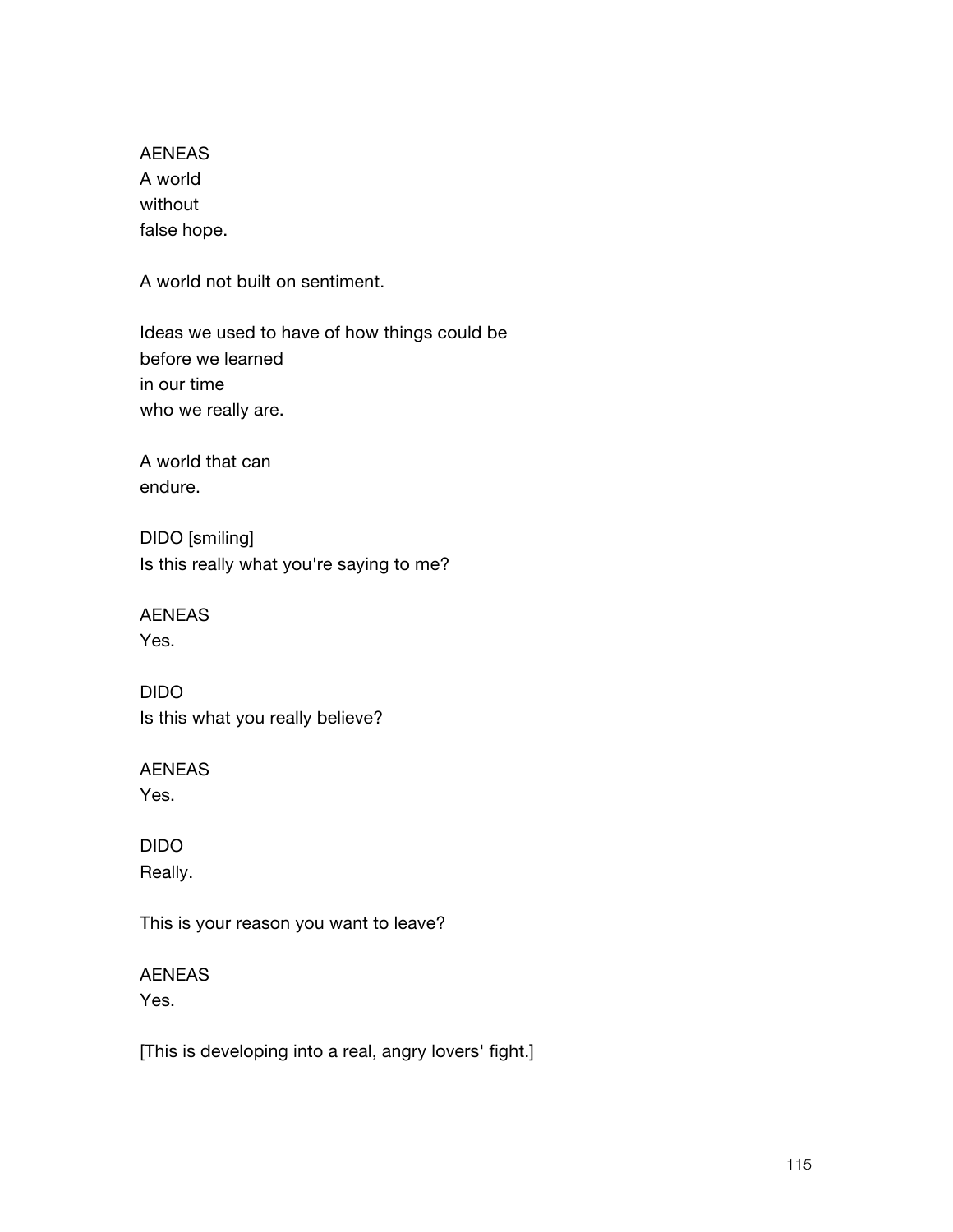AENEAS
A world
without
false hope.

A world not built on sentiment.

Ideas we used to have of how things could be
before we learned
in our time
who we really are.

A world that can
endure.

DIDO [smiling]
Is this really what you're saying to me?

AENEAS
Yes.

DIDO
Is this what you really believe?

AENEAS
Yes.

DIDO
Really.

This is your reason you want to leave?

AENEAS
Yes.

[This is developing into a real, angry lovers' fight.]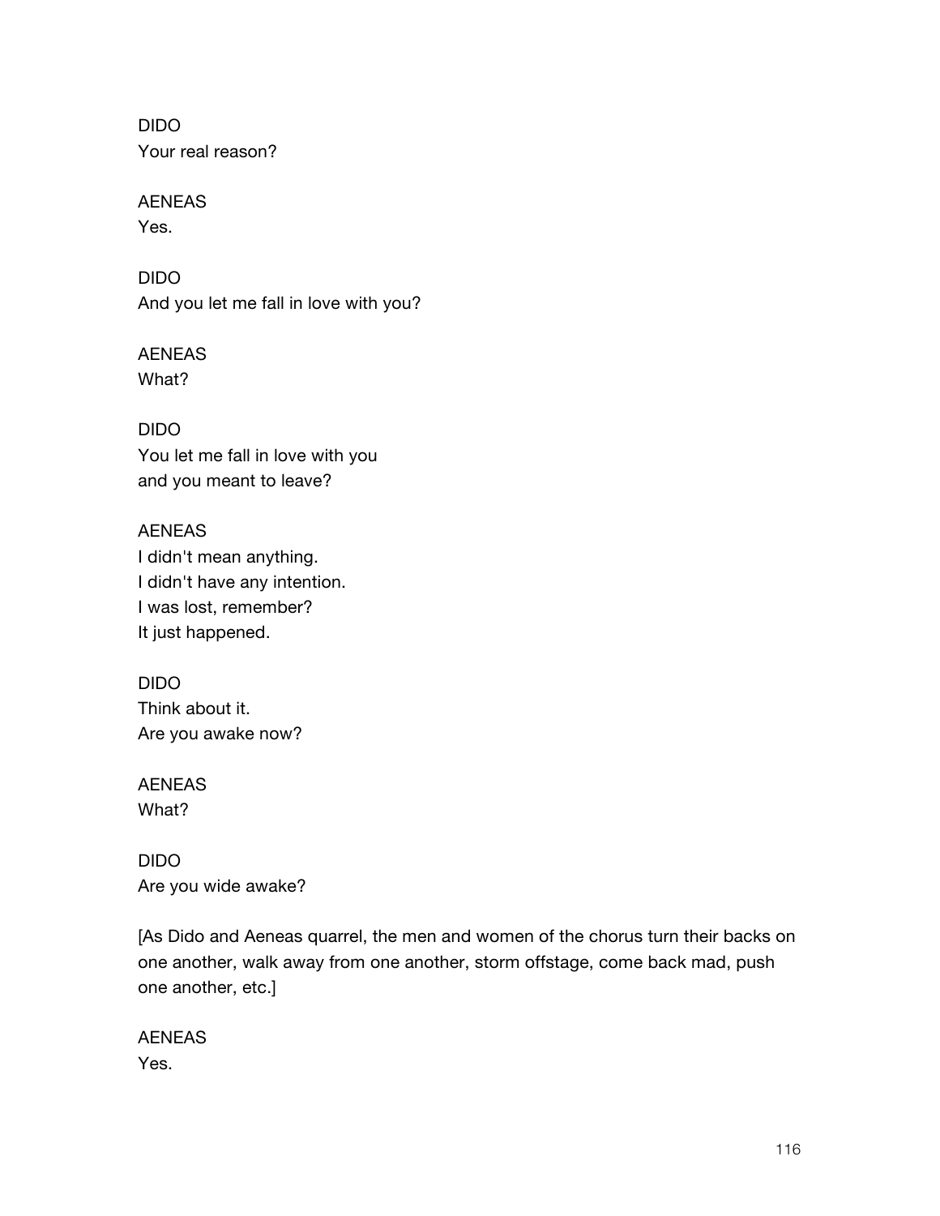DIDO
Your real reason?

AENEAS
Yes.

DIDO
And you let me fall in love with you?

AENEAS
What?

DIDO
You let me fall in love with you
and you meant to leave?

AENEAS
I didn't mean anything.
I didn't have any intention.
I was lost, remember?
It just happened.

DIDO
Think about it.
Are you awake now?

AENEAS
What?

DIDO
Are you wide awake?

[As Dido and Aeneas quarrel, the men and women of the chorus turn their backs on one another, walk away from one another, storm offstage, come back mad, push one another, etc.]

AENEAS
Yes.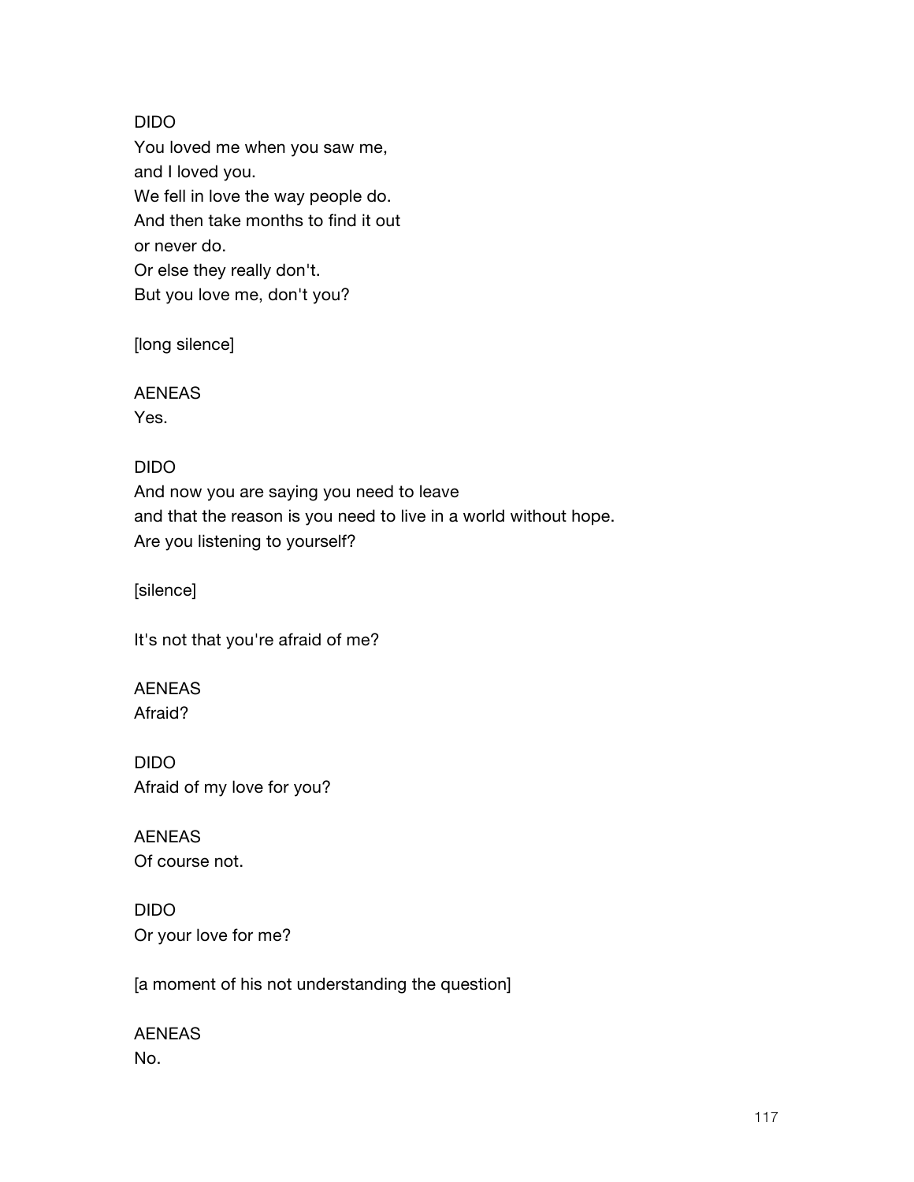DIDO
You loved me when you saw me,
and I loved you.
We fell in love the way people do.
And then take months to find it out
or never do.
Or else they really don't.
But you love me, don't you?

[long silence]

AENEAS
Yes.

DIDO
And now you are saying you need to leave
and that the reason is you need to live in a world without hope.
Are you listening to yourself?

[silence]

It's not that you're afraid of me?

AENEAS
Afraid?

DIDO
Afraid of my love for you?

AENEAS
Of course not.

DIDO
Or your love for me?

[a moment of his not understanding the question]

AENEAS
No.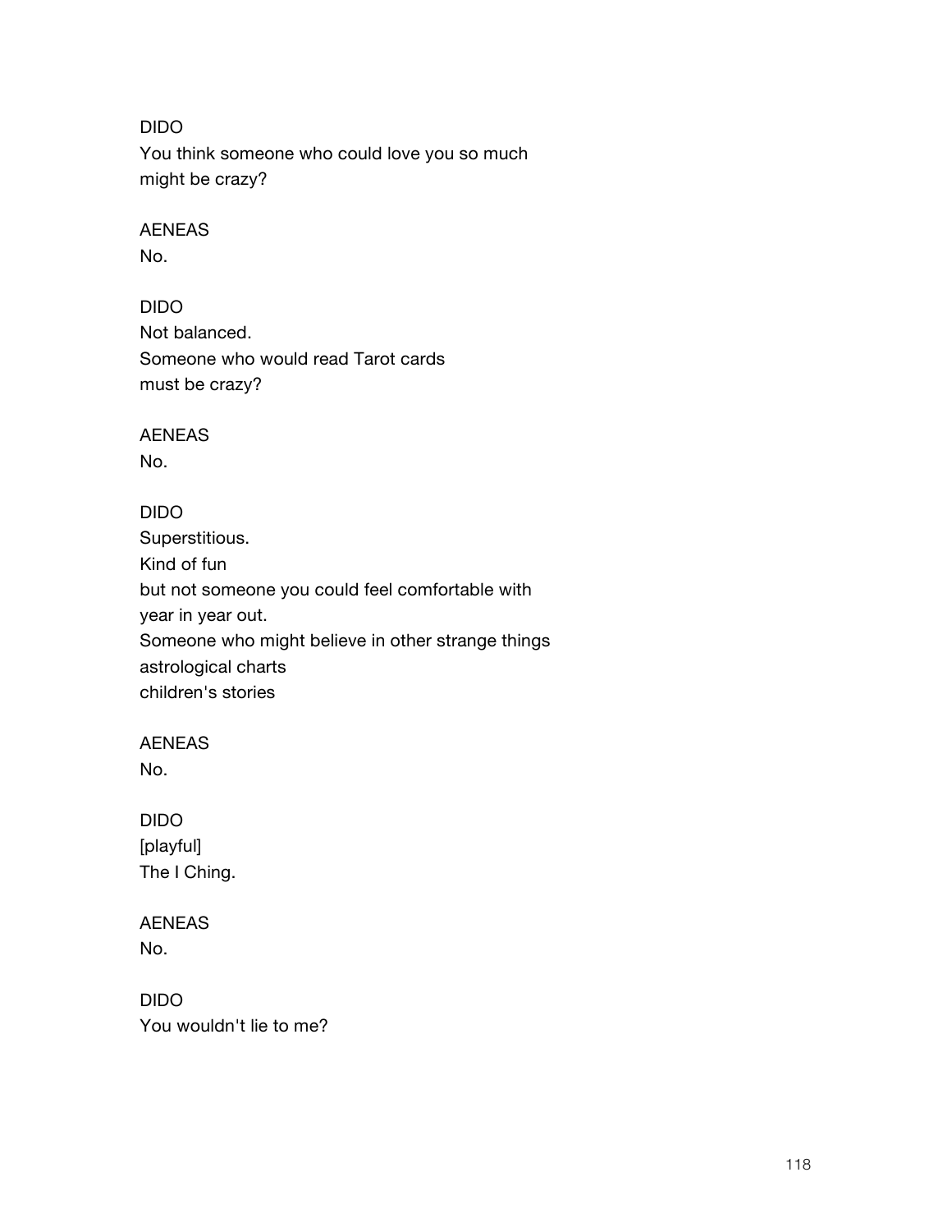DIDO
You think someone who could love you so much
might be crazy?

AENEAS
No.

DIDO
Not balanced.
Someone who would read Tarot cards
must be crazy?

AENEAS
No.

DIDO
Superstitious.
Kind of fun
but not someone you could feel comfortable with
year in year out.
Someone who might believe in other strange things
astrological charts
children's stories

AENEAS
No.

DIDO
[playful]
The I Ching.

AENEAS
No.

DIDO
You wouldn't lie to me?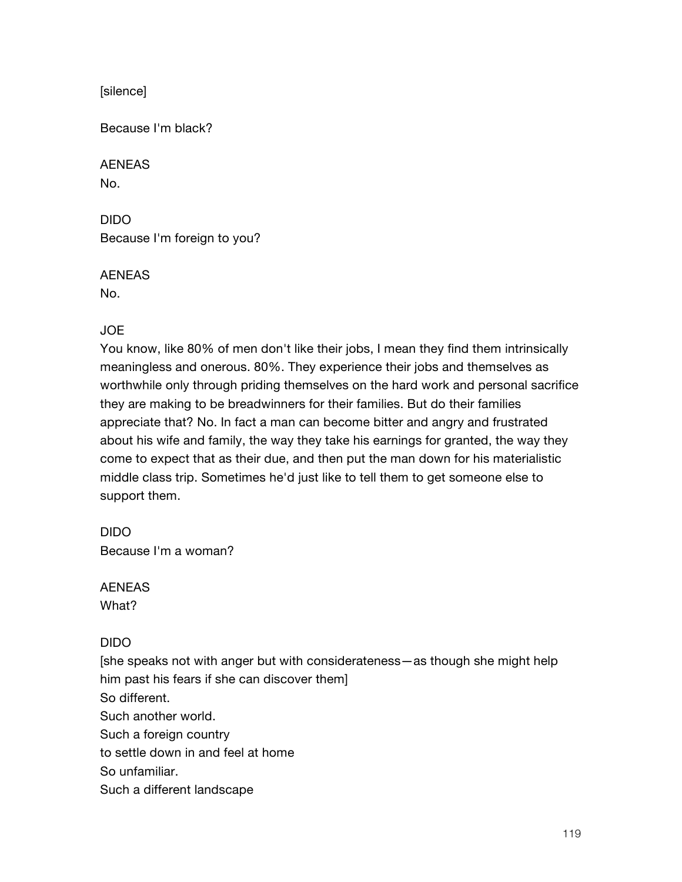[silence]

Because I'm black?

AENEAS
No.

DIDO
Because I'm foreign to you?

AENEAS
No.

JOE
You know, like 80% of men don't like their jobs, I mean they find them intrinsically meaningless and onerous. 80%. They experience their jobs and themselves as worthwhile only through priding themselves on the hard work and personal sacrifice they are making to be breadwinners for their families. But do their families appreciate that? No. In fact a man can become bitter and angry and frustrated about his wife and family, the way they take his earnings for granted, the way they come to expect that as their due, and then put the man down for his materialistic middle class trip. Sometimes he'd just like to tell them to get someone else to support them.

DIDO
Because I'm a woman?

AENEAS
What?

DIDO
[she speaks not with anger but with considerateness—as though she might help him past his fears if she can discover them]
So different.
Such another world.
Such a foreign country
to settle down in and feel at home
So unfamiliar.
Such a different landscape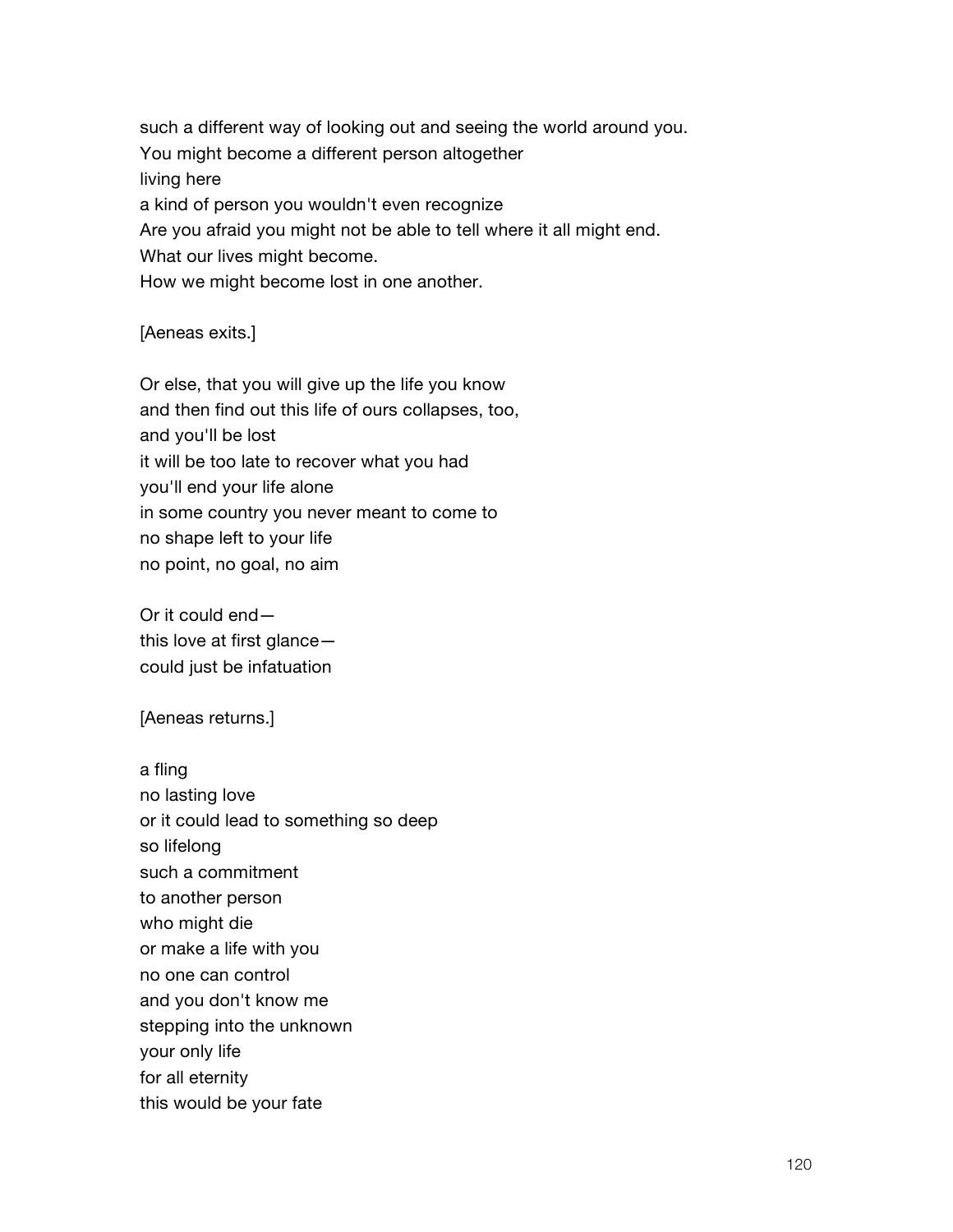such a different way of looking out and seeing the world around you.  
You might become a different person altogether  
living here  
a kind of person you wouldn't even recognize  
Are you afraid you might not be able to tell where it all might end.  
What our lives might become.  
How we might become lost in one another.

[Aeneas exits.]

Or else, that you will give up the life you know  
and then find out this life of ours collapses, too,  
and you'll be lost  
it will be too late to recover what you had  
you'll end your life alone  
in some country you never meant to come to  
no shape left to your life  
no point, no goal, no aim

Or it could end—  
this love at first glance—  
could just be infatuation

[Aeneas returns.]

a fling  
no lasting love  
or it could lead to something so deep  
so lifelong  
such a commitment  
to another person  
who might die  
or make a life with you  
no one can control  
and you don't know me  
stepping into the unknown  
your only life  
for all eternity  
this would be your fate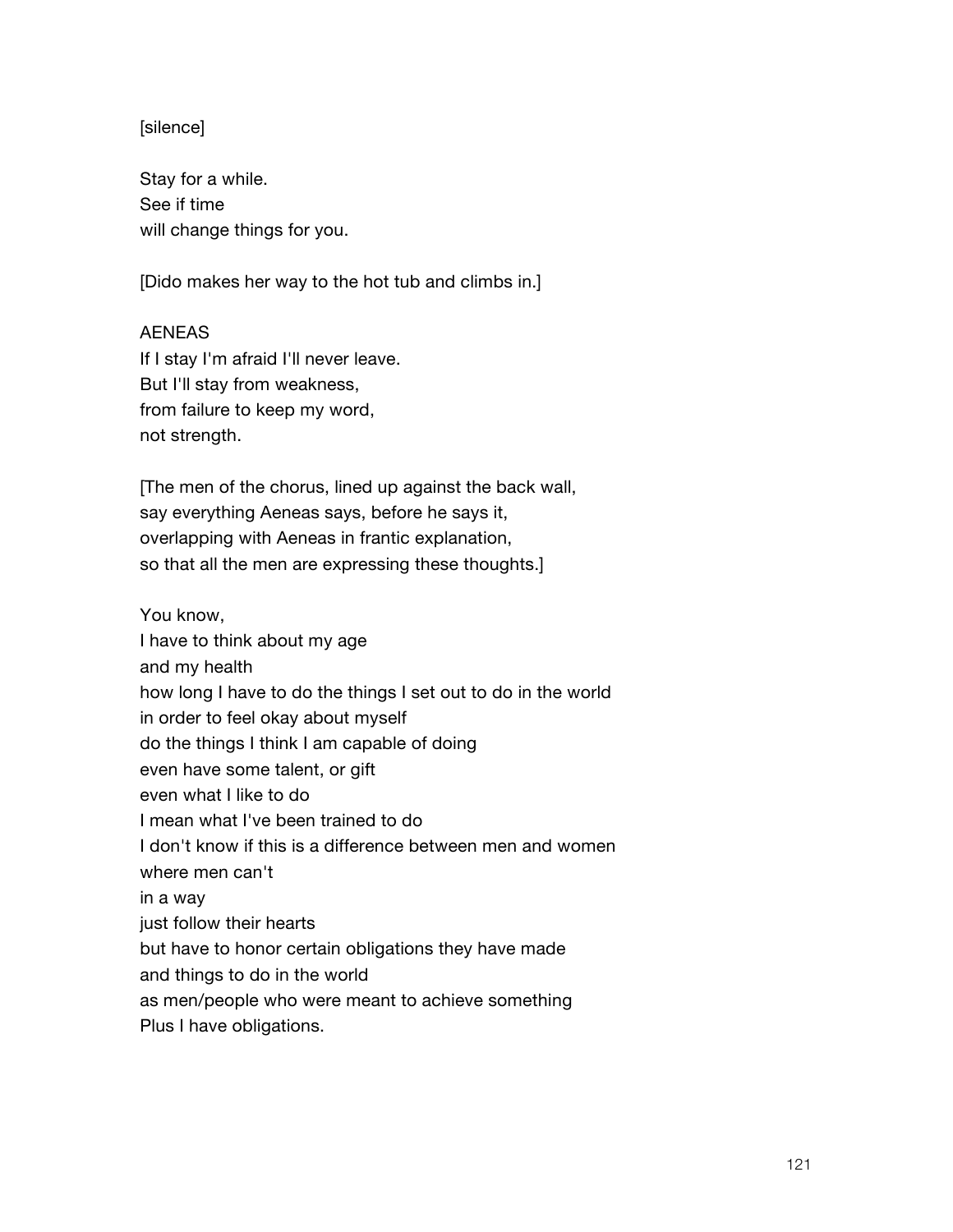[silence]

Stay for a while.  
See if time  
will change things for you.

[Dido makes her way to the hot tub and climbs in.]

AENEAS  
If I stay I'm afraid I'll never leave.  
But I'll stay from weakness,  
from failure to keep my word,  
not strength.

[The men of the chorus, lined up against the back wall,  
say everything Aeneas says, before he says it,  
overlapping with Aeneas in frantic explanation,  
so that all the men are expressing these thoughts.]

You know,  
I have to think about my age  
and my health  
how long I have to do the things I set out to do in the world  
in order to feel okay about myself  
do the things I think I am capable of doing  
even have some talent, or gift  
even what I like to do  
I mean what I've been trained to do  
I don't know if this is a difference between men and women  
where men can't  
in a way  
just follow their hearts  
but have to honor certain obligations they have made  
and things to do in the world  
as men/people who were meant to achieve something  
Plus I have obligations.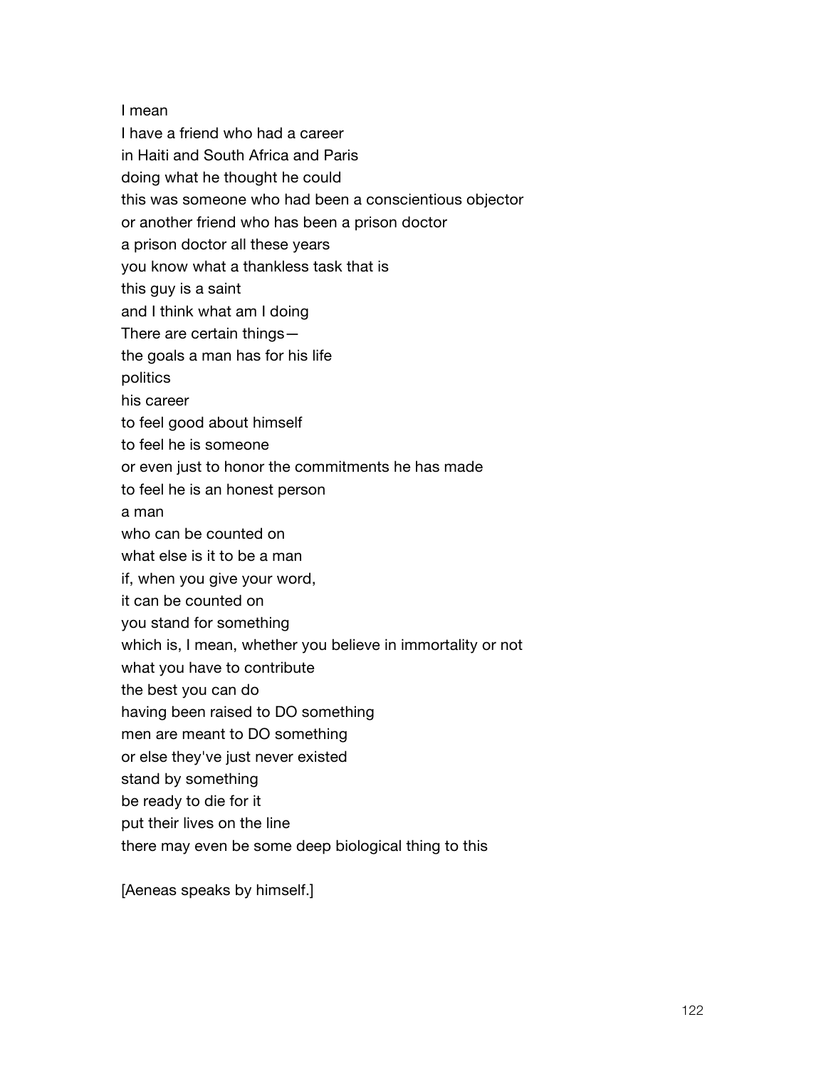I mean
I have a friend who had a career
in Haiti and South Africa and Paris
doing what he thought he could
this was someone who had been a conscientious objector
or another friend who has been a prison doctor
a prison doctor all these years
you know what a thankless task that is
this guy is a saint
and I think what am I doing
There are certain things—
the goals a man has for his life
politics
his career
to feel good about himself
to feel he is someone
or even just to honor the commitments he has made
to feel he is an honest person
a man
who can be counted on
what else is it to be a man
if, when you give your word,
it can be counted on
you stand for something
which is, I mean, whether you believe in immortality or not
what you have to contribute
the best you can do
having been raised to DO something
men are meant to DO something
or else they've just never existed
stand by something
be ready to die for it
put their lives on the line
there may even be some deep biological thing to this

[Aeneas speaks by himself.]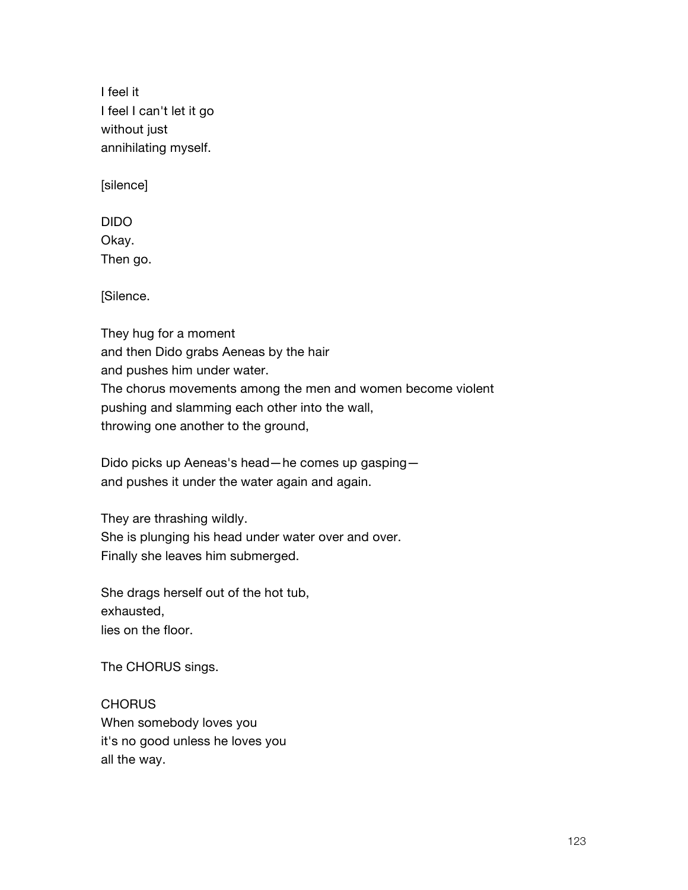I feel it
I feel I can't let it go
without just
annihilating myself.

[silence]

DIDO
Okay.
Then go.

[Silence.

They hug for a moment
and then Dido grabs Aeneas by the hair
and pushes him under water.
The chorus movements among the men and women become violent
pushing and slamming each other into the wall,
throwing one another to the ground,

Dido picks up Aeneas's head—he comes up gasping—
and pushes it under the water again and again.

They are thrashing wildly.
She is plunging his head under water over and over.
Finally she leaves him submerged.

She drags herself out of the hot tub,
exhausted,
lies on the floor.

The CHORUS sings.

CHORUS
When somebody loves you
it's no good unless he loves you
all the way.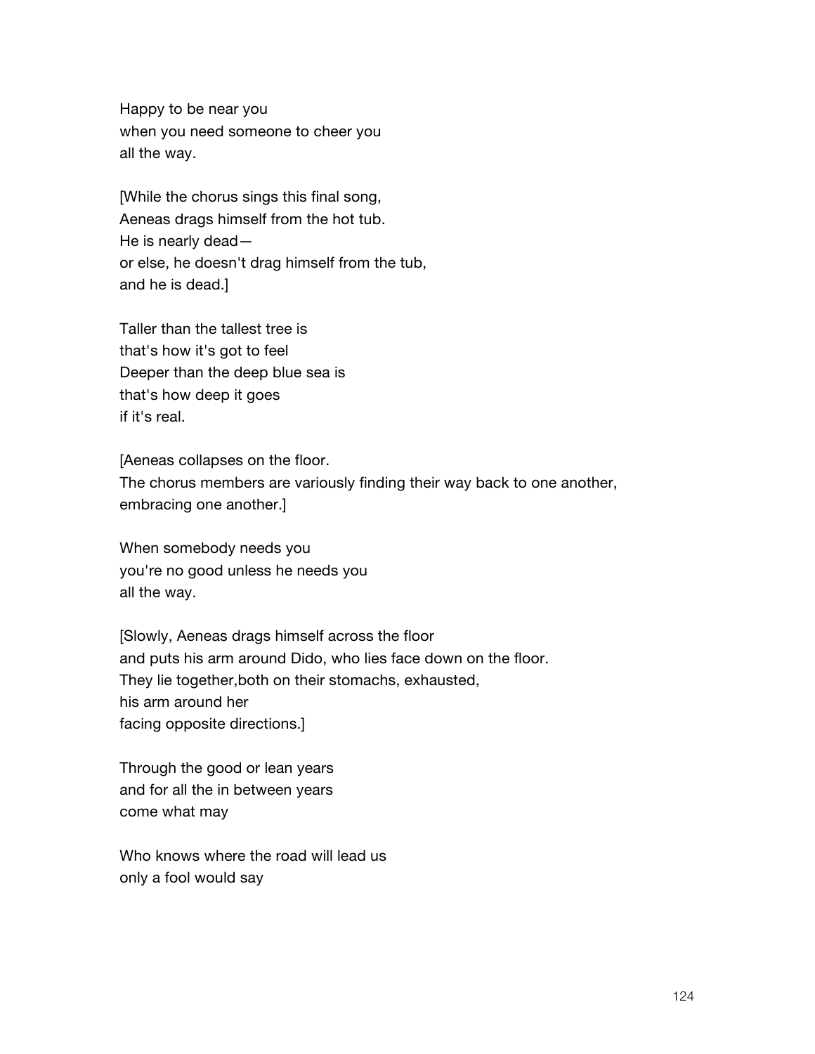Happy to be near you
when you need someone to cheer you
all the way.

[While the chorus sings this final song,
Aeneas drags himself from the hot tub.
He is nearly dead—
or else, he doesn't drag himself from the tub,
and he is dead.]

Taller than the tallest tree is
that's how it's got to feel
Deeper than the deep blue sea is
that's how deep it goes
if it's real.

[Aeneas collapses on the floor.
The chorus members are variously finding their way back to one another,
embracing one another.]

When somebody needs you
you're no good unless he needs you
all the way.

[Slowly, Aeneas drags himself across the floor
and puts his arm around Dido, who lies face down on the floor.
They lie together,both on their stomachs, exhausted,
his arm around her
facing opposite directions.]

Through the good or lean years
and for all the in between years
come what may

Who knows where the road will lead us
only a fool would say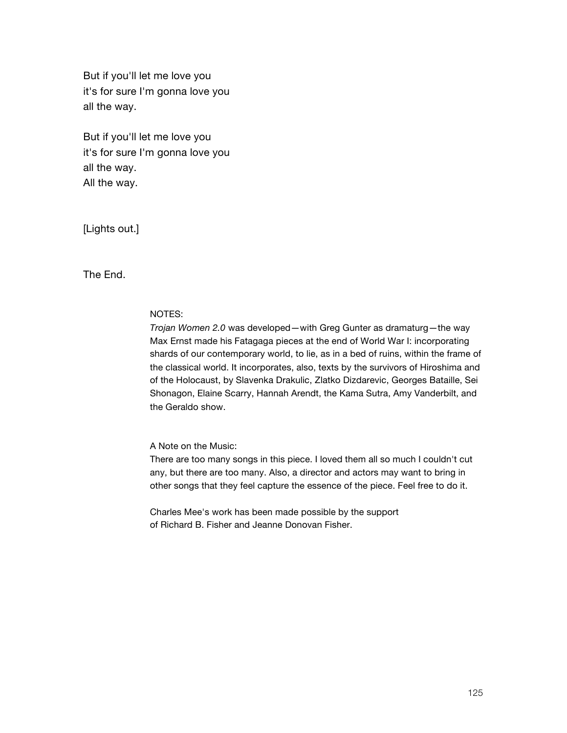But if you'll let me love you
it's for sure I'm gonna love you
all the way.

But if you'll let me love you
it's for sure I'm gonna love you
all the way.
All the way.

[Lights out.]

The End.

NOTES:
*Trojan Women 2.0* was developed—with Greg Gunter as dramaturg—the way Max Ernst made his Fatagaga pieces at the end of World War I: incorporating shards of our contemporary world, to lie, as in a bed of ruins, within the frame of the classical world. It incorporates, also, texts by the survivors of Hiroshima and of the Holocaust, by Slavenka Drakulic, Zlatko Dizdarevic, Georges Bataille, Sei Shonagon, Elaine Scarry, Hannah Arendt, the Kama Sutra, Amy Vanderbilt, and the Geraldo show.

A Note on the Music:
There are too many songs in this piece. I loved them all so much I couldn't cut any, but there are too many. Also, a director and actors may want to bring in other songs that they feel capture the essence of the piece. Feel free to do it.

Charles Mee's work has been made possible by the support
of Richard B. Fisher and Jeanne Donovan Fisher.